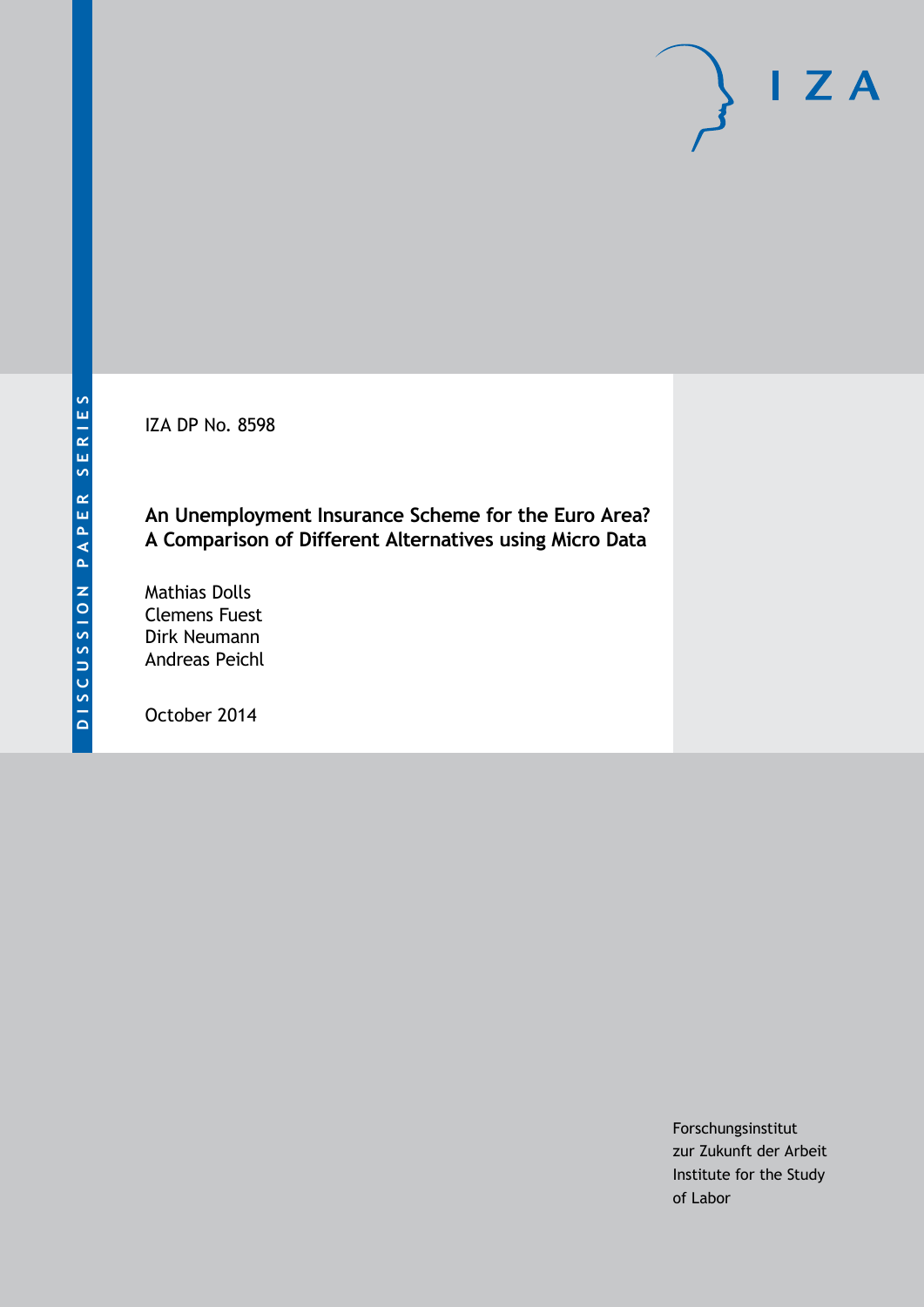DISCUSSION PAPER SERIES

IZA

IZA DP No. 8598

# An Unemployment Insurance Scheme for the Euro Area? A Comparison of Different Alternatives using Micro Data

Mathias Dolls
Clemens Fuest
Dirk Neumann
Andreas Peichl

October 2014

Forschungsinstitut
zur Zukunft der Arbeit
Institute for the Study
of Labor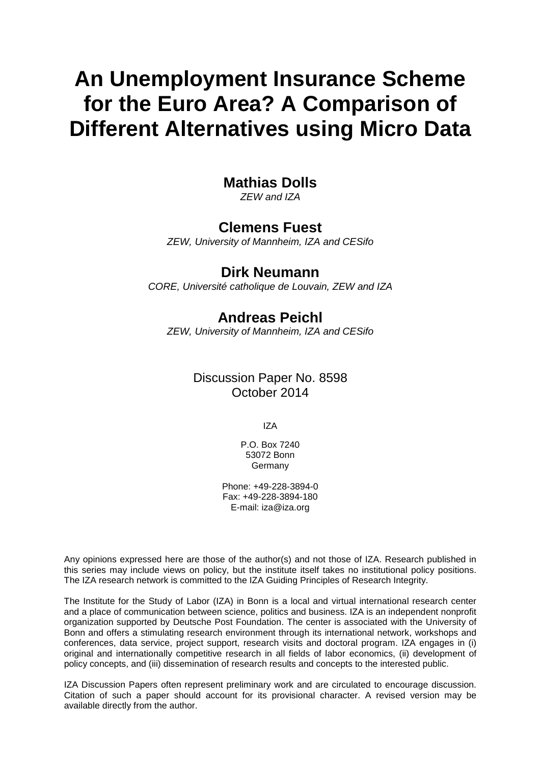# An Unemployment Insurance Scheme for the Euro Area? A Comparison of Different Alternatives using Micro Data

**Mathias Dolls**
*ZEW and IZA*

**Clemens Fuest**
*ZEW, University of Mannheim, IZA and CESifo*

**Dirk Neumann**
*CORE, Université catholique de Louvain, ZEW and IZA*

**Andreas Peichl**
*ZEW, University of Mannheim, IZA and CESifo*

Discussion Paper No. 8598
October 2014

IZA

P.O. Box 7240
53072 Bonn
Germany

Phone: +49-228-3894-0
Fax: +49-228-3894-180
E-mail: iza@iza.org

Any opinions expressed here are those of the author(s) and not those of IZA. Research published in this series may include views on policy, but the institute itself takes no institutional policy positions. The IZA research network is committed to the IZA Guiding Principles of Research Integrity.

The Institute for the Study of Labor (IZA) in Bonn is a local and virtual international research center and a place of communication between science, politics and business. IZA is an independent nonprofit organization supported by Deutsche Post Foundation. The center is associated with the University of Bonn and offers a stimulating research environment through its international network, workshops and conferences, data service, project support, research visits and doctoral program. IZA engages in (i) original and internationally competitive research in all fields of labor economics, (ii) development of policy concepts, and (iii) dissemination of research results and concepts to the interested public.

IZA Discussion Papers often represent preliminary work and are circulated to encourage discussion. Citation of such a paper should account for its provisional character. A revised version may be available directly from the author.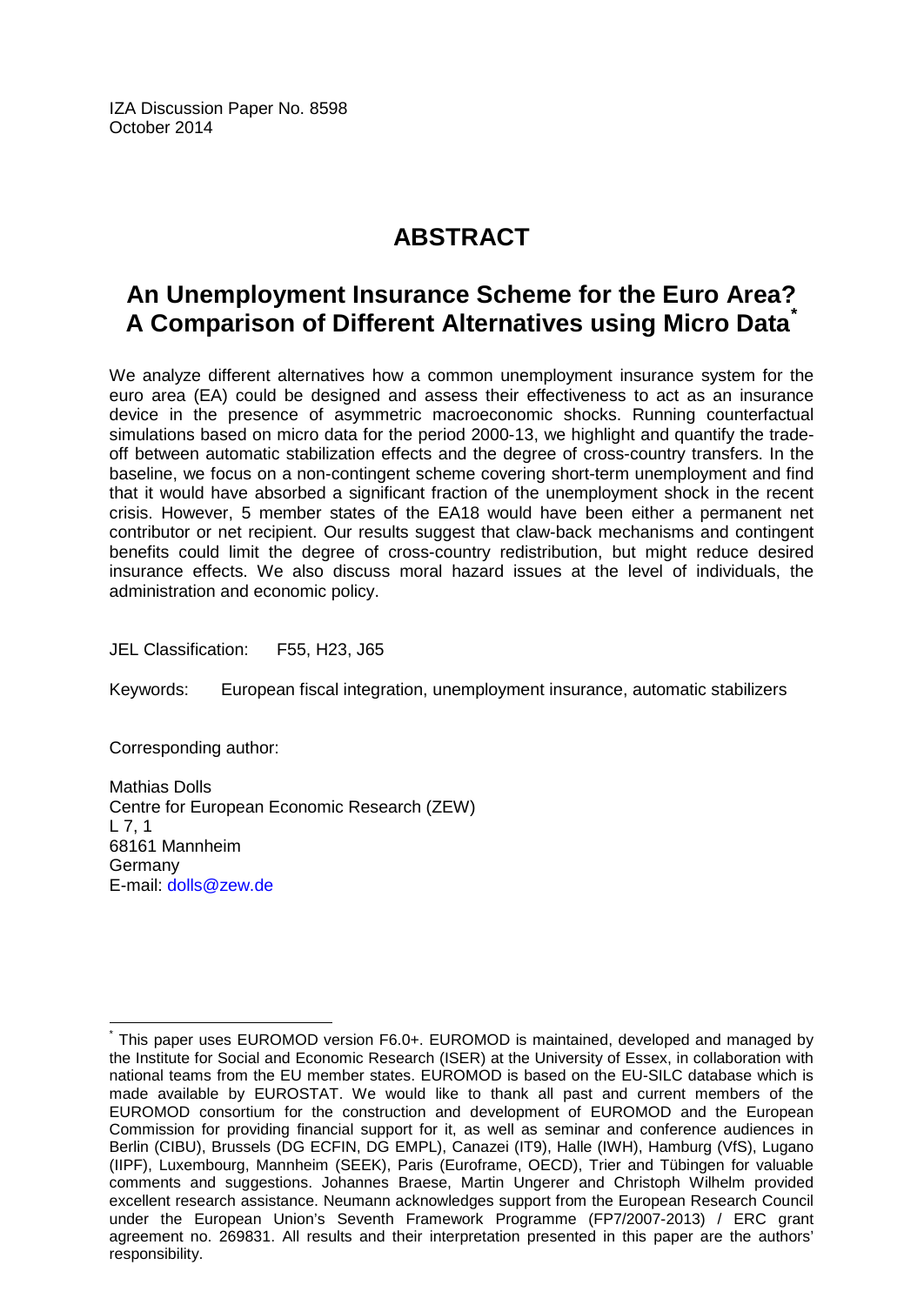IZA Discussion Paper No. 8598
October 2014

# ABSTRACT

## An Unemployment Insurance Scheme for the Euro Area? A Comparison of Different Alternatives using Micro Data[*]

We analyze different alternatives how a common unemployment insurance system for the euro area (EA) could be designed and assess their effectiveness to act as an insurance device in the presence of asymmetric macroeconomic shocks. Running counterfactual simulations based on micro data for the period 2000-13, we highlight and quantify the trade-off between automatic stabilization effects and the degree of cross-country transfers. In the baseline, we focus on a non-contingent scheme covering short-term unemployment and find that it would have absorbed a significant fraction of the unemployment shock in the recent crisis. However, 5 member states of the EA18 would have been either a permanent net contributor or net recipient. Our results suggest that claw-back mechanisms and contingent benefits could limit the degree of cross-country redistribution, but might reduce desired insurance effects. We also discuss moral hazard issues at the level of individuals, the administration and economic policy.

JEL Classification: F55, H23, J65

Keywords: European fiscal integration, unemployment insurance, automatic stabilizers

Corresponding author:

Mathias Dolls
Centre for European Economic Research (ZEW)
L 7, 1
68161 Mannheim
Germany
E-mail: dolls@zew.de

---

[*] This paper uses EUROMOD version F6.0+. EUROMOD is maintained, developed and managed by the Institute for Social and Economic Research (ISER) at the University of Essex, in collaboration with national teams from the EU member states. EUROMOD is based on the EU-SILC database which is made available by EUROSTAT. We would like to thank all past and current members of the EUROMOD consortium for the construction and development of EUROMOD and the European Commission for providing financial support for it, as well as seminar and conference audiences in Berlin (CIBU), Brussels (DG ECFIN, DG EMPL), Canazei (IT9), Halle (IWH), Hamburg (VfS), Lugano (IIPF), Luxembourg, Mannheim (SEEK), Paris (Euroframe, OECD), Trier and Tübingen for valuable comments and suggestions. Johannes Braese, Martin Ungerer and Christoph Wilhelm provided excellent research assistance. Neumann acknowledges support from the European Research Council under the European Union's Seventh Framework Programme (FP7/2007-2013) / ERC grant agreement no. 269831. All results and their interpretation presented in this paper are the authors' responsibility.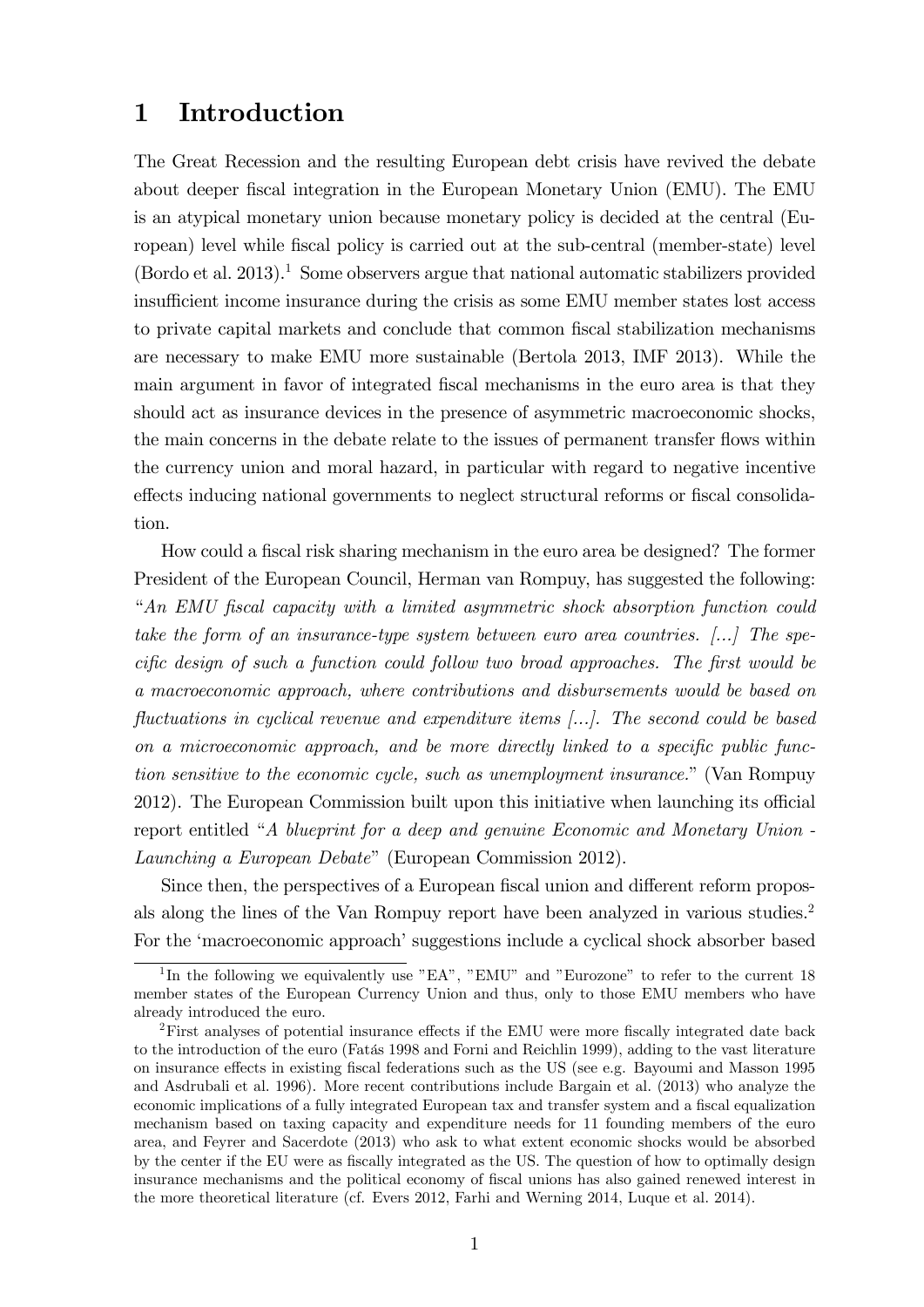# 1 Introduction

The Great Recession and the resulting European debt crisis have revived the debate about deeper fiscal integration in the European Monetary Union (EMU). The EMU is an atypical monetary union because monetary policy is decided at the central (European) level while fiscal policy is carried out at the sub-central (member-state) level (Bordo et al. 2013).[1] Some observers argue that national automatic stabilizers provided insufficient income insurance during the crisis as some EMU member states lost access to private capital markets and conclude that common fiscal stabilization mechanisms are necessary to make EMU more sustainable (Bertola 2013, IMF 2013). While the main argument in favor of integrated fiscal mechanisms in the euro area is that they should act as insurance devices in the presence of asymmetric macroeconomic shocks, the main concerns in the debate relate to the issues of permanent transfer flows within the currency union and moral hazard, in particular with regard to negative incentive effects inducing national governments to neglect structural reforms or fiscal consolidation.

How could a fiscal risk sharing mechanism in the euro area be designed? The former President of the European Council, Herman van Rompuy, has suggested the following: "*An EMU fiscal capacity with a limited asymmetric shock absorption function could take the form of an insurance-type system between euro area countries. [...] The specific design of such a function could follow two broad approaches. The first would be a macroeconomic approach, where contributions and disbursements would be based on fluctuations in cyclical revenue and expenditure items [...]. The second could be based on a microeconomic approach, and be more directly linked to a specific public function sensitive to the economic cycle, such as unemployment insurance.*" (Van Rompuy 2012). The European Commission built upon this initiative when launching its official report entitled "*A blueprint for a deep and genuine Economic and Monetary Union - Launching a European Debate*" (European Commission 2012).

Since then, the perspectives of a European fiscal union and different reform proposals along the lines of the Van Rompuy report have been analyzed in various studies.[2] For the 'macroeconomic approach' suggestions include a cyclical shock absorber based

[1] In the following we equivalently use "EA", "EMU" and "Eurozone" to refer to the current 18 member states of the European Currency Union and thus, only to those EMU members who have already introduced the euro.

[2] First analyses of potential insurance effects if the EMU were more fiscally integrated date back to the introduction of the euro (Fatás 1998 and Forni and Reichlin 1999), adding to the vast literature on insurance effects in existing fiscal federations such as the US (see e.g. Bayoumi and Masson 1995 and Asdrubali et al. 1996). More recent contributions include Bargain et al. (2013) who analyze the economic implications of a fully integrated European tax and transfer system and a fiscal equalization mechanism based on taxing capacity and expenditure needs for 11 founding members of the euro area, and Feyrer and Sacerdote (2013) who ask to what extent economic shocks would be absorbed by the center if the EU were as fiscally integrated as the US. The question of how to optimally design insurance mechanisms and the political economy of fiscal unions has also gained renewed interest in the more theoretical literature (cf. Evers 2012, Farhi and Werning 2014, Luque et al. 2014).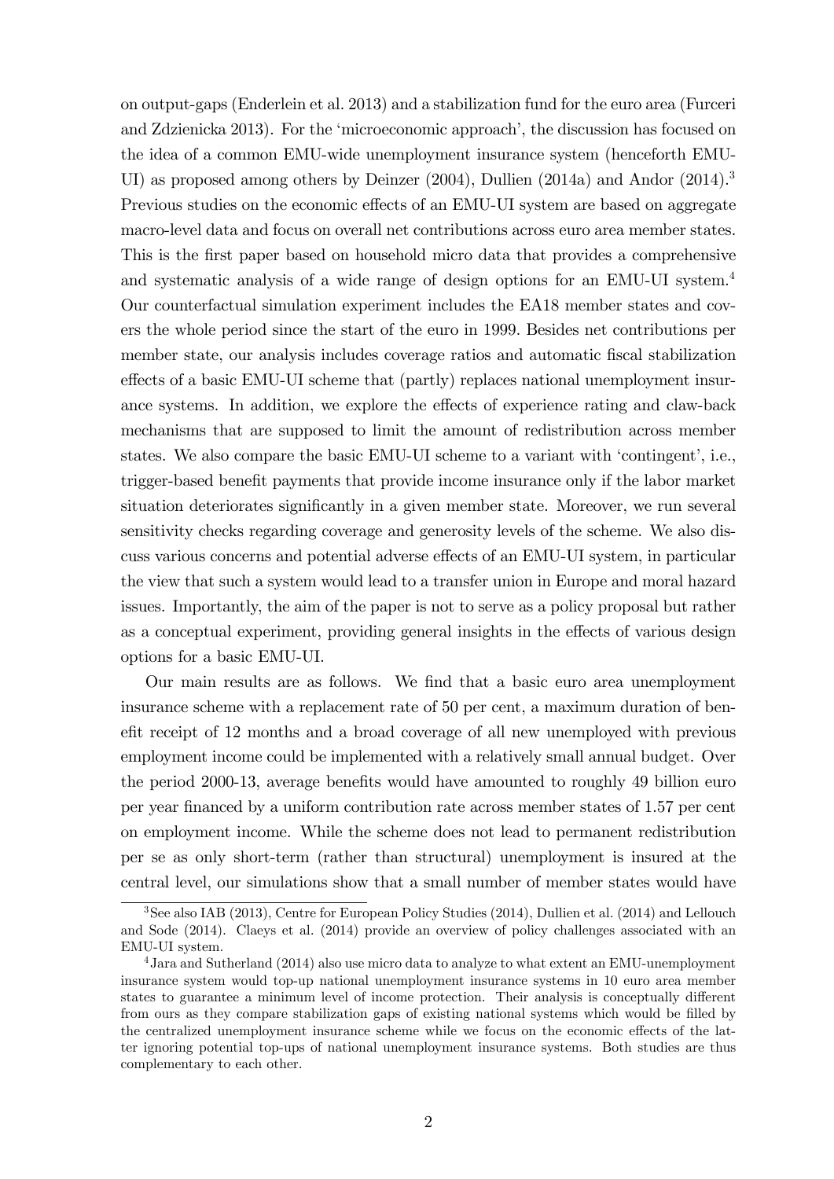on output-gaps (Enderlein et al. 2013) and a stabilization fund for the euro area (Furceri and Zdzienicka 2013). For the 'microeconomic approach', the discussion has focused on the idea of a common EMU-wide unemployment insurance system (henceforth EMU-UI) as proposed among others by Deinzer (2004), Dullien (2014a) and Andor (2014).[3] Previous studies on the economic effects of an EMU-UI system are based on aggregate macro-level data and focus on overall net contributions across euro area member states. This is the first paper based on household micro data that provides a comprehensive and systematic analysis of a wide range of design options for an EMU-UI system.[4] Our counterfactual simulation experiment includes the EA18 member states and covers the whole period since the start of the euro in 1999. Besides net contributions per member state, our analysis includes coverage ratios and automatic fiscal stabilization effects of a basic EMU-UI scheme that (partly) replaces national unemployment insurance systems. In addition, we explore the effects of experience rating and claw-back mechanisms that are supposed to limit the amount of redistribution across member states. We also compare the basic EMU-UI scheme to a variant with 'contingent', i.e., trigger-based benefit payments that provide income insurance only if the labor market situation deteriorates significantly in a given member state. Moreover, we run several sensitivity checks regarding coverage and generosity levels of the scheme. We also discuss various concerns and potential adverse effects of an EMU-UI system, in particular the view that such a system would lead to a transfer union in Europe and moral hazard issues. Importantly, the aim of the paper is not to serve as a policy proposal but rather as a conceptual experiment, providing general insights in the effects of various design options for a basic EMU-UI.

Our main results are as follows. We find that a basic euro area unemployment insurance scheme with a replacement rate of 50 per cent, a maximum duration of benefit receipt of 12 months and a broad coverage of all new unemployed with previous employment income could be implemented with a relatively small annual budget. Over the period 2000-13, average benefits would have amounted to roughly 49 billion euro per year financed by a uniform contribution rate across member states of 1.57 per cent on employment income. While the scheme does not lead to permanent redistribution per se as only short-term (rather than structural) unemployment is insured at the central level, our simulations show that a small number of member states would have

[3] See also IAB (2013), Centre for European Policy Studies (2014), Dullien et al. (2014) and Lellouch and Sode (2014). Claeys et al. (2014) provide an overview of policy challenges associated with an EMU-UI system.

[4] Jara and Sutherland (2014) also use micro data to analyze to what extent an EMU-unemployment insurance system would top-up national unemployment insurance systems in 10 euro area member states to guarantee a minimum level of income protection. Their analysis is conceptually different from ours as they compare stabilization gaps of existing national systems which would be filled by the centralized unemployment insurance scheme while we focus on the economic effects of the latter ignoring potential top-ups of national unemployment insurance systems. Both studies are thus complementary to each other.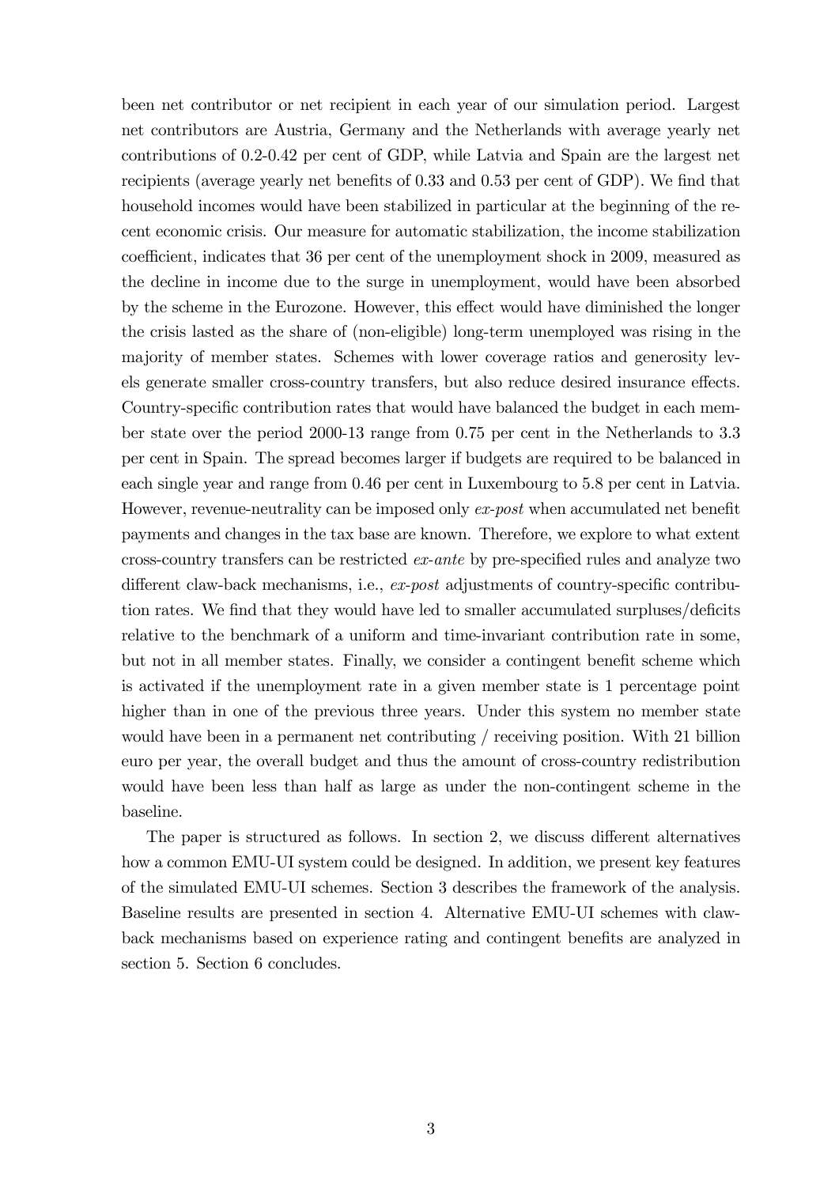been net contributor or net recipient in each year of our simulation period. Largest net contributors are Austria, Germany and the Netherlands with average yearly net contributions of 0.2-0.42 per cent of GDP, while Latvia and Spain are the largest net recipients (average yearly net benefits of 0.33 and 0.53 per cent of GDP). We find that household incomes would have been stabilized in particular at the beginning of the recent economic crisis. Our measure for automatic stabilization, the income stabilization coefficient, indicates that 36 per cent of the unemployment shock in 2009, measured as the decline in income due to the surge in unemployment, would have been absorbed by the scheme in the Eurozone. However, this effect would have diminished the longer the crisis lasted as the share of (non-eligible) long-term unemployed was rising in the majority of member states. Schemes with lower coverage ratios and generosity levels generate smaller cross-country transfers, but also reduce desired insurance effects. Country-specific contribution rates that would have balanced the budget in each member state over the period 2000-13 range from 0.75 per cent in the Netherlands to 3.3 per cent in Spain. The spread becomes larger if budgets are required to be balanced in each single year and range from 0.46 per cent in Luxembourg to 5.8 per cent in Latvia. However, revenue-neutrality can be imposed only *ex-post* when accumulated net benefit payments and changes in the tax base are known. Therefore, we explore to what extent cross-country transfers can be restricted *ex-ante* by pre-specified rules and analyze two different claw-back mechanisms, i.e., *ex-post* adjustments of country-specific contribution rates. We find that they would have led to smaller accumulated surpluses/deficits relative to the benchmark of a uniform and time-invariant contribution rate in some, but not in all member states. Finally, we consider a contingent benefit scheme which is activated if the unemployment rate in a given member state is 1 percentage point higher than in one of the previous three years. Under this system no member state would have been in a permanent net contributing / receiving position. With 21 billion euro per year, the overall budget and thus the amount of cross-country redistribution would have been less than half as large as under the non-contingent scheme in the baseline.

The paper is structured as follows. In section 2, we discuss different alternatives how a common EMU-UI system could be designed. In addition, we present key features of the simulated EMU-UI schemes. Section 3 describes the framework of the analysis. Baseline results are presented in section 4. Alternative EMU-UI schemes with claw-back mechanisms based on experience rating and contingent benefits are analyzed in section 5. Section 6 concludes.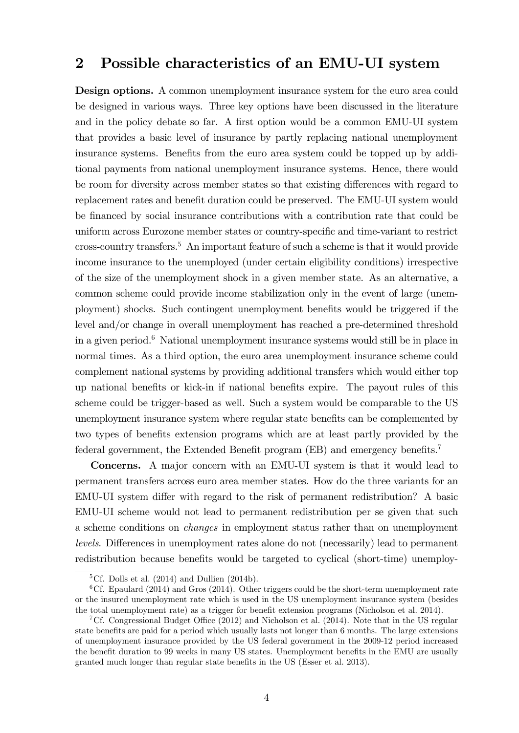## 2 Possible characteristics of an EMU-UI system

**Design options.** A common unemployment insurance system for the euro area could be designed in various ways. Three key options have been discussed in the literature and in the policy debate so far. A first option would be a common EMU-UI system that provides a basic level of insurance by partly replacing national unemployment insurance systems. Benefits from the euro area system could be topped up by additional payments from national unemployment insurance systems. Hence, there would be room for diversity across member states so that existing differences with regard to replacement rates and benefit duration could be preserved. The EMU-UI system would be financed by social insurance contributions with a contribution rate that could be uniform across Eurozone member states or country-specific and time-variant to restrict cross-country transfers.[5] An important feature of such a scheme is that it would provide income insurance to the unemployed (under certain eligibility conditions) irrespective of the size of the unemployment shock in a given member state. As an alternative, a common scheme could provide income stabilization only in the event of large (unemployment) shocks. Such contingent unemployment benefits would be triggered if the level and/or change in overall unemployment has reached a pre-determined threshold in a given period.[6] National unemployment insurance systems would still be in place in normal times. As a third option, the euro area unemployment insurance scheme could complement national systems by providing additional transfers which would either top up national benefits or kick-in if national benefits expire. The payout rules of this scheme could be trigger-based as well. Such a system would be comparable to the US unemployment insurance system where regular state benefits can be complemented by two types of benefits extension programs which are at least partly provided by the federal government, the Extended Benefit program (EB) and emergency benefits.[7]

**Concerns.** A major concern with an EMU-UI system is that it would lead to permanent transfers across euro area member states. How do the three variants for an EMU-UI system differ with regard to the risk of permanent redistribution? A basic EMU-UI scheme would not lead to permanent redistribution per se given that such a scheme conditions on *changes* in employment status rather than on unemployment *levels*. Differences in unemployment rates alone do not (necessarily) lead to permanent redistribution because benefits would be targeted to cyclical (short-time) unemploy-

[5] Cf. Dolls et al. (2014) and Dullien (2014b).

[6] Cf. Epaulard (2014) and Gros (2014). Other triggers could be the short-term unemployment rate or the insured unemployment rate which is used in the US unemployment insurance system (besides the total unemployment rate) as a trigger for benefit extension programs (Nicholson et al. 2014).

[7] Cf. Congressional Budget Office (2012) and Nicholson et al. (2014). Note that in the US regular state benefits are paid for a period which usually lasts not longer than 6 months. The large extensions of unemployment insurance provided by the US federal government in the 2009-12 period increased the benefit duration to 99 weeks in many US states. Unemployment benefits in the EMU are usually granted much longer than regular state benefits in the US (Esser et al. 2013).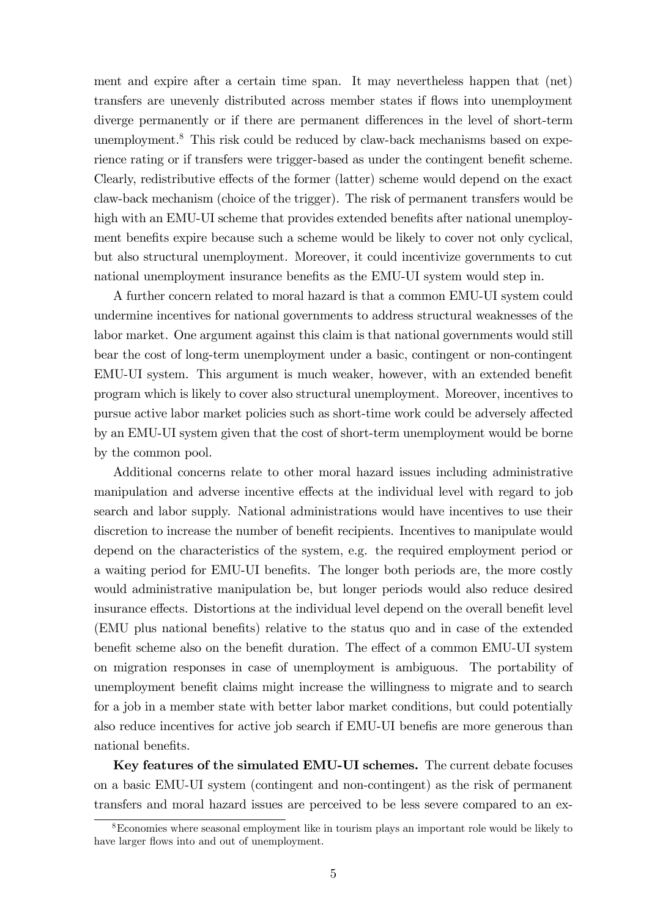ment and expire after a certain time span. It may nevertheless happen that (net) transfers are unevenly distributed across member states if flows into unemployment diverge permanently or if there are permanent differences in the level of short-term unemployment.[8] This risk could be reduced by claw-back mechanisms based on experience rating or if transfers were trigger-based as under the contingent benefit scheme. Clearly, redistributive effects of the former (latter) scheme would depend on the exact claw-back mechanism (choice of the trigger). The risk of permanent transfers would be high with an EMU-UI scheme that provides extended benefits after national unemployment benefits expire because such a scheme would be likely to cover not only cyclical, but also structural unemployment. Moreover, it could incentivize governments to cut national unemployment insurance benefits as the EMU-UI system would step in.

A further concern related to moral hazard is that a common EMU-UI system could undermine incentives for national governments to address structural weaknesses of the labor market. One argument against this claim is that national governments would still bear the cost of long-term unemployment under a basic, contingent or non-contingent EMU-UI system. This argument is much weaker, however, with an extended benefit program which is likely to cover also structural unemployment. Moreover, incentives to pursue active labor market policies such as short-time work could be adversely affected by an EMU-UI system given that the cost of short-term unemployment would be borne by the common pool.

Additional concerns relate to other moral hazard issues including administrative manipulation and adverse incentive effects at the individual level with regard to job search and labor supply. National administrations would have incentives to use their discretion to increase the number of benefit recipients. Incentives to manipulate would depend on the characteristics of the system, e.g. the required employment period or a waiting period for EMU-UI benefits. The longer both periods are, the more costly would administrative manipulation be, but longer periods would also reduce desired insurance effects. Distortions at the individual level depend on the overall benefit level (EMU plus national benefits) relative to the status quo and in case of the extended benefit scheme also on the benefit duration. The effect of a common EMU-UI system on migration responses in case of unemployment is ambiguous. The portability of unemployment benefit claims might increase the willingness to migrate and to search for a job in a member state with better labor market conditions, but could potentially also reduce incentives for active job search if EMU-UI benefis are more generous than national benefits.

**Key features of the simulated EMU-UI schemes.** The current debate focuses on a basic EMU-UI system (contingent and non-contingent) as the risk of permanent transfers and moral hazard issues are perceived to be less severe compared to an ex-

[8] Economies where seasonal employment like in tourism plays an important role would be likely to have larger flows into and out of unemployment.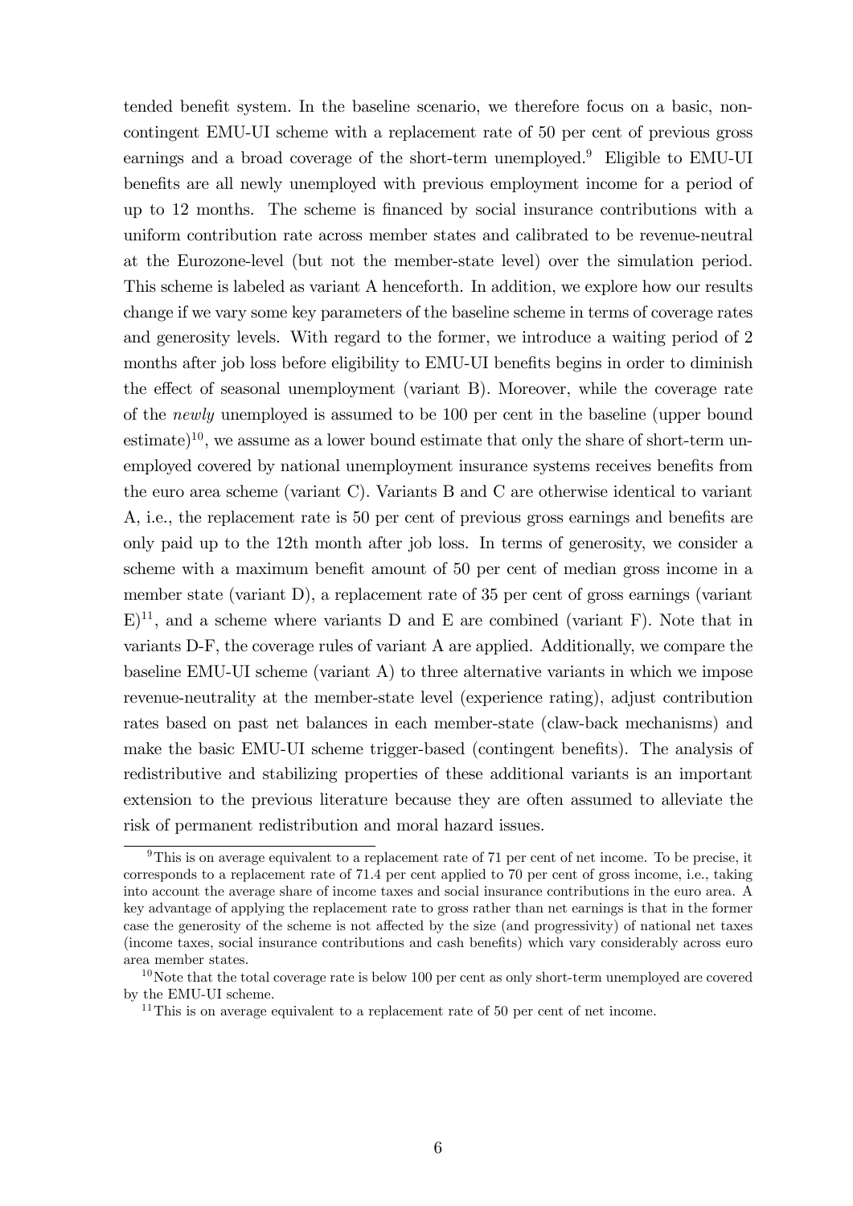tended benefit system. In the baseline scenario, we therefore focus on a basic, non-contingent EMU-UI scheme with a replacement rate of 50 per cent of previous gross earnings and a broad coverage of the short-term unemployed.[9] Eligible to EMU-UI benefits are all newly unemployed with previous employment income for a period of up to 12 months. The scheme is financed by social insurance contributions with a uniform contribution rate across member states and calibrated to be revenue-neutral at the Eurozone-level (but not the member-state level) over the simulation period. This scheme is labeled as variant A henceforth. In addition, we explore how our results change if we vary some key parameters of the baseline scheme in terms of coverage rates and generosity levels. With regard to the former, we introduce a waiting period of 2 months after job loss before eligibility to EMU-UI benefits begins in order to diminish the effect of seasonal unemployment (variant B). Moreover, while the coverage rate of the *newly* unemployed is assumed to be 100 per cent in the baseline (upper bound estimate)[10], we assume as a lower bound estimate that only the share of short-term unemployed covered by national unemployment insurance systems receives benefits from the euro area scheme (variant C). Variants B and C are otherwise identical to variant A, i.e., the replacement rate is 50 per cent of previous gross earnings and benefits are only paid up to the 12th month after job loss. In terms of generosity, we consider a scheme with a maximum benefit amount of 50 per cent of median gross income in a member state (variant D), a replacement rate of 35 per cent of gross earnings (variant E)[11], and a scheme where variants D and E are combined (variant F). Note that in variants D-F, the coverage rules of variant A are applied. Additionally, we compare the baseline EMU-UI scheme (variant A) to three alternative variants in which we impose revenue-neutrality at the member-state level (experience rating), adjust contribution rates based on past net balances in each member-state (claw-back mechanisms) and make the basic EMU-UI scheme trigger-based (contingent benefits). The analysis of redistributive and stabilizing properties of these additional variants is an important extension to the previous literature because they are often assumed to alleviate the risk of permanent redistribution and moral hazard issues.

[9] This is on average equivalent to a replacement rate of 71 per cent of net income. To be precise, it corresponds to a replacement rate of 71.4 per cent applied to 70 per cent of gross income, i.e., taking into account the average share of income taxes and social insurance contributions in the euro area. A key advantage of applying the replacement rate to gross rather than net earnings is that in the former case the generosity of the scheme is not affected by the size (and progressivity) of national net taxes (income taxes, social insurance contributions and cash benefits) which vary considerably across euro area member states.

[10] Note that the total coverage rate is below 100 per cent as only short-term unemployed are covered by the EMU-UI scheme.

[11] This is on average equivalent to a replacement rate of 50 per cent of net income.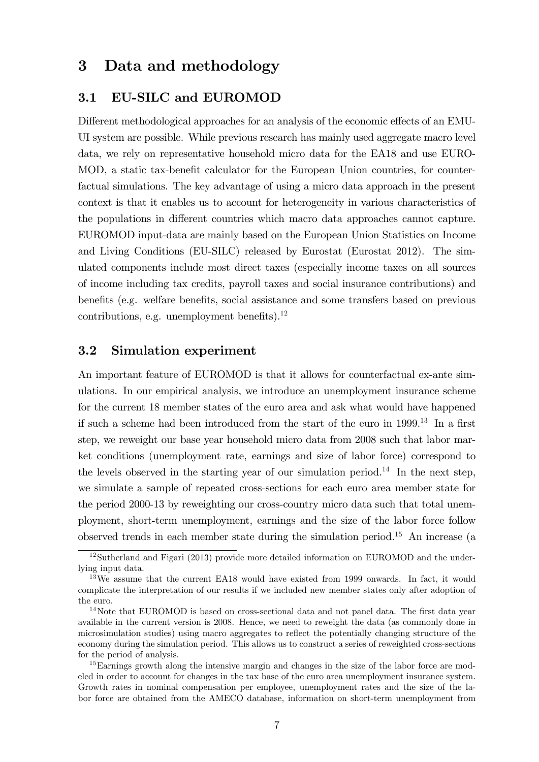# 3 Data and methodology

## 3.1 EU-SILC and EUROMOD

Different methodological approaches for an analysis of the economic effects of an EMU-UI system are possible. While previous research has mainly used aggregate macro level data, we rely on representative household micro data for the EA18 and use EUROMOD, a static tax-benefit calculator for the European Union countries, for counterfactual simulations. The key advantage of using a micro data approach in the present context is that it enables us to account for heterogeneity in various characteristics of the populations in different countries which macro data approaches cannot capture. EUROMOD input-data are mainly based on the European Union Statistics on Income and Living Conditions (EU-SILC) released by Eurostat (Eurostat 2012). The simulated components include most direct taxes (especially income taxes on all sources of income including tax credits, payroll taxes and social insurance contributions) and benefits (e.g. welfare benefits, social assistance and some transfers based on previous contributions, e.g. unemployment benefits).[12]

## 3.2 Simulation experiment

An important feature of EUROMOD is that it allows for counterfactual ex-ante simulations. In our empirical analysis, we introduce an unemployment insurance scheme for the current 18 member states of the euro area and ask what would have happened if such a scheme had been introduced from the start of the euro in 1999.[13] In a first step, we reweight our base year household micro data from 2008 such that labor market conditions (unemployment rate, earnings and size of labor force) correspond to the levels observed in the starting year of our simulation period.[14] In the next step, we simulate a sample of repeated cross-sections for each euro area member state for the period 2000-13 by reweighting our cross-country micro data such that total unemployment, short-term unemployment, earnings and the size of the labor force follow observed trends in each member state during the simulation period.[15] An increase (a

[12] Sutherland and Figari (2013) provide more detailed information on EUROMOD and the underlying input data.

[13] We assume that the current EA18 would have existed from 1999 onwards. In fact, it would complicate the interpretation of our results if we included new member states only after adoption of the euro.

[14] Note that EUROMOD is based on cross-sectional data and not panel data. The first data year available in the current version is 2008. Hence, we need to reweight the data (as commonly done in microsimulation studies) using macro aggregates to reflect the potentially changing structure of the economy during the simulation period. This allows us to construct a series of reweighted cross-sections for the period of analysis.

[15] Earnings growth along the intensive margin and changes in the size of the labor force are modeled in order to account for changes in the tax base of the euro area unemployment insurance system. Growth rates in nominal compensation per employee, unemployment rates and the size of the labor force are obtained from the AMECO database, information on short-term unemployment from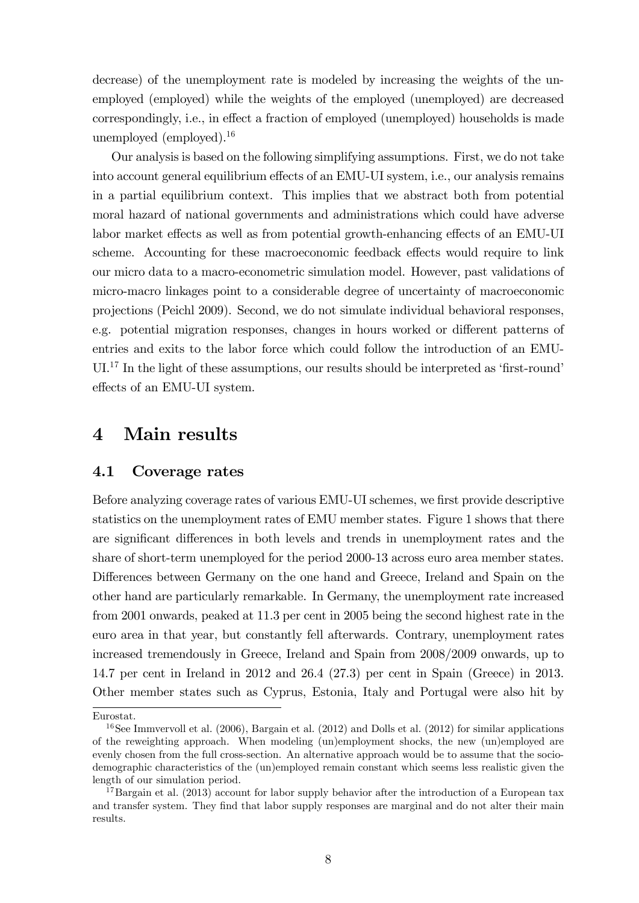decrease) of the unemployment rate is modeled by increasing the weights of the unemployed (employed) while the weights of the employed (unemployed) are decreased correspondingly, i.e., in effect a fraction of employed (unemployed) households is made unemployed (employed).[16]

Our analysis is based on the following simplifying assumptions. First, we do not take into account general equilibrium effects of an EMU-UI system, i.e., our analysis remains in a partial equilibrium context. This implies that we abstract both from potential moral hazard of national governments and administrations which could have adverse labor market effects as well as from potential growth-enhancing effects of an EMU-UI scheme. Accounting for these macroeconomic feedback effects would require to link our micro data to a macro-econometric simulation model. However, past validations of micro-macro linkages point to a considerable degree of uncertainty of macroeconomic projections (Peichl 2009). Second, we do not simulate individual behavioral responses, e.g. potential migration responses, changes in hours worked or different patterns of entries and exits to the labor force which could follow the introduction of an EMU-UI.[17] In the light of these assumptions, our results should be interpreted as 'first-round' effects of an EMU-UI system.

# 4 Main results

## 4.1 Coverage rates

Before analyzing coverage rates of various EMU-UI schemes, we first provide descriptive statistics on the unemployment rates of EMU member states. Figure 1 shows that there are significant differences in both levels and trends in unemployment rates and the share of short-term unemployed for the period 2000-13 across euro area member states. Differences between Germany on the one hand and Greece, Ireland and Spain on the other hand are particularly remarkable. In Germany, the unemployment rate increased from 2001 onwards, peaked at 11.3 per cent in 2005 being the second highest rate in the euro area in that year, but constantly fell afterwards. Contrary, unemployment rates increased tremendously in Greece, Ireland and Spain from 2008/2009 onwards, up to 14.7 per cent in Ireland in 2012 and 26.4 (27.3) per cent in Spain (Greece) in 2013. Other member states such as Cyprus, Estonia, Italy and Portugal were also hit by

Eurostat.

[16] See Immervoll et al. (2006), Bargain et al. (2012) and Dolls et al. (2012) for similar applications of the reweighting approach. When modeling (un)employment shocks, the new (un)employed are evenly chosen from the full cross-section. An alternative approach would be to assume that the socio-demographic characteristics of the (un)employed remain constant which seems less realistic given the length of our simulation period.

[17] Bargain et al. (2013) account for labor supply behavior after the introduction of a European tax and transfer system. They find that labor supply responses are marginal and do not alter their main results.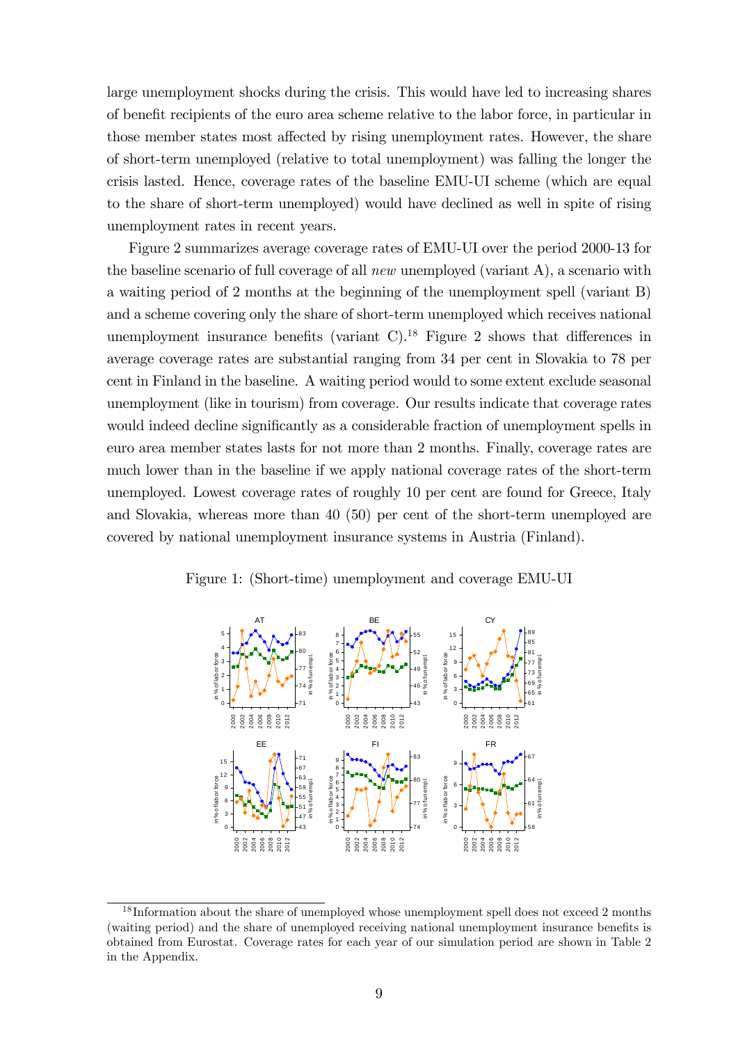large unemployment shocks during the crisis. This would have led to increasing shares of benefit recipients of the euro area scheme relative to the labor force, in particular in those member states most affected by rising unemployment rates. However, the share of short-term unemployed (relative to total unemployment) was falling the longer the crisis lasted. Hence, coverage rates of the baseline EMU-UI scheme (which are equal to the share of short-term unemployed) would have declined as well in spite of rising unemployment rates in recent years.

Figure 2 summarizes average coverage rates of EMU-UI over the period 2000-13 for the baseline scenario of full coverage of all *new* unemployed (variant A), a scenario with a waiting period of 2 months at the beginning of the unemployment spell (variant B) and a scheme covering only the share of short-term unemployed which receives national unemployment insurance benefits (variant C).[18] Figure 2 shows that differences in average coverage rates are substantial ranging from 34 per cent in Slovakia to 78 per cent in Finland in the baseline. A waiting period would to some extent exclude seasonal unemployment (like in tourism) from coverage. Our results indicate that coverage rates would indeed decline significantly as a considerable fraction of unemployment spells in euro area member states lasts for not more than 2 months. Finally, coverage rates are much lower than in the baseline if we apply national coverage rates of the short-term unemployed. Lowest coverage rates of roughly 10 per cent are found for Greece, Italy and Slovakia, whereas more than 40 (50) per cent of the short-term unemployed are covered by national unemployment insurance systems in Austria (Finland).

Figure 1: (Short-time) unemployment and coverage EMU-UI

[18] Information about the share of unemployed whose unemployment spell does not exceed 2 months (waiting period) and the share of unemployed receiving national unemployment insurance benefits is obtained from Eurostat. Coverage rates for each year of our simulation period are shown in Table 2 in the Appendix.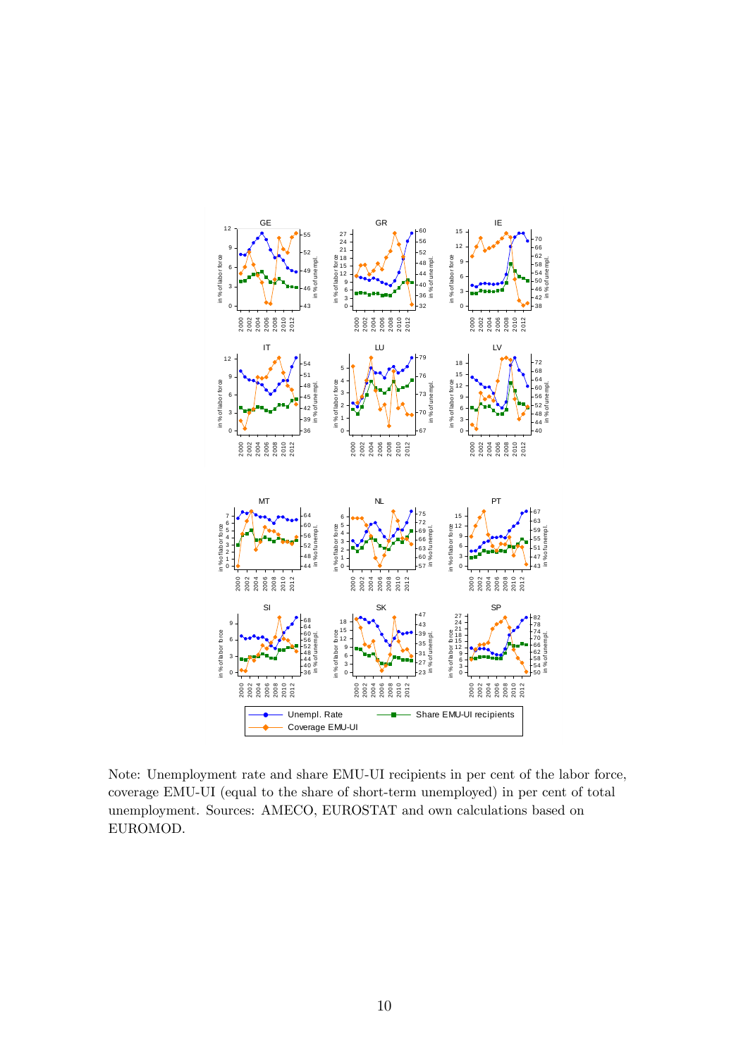Note: Unemployment rate and share EMU-UI recipients in per cent of the labor force, coverage EMU-UI (equal to the share of short-term unemployed) in per cent of total unemployment. Sources: AMECO, EUROSTAT and own calculations based on EUROMOD.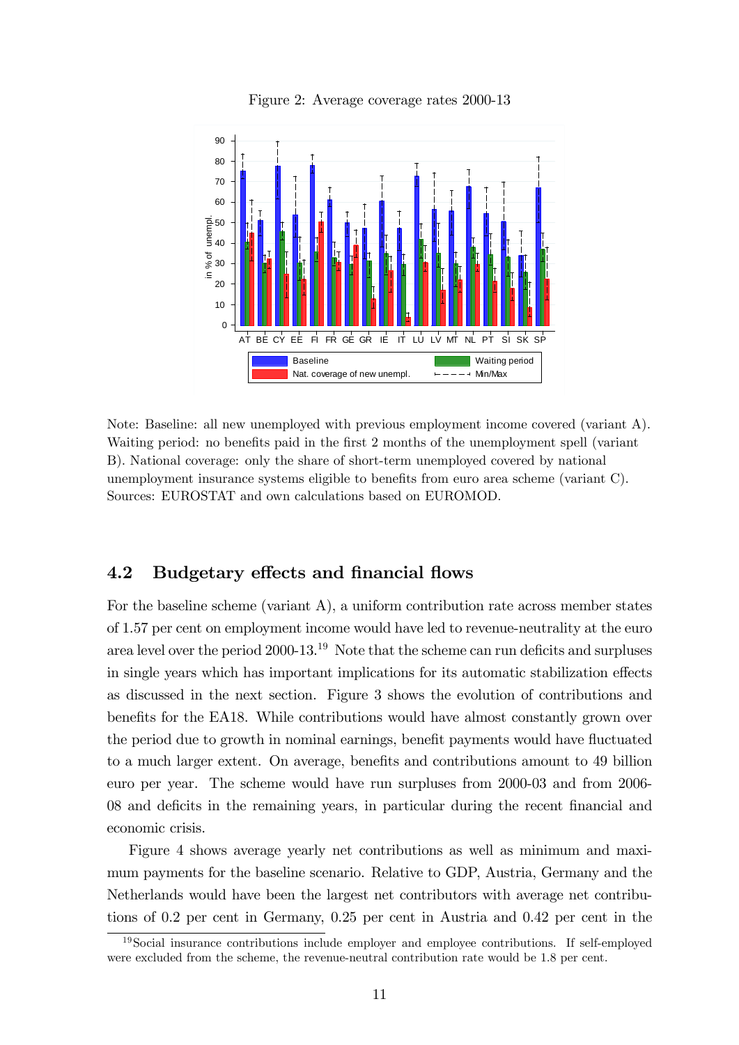Figure 2: Average coverage rates 2000-13

Note: Baseline: all new unemployed with previous employment income covered (variant A). Waiting period: no benefits paid in the first 2 months of the unemployment spell (variant B). National coverage: only the share of short-term unemployed covered by national unemployment insurance systems eligible to benefits from euro area scheme (variant C). Sources: EUROSTAT and own calculations based on EUROMOD.

## 4.2 Budgetary effects and financial flows

For the baseline scheme (variant A), a uniform contribution rate across member states of 1.57 per cent on employment income would have led to revenue-neutrality at the euro area level over the period 2000-13.[19] Note that the scheme can run deficits and surpluses in single years which has important implications for its automatic stabilization effects as discussed in the next section. Figure 3 shows the evolution of contributions and benefits for the EA18. While contributions would have almost constantly grown over the period due to growth in nominal earnings, benefit payments would have fluctuated to a much larger extent. On average, benefits and contributions amount to 49 billion euro per year. The scheme would have run surpluses from 2000-03 and from 2006-08 and deficits in the remaining years, in particular during the recent financial and economic crisis.

Figure 4 shows average yearly net contributions as well as minimum and maximum payments for the baseline scenario. Relative to GDP, Austria, Germany and the Netherlands would have been the largest net contributors with average net contributions of 0.2 per cent in Germany, 0.25 per cent in Austria and 0.42 per cent in the

[19] Social insurance contributions include employer and employee contributions. If self-employed were excluded from the scheme, the revenue-neutral contribution rate would be 1.8 per cent.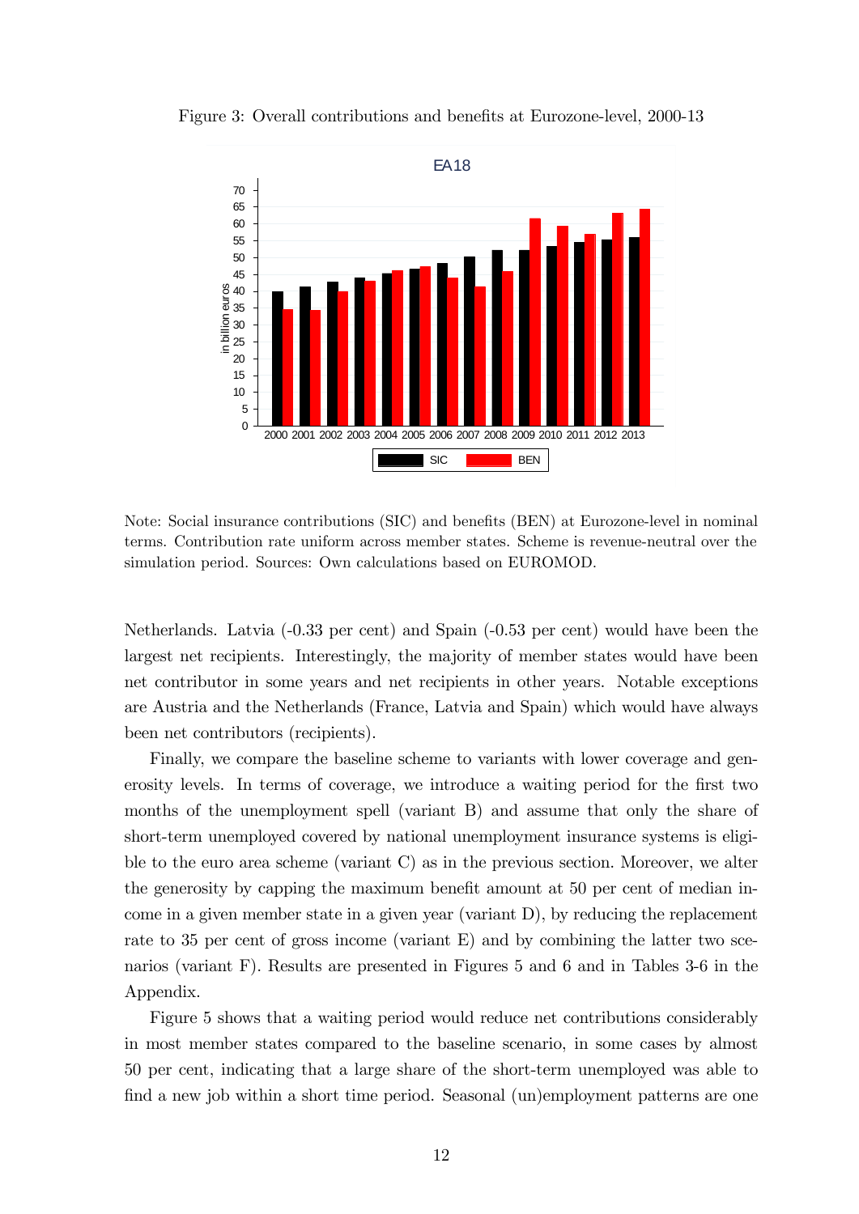Figure 3: Overall contributions and benefits at Eurozone-level, 2000-13

Note: Social insurance contributions (SIC) and benefits (BEN) at Eurozone-level in nominal terms. Contribution rate uniform across member states. Scheme is revenue-neutral over the simulation period. Sources: Own calculations based on EUROMOD.

Netherlands. Latvia (-0.33 per cent) and Spain (-0.53 per cent) would have been the largest net recipients. Interestingly, the majority of member states would have been net contributor in some years and net recipients in other years. Notable exceptions are Austria and the Netherlands (France, Latvia and Spain) which would have always been net contributors (recipients).

Finally, we compare the baseline scheme to variants with lower coverage and generosity levels. In terms of coverage, we introduce a waiting period for the first two months of the unemployment spell (variant B) and assume that only the share of short-term unemployed covered by national unemployment insurance systems is eligible to the euro area scheme (variant C) as in the previous section. Moreover, we alter the generosity by capping the maximum benefit amount at 50 per cent of median income in a given member state in a given year (variant D), by reducing the replacement rate to 35 per cent of gross income (variant E) and by combining the latter two scenarios (variant F). Results are presented in Figures 5 and 6 and in Tables 3-6 in the Appendix.

Figure 5 shows that a waiting period would reduce net contributions considerably in most member states compared to the baseline scenario, in some cases by almost 50 per cent, indicating that a large share of the short-term unemployed was able to find a new job within a short time period. Seasonal (un)employment patterns are one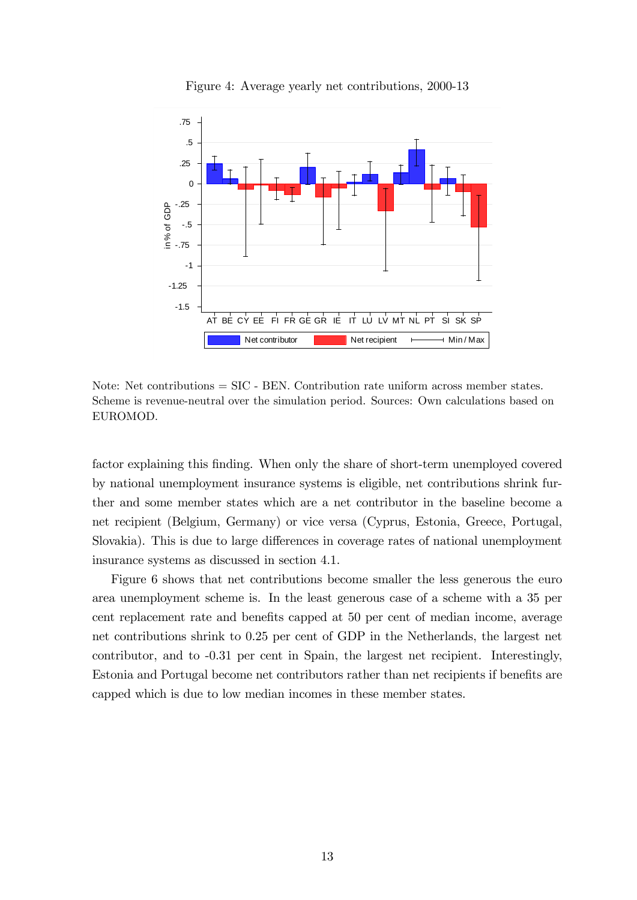Figure 4: Average yearly net contributions, 2000-13

Note: Net contributions = SIC - BEN. Contribution rate uniform across member states. Scheme is revenue-neutral over the simulation period. Sources: Own calculations based on EUROMOD.

factor explaining this finding. When only the share of short-term unemployed covered by national unemployment insurance systems is eligible, net contributions shrink further and some member states which are a net contributor in the baseline become a net recipient (Belgium, Germany) or vice versa (Cyprus, Estonia, Greece, Portugal, Slovakia). This is due to large differences in coverage rates of national unemployment insurance systems as discussed in section 4.1.

Figure 6 shows that net contributions become smaller the less generous the euro area unemployment scheme is. In the least generous case of a scheme with a 35 per cent replacement rate and benefits capped at 50 per cent of median income, average net contributions shrink to 0.25 per cent of GDP in the Netherlands, the largest net contributor, and to -0.31 per cent in Spain, the largest net recipient. Interestingly, Estonia and Portugal become net contributors rather than net recipients if benefits are capped which is due to low median incomes in these member states.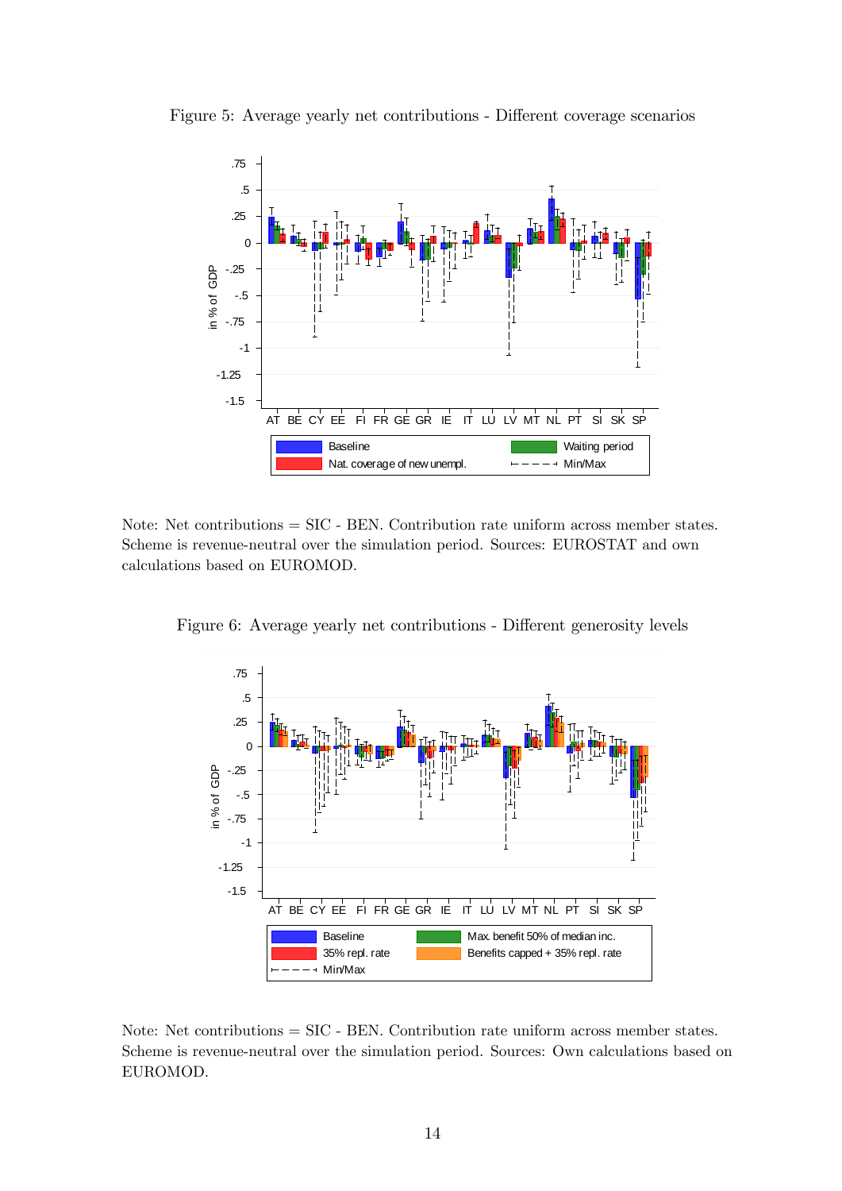Figure 5: Average yearly net contributions - Different coverage scenarios

Note: Net contributions = SIC - BEN. Contribution rate uniform across member states. Scheme is revenue-neutral over the simulation period. Sources: EUROSTAT and own calculations based on EUROMOD.

Figure 6: Average yearly net contributions - Different generosity levels

Note: Net contributions = SIC - BEN. Contribution rate uniform across member states. Scheme is revenue-neutral over the simulation period. Sources: Own calculations based on EUROMOD.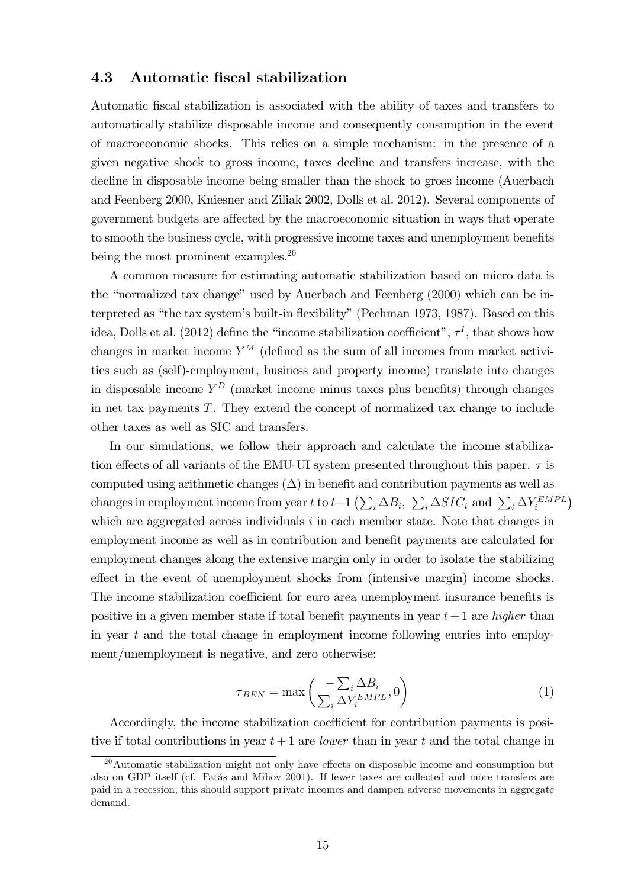### 4.3 Automatic fiscal stabilization

Automatic fiscal stabilization is associated with the ability of taxes and transfers to automatically stabilize disposable income and consequently consumption in the event of macroeconomic shocks. This relies on a simple mechanism: in the presence of a given negative shock to gross income, taxes decline and transfers increase, with the decline in disposable income being smaller than the shock to gross income (Auerbach and Feenberg 2000, Kniesner and Ziliak 2002, Dolls et al. 2012). Several components of government budgets are affected by the macroeconomic situation in ways that operate to smooth the business cycle, with progressive income taxes and unemployment benefits being the most prominent examples.[20]

A common measure for estimating automatic stabilization based on micro data is the "normalized tax change" used by Auerbach and Feenberg (2000) which can be interpreted as "the tax system's built-in flexibility" (Pechman 1973, 1987). Based on this idea, Dolls et al. (2012) define the "income stabilization coefficient", $\tau^I$, that shows how changes in market income $Y^M$ (defined as the sum of all incomes from market activities such as (self)-employment, business and property income) translate into changes in disposable income $Y^D$ (market income minus taxes plus benefits) through changes in net tax payments $T$. They extend the concept of normalized tax change to include other taxes as well as SIC and transfers.

In our simulations, we follow their approach and calculate the income stabilization effects of all variants of the EMU-UI system presented throughout this paper. $\tau$ is computed using arithmetic changes ($\Delta$) in benefit and contribution payments as well as changes in employment income from year $t$ to $t+1$ $\left(\sum_i \Delta B_i,\ \sum_i \Delta SIC_i \text{ and } \sum_i \Delta Y_i^{EMPL}\right)$ which are aggregated across individuals $i$ in each member state. Note that changes in employment income as well as in contribution and benefit payments are calculated for employment changes along the extensive margin only in order to isolate the stabilizing effect in the event of unemployment shocks from (intensive margin) income shocks. The income stabilization coefficient for euro area unemployment insurance benefits is positive in a given member state if total benefit payments in year $t+1$ are *higher* than in year $t$ and the total change in employment income following entries into employment/unemployment is negative, and zero otherwise:

$$\tau_{BEN} = \max\left(\frac{-\sum_i \Delta B_i}{\sum_i \Delta Y_i^{EMPL}}, 0\right) \tag{1}$$

Accordingly, the income stabilization coefficient for contribution payments is positive if total contributions in year $t+1$ are *lower* than in year $t$ and the total change in

[20] Automatic stabilization might not only have effects on disposable income and consumption but also on GDP itself (cf. Fatás and Mihov 2001). If fewer taxes are collected and more transfers are paid in a recession, this should support private incomes and dampen adverse movements in aggregate demand.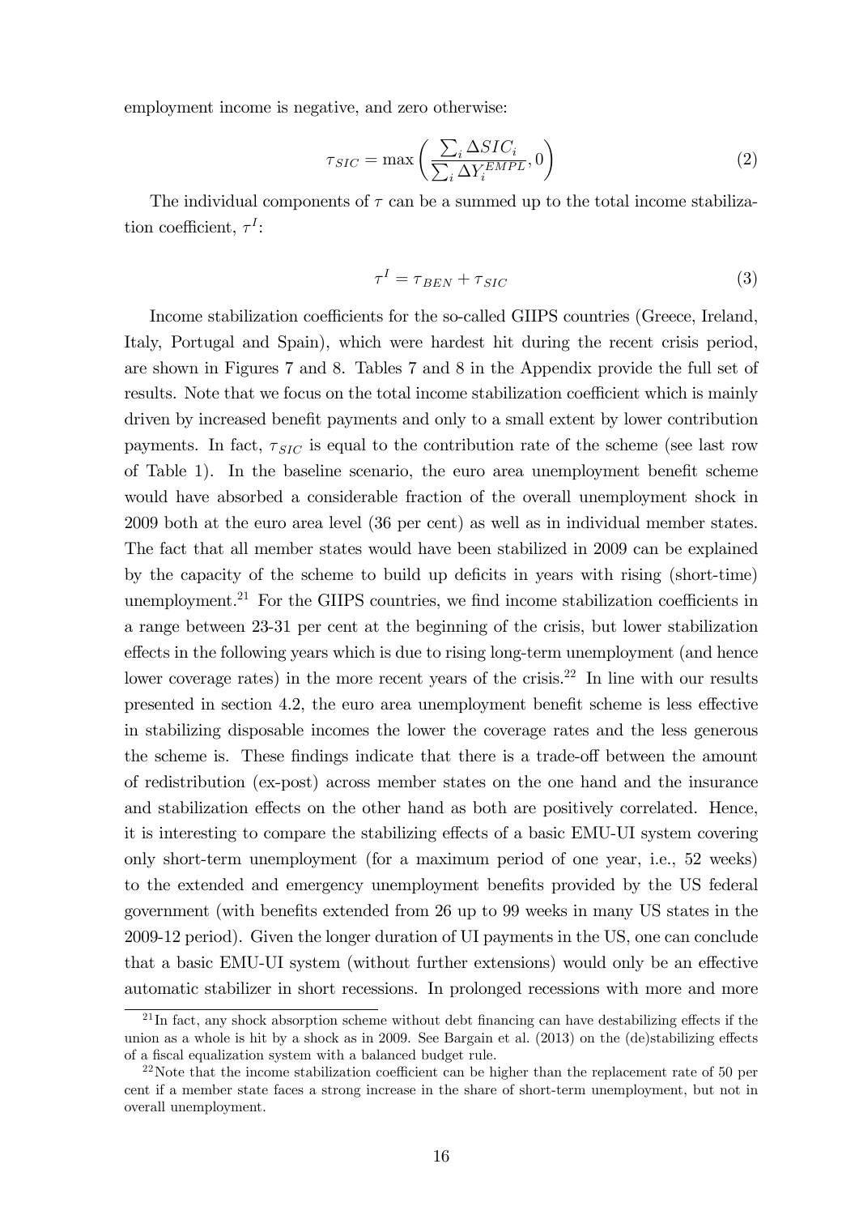employment income is negative, and zero otherwise:

$$\tau_{SIC} = \max\left(\frac{\sum_i \Delta SIC_i}{\sum_i \Delta Y_i^{EMPL}}, 0\right) \tag{2}$$

The individual components of $\tau$ can be a summed up to the total income stabilization coefficient, $\tau^I$:

$$\tau^I = \tau_{BEN} + \tau_{SIC} \tag{3}$$

Income stabilization coefficients for the so-called GIIPS countries (Greece, Ireland, Italy, Portugal and Spain), which were hardest hit during the recent crisis period, are shown in Figures 7 and 8. Tables 7 and 8 in the Appendix provide the full set of results. Note that we focus on the total income stabilization coefficient which is mainly driven by increased benefit payments and only to a small extent by lower contribution payments. In fact, $\tau_{SIC}$ is equal to the contribution rate of the scheme (see last row of Table 1). In the baseline scenario, the euro area unemployment benefit scheme would have absorbed a considerable fraction of the overall unemployment shock in 2009 both at the euro area level (36 per cent) as well as in individual member states. The fact that all member states would have been stabilized in 2009 can be explained by the capacity of the scheme to build up deficits in years with rising (short-time) unemployment.[21] For the GIIPS countries, we find income stabilization coefficients in a range between 23-31 per cent at the beginning of the crisis, but lower stabilization effects in the following years which is due to rising long-term unemployment (and hence lower coverage rates) in the more recent years of the crisis.[22] In line with our results presented in section 4.2, the euro area unemployment benefit scheme is less effective in stabilizing disposable incomes the lower the coverage rates and the less generous the scheme is. These findings indicate that there is a trade-off between the amount of redistribution (ex-post) across member states on the one hand and the insurance and stabilization effects on the other hand as both are positively correlated. Hence, it is interesting to compare the stabilizing effects of a basic EMU-UI system covering only short-term unemployment (for a maximum period of one year, i.e., 52 weeks) to the extended and emergency unemployment benefits provided by the US federal government (with benefits extended from 26 up to 99 weeks in many US states in the 2009-12 period). Given the longer duration of UI payments in the US, one can conclude that a basic EMU-UI system (without further extensions) would only be an effective automatic stabilizer in short recessions. In prolonged recessions with more and more

[21] In fact, any shock absorption scheme without debt financing can have destabilizing effects if the union as a whole is hit by a shock as in 2009. See Bargain et al. (2013) on the (de)stabilizing effects of a fiscal equalization system with a balanced budget rule.

[22] Note that the income stabilization coefficient can be higher than the replacement rate of 50 per cent if a member state faces a strong increase in the share of short-term unemployment, but not in overall unemployment.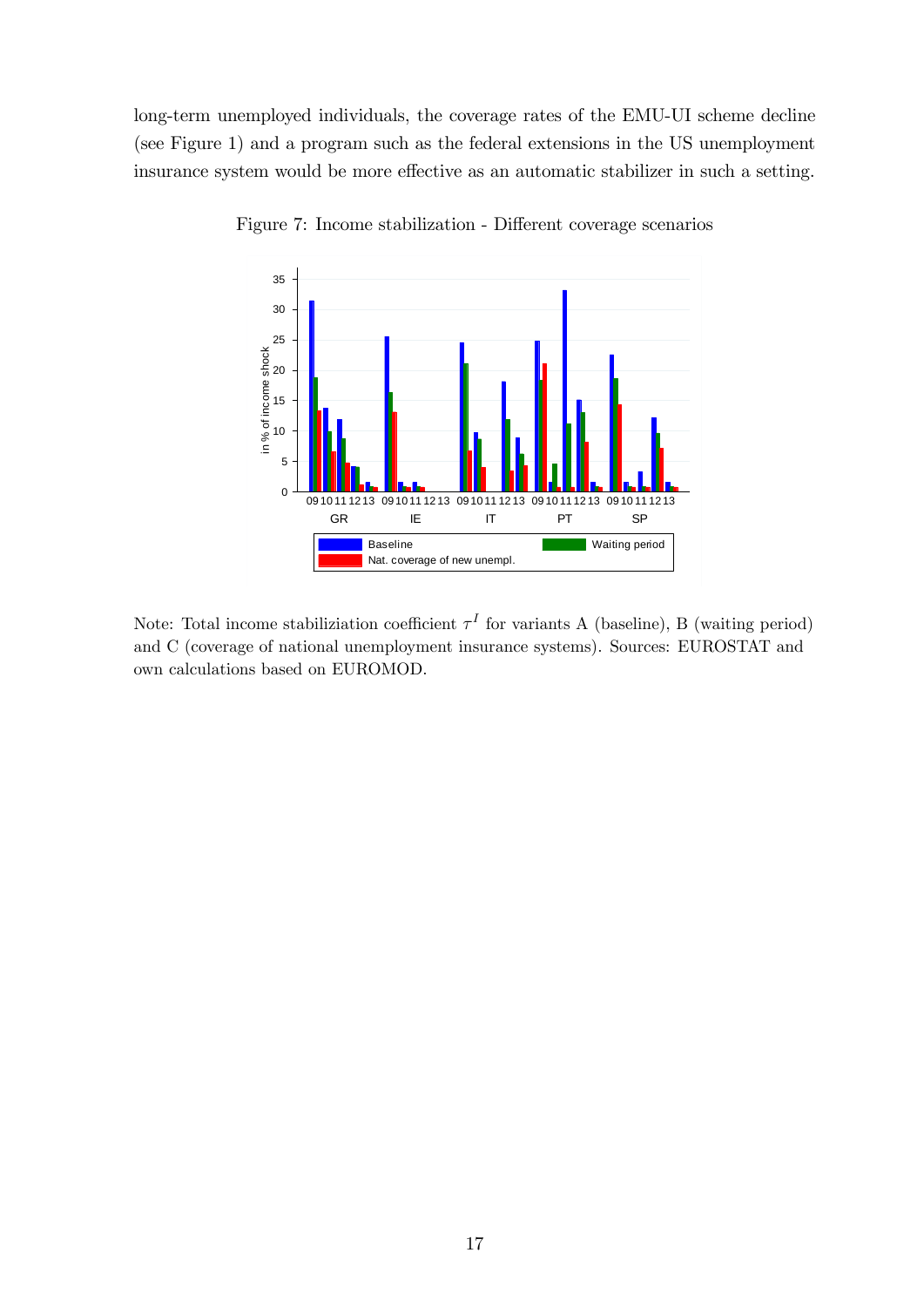long-term unemployed individuals, the coverage rates of the EMU-UI scheme decline (see Figure 1) and a program such as the federal extensions in the US unemployment insurance system would be more effective as an automatic stabilizer in such a setting.

Figure 7: Income stabilization - Different coverage scenarios

Note: Total income stabiliziation coefficient $\tau^I$ for variants A (baseline), B (waiting period) and C (coverage of national unemployment insurance systems). Sources: EUROSTAT and own calculations based on EUROMOD.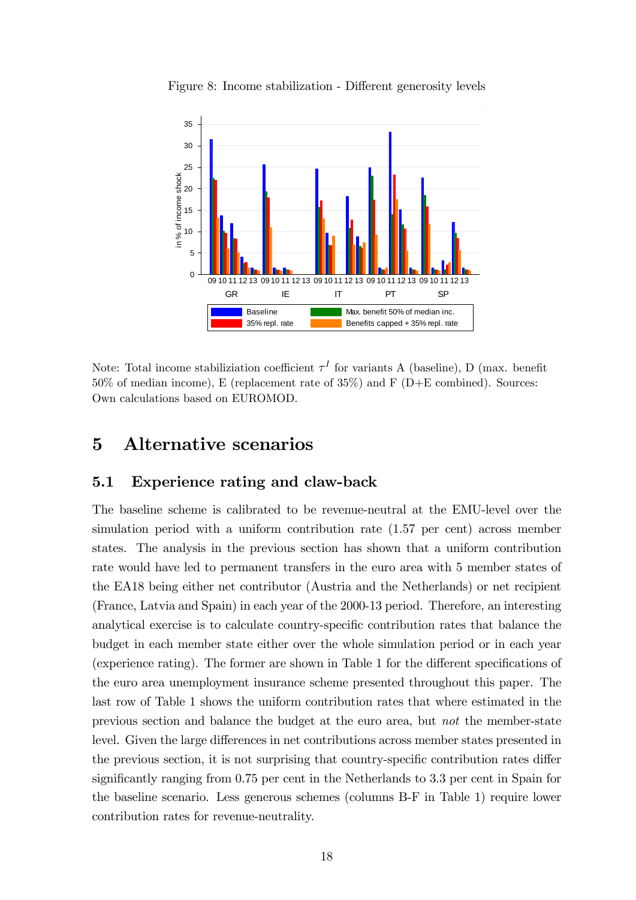Figure 8: Income stabilization - Different generosity levels

Note: Total income stabiliziation coefficient $\tau^I$ for variants A (baseline), D (max. benefit 50% of median income), E (replacement rate of 35%) and F (D+E combined). Sources: Own calculations based on EUROMOD.

# 5 Alternative scenarios

## 5.1 Experience rating and claw-back

The baseline scheme is calibrated to be revenue-neutral at the EMU-level over the simulation period with a uniform contribution rate (1.57 per cent) across member states. The analysis in the previous section has shown that a uniform contribution rate would have led to permanent transfers in the euro area with 5 member states of the EA18 being either net contributor (Austria and the Netherlands) or net recipient (France, Latvia and Spain) in each year of the 2000-13 period. Therefore, an interesting analytical exercise is to calculate country-specific contribution rates that balance the budget in each member state either over the whole simulation period or in each year (experience rating). The former are shown in Table 1 for the different specifications of the euro area unemployment insurance scheme presented throughout this paper. The last row of Table 1 shows the uniform contribution rates that where estimated in the previous section and balance the budget at the euro area, but *not* the member-state level. Given the large differences in net contributions across member states presented in the previous section, it is not surprising that country-specific contribution rates differ significantly ranging from 0.75 per cent in the Netherlands to 3.3 per cent in Spain for the baseline scenario. Less generous schemes (columns B-F in Table 1) require lower contribution rates for revenue-neutrality.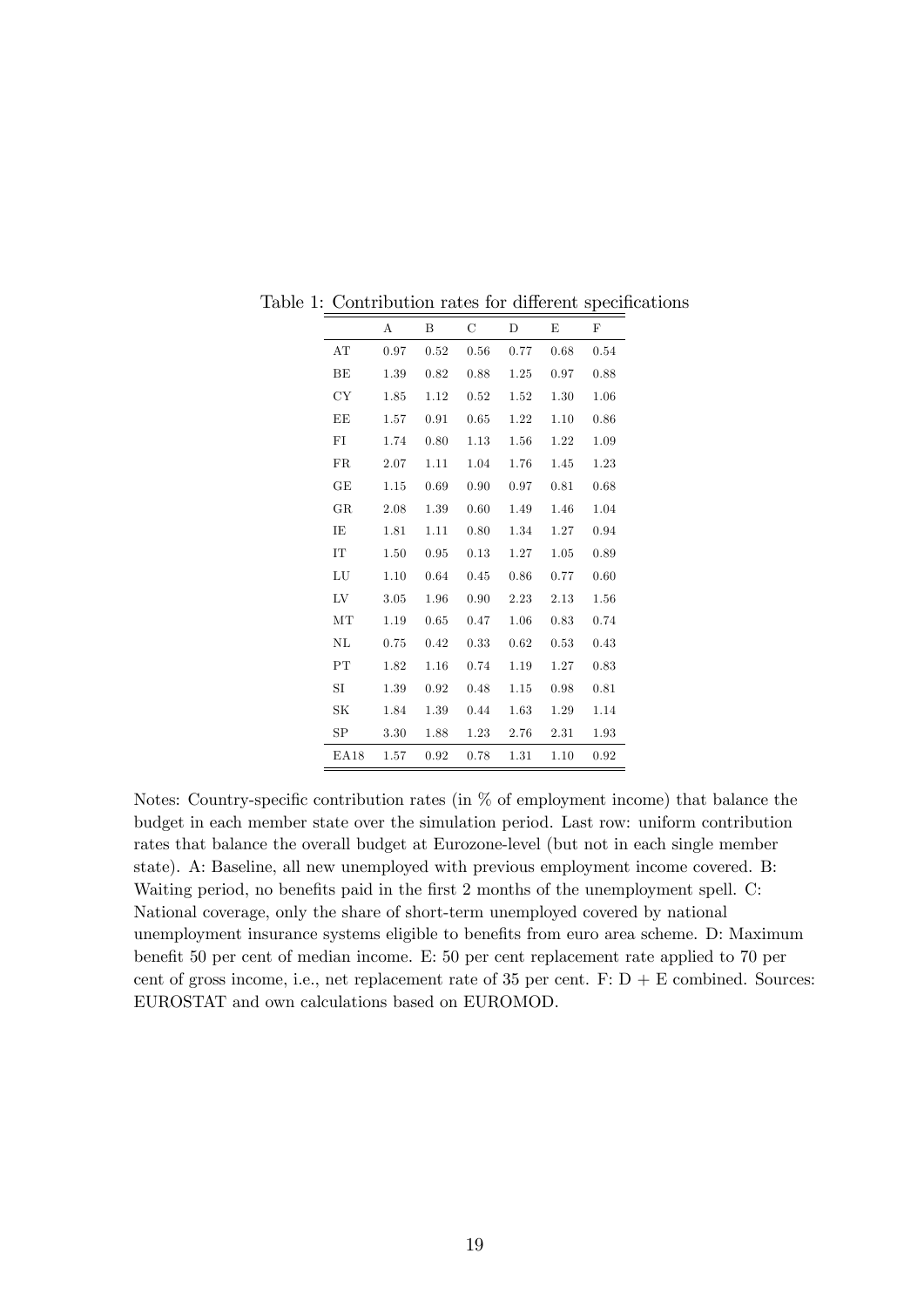Table 1: Contribution rates for different specifications

| | A | B | C | D | E | F |
|---|---|---|---|---|---|---|
| AT | 0.97 | 0.52 | 0.56 | 0.77 | 0.68 | 0.54 |
| BE | 1.39 | 0.82 | 0.88 | 1.25 | 0.97 | 0.88 |
| CY | 1.85 | 1.12 | 0.52 | 1.52 | 1.30 | 1.06 |
| EE | 1.57 | 0.91 | 0.65 | 1.22 | 1.10 | 0.86 |
| FI | 1.74 | 0.80 | 1.13 | 1.56 | 1.22 | 1.09 |
| FR | 2.07 | 1.11 | 1.04 | 1.76 | 1.45 | 1.23 |
| GE | 1.15 | 0.69 | 0.90 | 0.97 | 0.81 | 0.68 |
| GR | 2.08 | 1.39 | 0.60 | 1.49 | 1.46 | 1.04 |
| IE | 1.81 | 1.11 | 0.80 | 1.34 | 1.27 | 0.94 |
| IT | 1.50 | 0.95 | 0.13 | 1.27 | 1.05 | 0.89 |
| LU | 1.10 | 0.64 | 0.45 | 0.86 | 0.77 | 0.60 |
| LV | 3.05 | 1.96 | 0.90 | 2.23 | 2.13 | 1.56 |
| MT | 1.19 | 0.65 | 0.47 | 1.06 | 0.83 | 0.74 |
| NL | 0.75 | 0.42 | 0.33 | 0.62 | 0.53 | 0.43 |
| PT | 1.82 | 1.16 | 0.74 | 1.19 | 1.27 | 0.83 |
| SI | 1.39 | 0.92 | 0.48 | 1.15 | 0.98 | 0.81 |
| SK | 1.84 | 1.39 | 0.44 | 1.63 | 1.29 | 1.14 |
| SP | 3.30 | 1.88 | 1.23 | 2.76 | 2.31 | 1.93 |
| EA18 | 1.57 | 0.92 | 0.78 | 1.31 | 1.10 | 0.92 |

Notes: Country-specific contribution rates (in % of employment income) that balance the budget in each member state over the simulation period. Last row: uniform contribution rates that balance the overall budget at Eurozone-level (but not in each single member state). A: Baseline, all new unemployed with previous employment income covered. B: Waiting period, no benefits paid in the first 2 months of the unemployment spell. C: National coverage, only the share of short-term unemployed covered by national unemployment insurance systems eligible to benefits from euro area scheme. D: Maximum benefit 50 per cent of median income. E: 50 per cent replacement rate applied to 70 per cent of gross income, i.e., net replacement rate of 35 per cent. F: D + E combined. Sources: EUROSTAT and own calculations based on EUROMOD.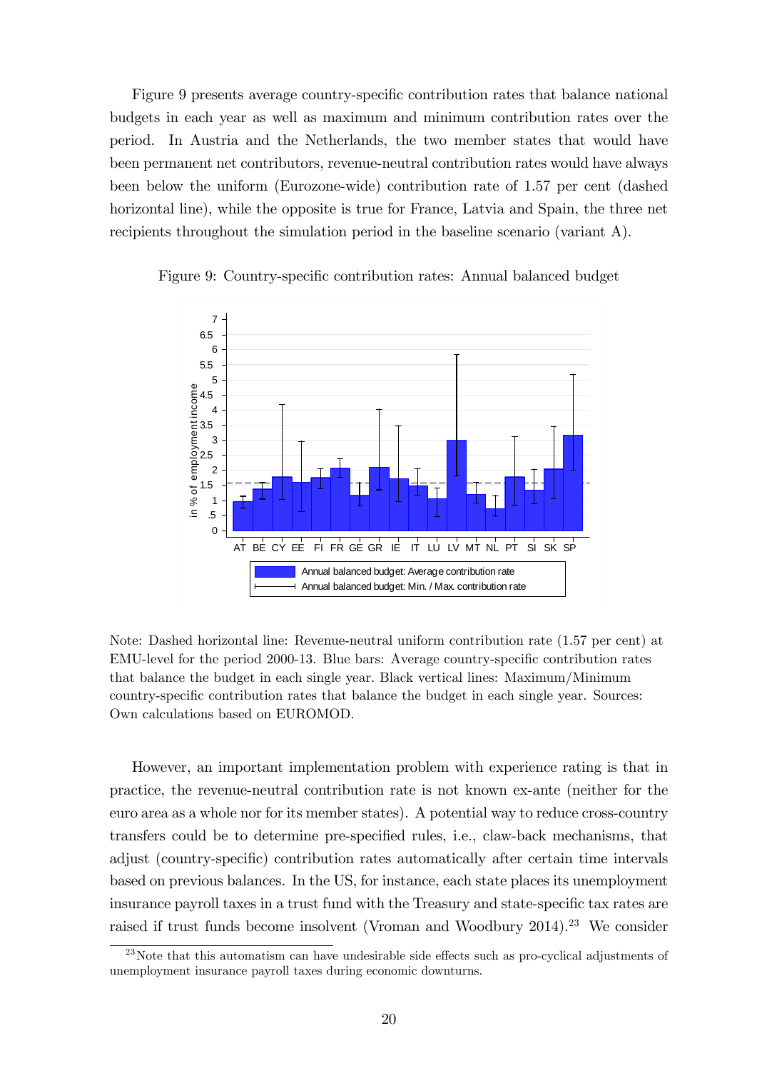Figure 9 presents average country-specific contribution rates that balance national budgets in each year as well as maximum and minimum contribution rates over the period. In Austria and the Netherlands, the two member states that would have been permanent net contributors, revenue-neutral contribution rates would have always been below the uniform (Eurozone-wide) contribution rate of 1.57 per cent (dashed horizontal line), while the opposite is true for France, Latvia and Spain, the three net recipients throughout the simulation period in the baseline scenario (variant A).

Figure 9: Country-specific contribution rates: Annual balanced budget

Note: Dashed horizontal line: Revenue-neutral uniform contribution rate (1.57 per cent) at EMU-level for the period 2000-13. Blue bars: Average country-specific contribution rates that balance the budget in each single year. Black vertical lines: Maximum/Minimum country-specific contribution rates that balance the budget in each single year. Sources: Own calculations based on EUROMOD.

However, an important implementation problem with experience rating is that in practice, the revenue-neutral contribution rate is not known ex-ante (neither for the euro area as a whole nor for its member states). A potential way to reduce cross-country transfers could be to determine pre-specified rules, i.e., claw-back mechanisms, that adjust (country-specific) contribution rates automatically after certain time intervals based on previous balances. In the US, for instance, each state places its unemployment insurance payroll taxes in a trust fund with the Treasury and state-specific tax rates are raised if trust funds become insolvent (Vroman and Woodbury 2014).[23] We consider

[23] Note that this automatism can have undesirable side effects such as pro-cyclical adjustments of unemployment insurance payroll taxes during economic downturns.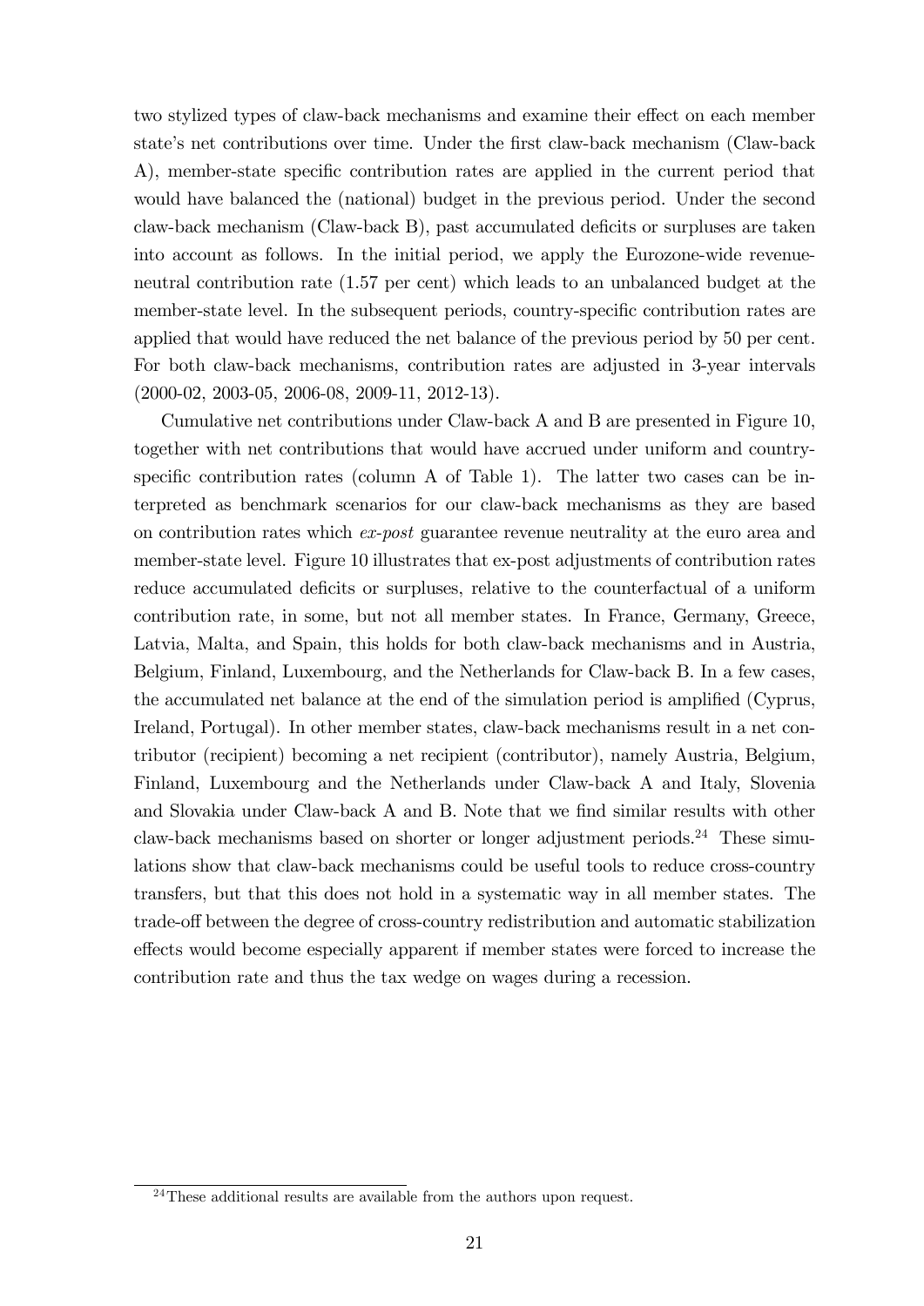two stylized types of claw-back mechanisms and examine their effect on each member state's net contributions over time. Under the first claw-back mechanism (Claw-back A), member-state specific contribution rates are applied in the current period that would have balanced the (national) budget in the previous period. Under the second claw-back mechanism (Claw-back B), past accumulated deficits or surpluses are taken into account as follows. In the initial period, we apply the Eurozone-wide revenue-neutral contribution rate (1.57 per cent) which leads to an unbalanced budget at the member-state level. In the subsequent periods, country-specific contribution rates are applied that would have reduced the net balance of the previous period by 50 per cent. For both claw-back mechanisms, contribution rates are adjusted in 3-year intervals (2000-02, 2003-05, 2006-08, 2009-11, 2012-13).

Cumulative net contributions under Claw-back A and B are presented in Figure 10, together with net contributions that would have accrued under uniform and country-specific contribution rates (column A of Table 1). The latter two cases can be interpreted as benchmark scenarios for our claw-back mechanisms as they are based on contribution rates which *ex-post* guarantee revenue neutrality at the euro area and member-state level. Figure 10 illustrates that ex-post adjustments of contribution rates reduce accumulated deficits or surpluses, relative to the counterfactual of a uniform contribution rate, in some, but not all member states. In France, Germany, Greece, Latvia, Malta, and Spain, this holds for both claw-back mechanisms and in Austria, Belgium, Finland, Luxembourg, and the Netherlands for Claw-back B. In a few cases, the accumulated net balance at the end of the simulation period is amplified (Cyprus, Ireland, Portugal). In other member states, claw-back mechanisms result in a net contributor (recipient) becoming a net recipient (contributor), namely Austria, Belgium, Finland, Luxembourg and the Netherlands under Claw-back A and Italy, Slovenia and Slovakia under Claw-back A and B. Note that we find similar results with other claw-back mechanisms based on shorter or longer adjustment periods.[24] These simulations show that claw-back mechanisms could be useful tools to reduce cross-country transfers, but that this does not hold in a systematic way in all member states. The trade-off between the degree of cross-country redistribution and automatic stabilization effects would become especially apparent if member states were forced to increase the contribution rate and thus the tax wedge on wages during a recession.

[24] These additional results are available from the authors upon request.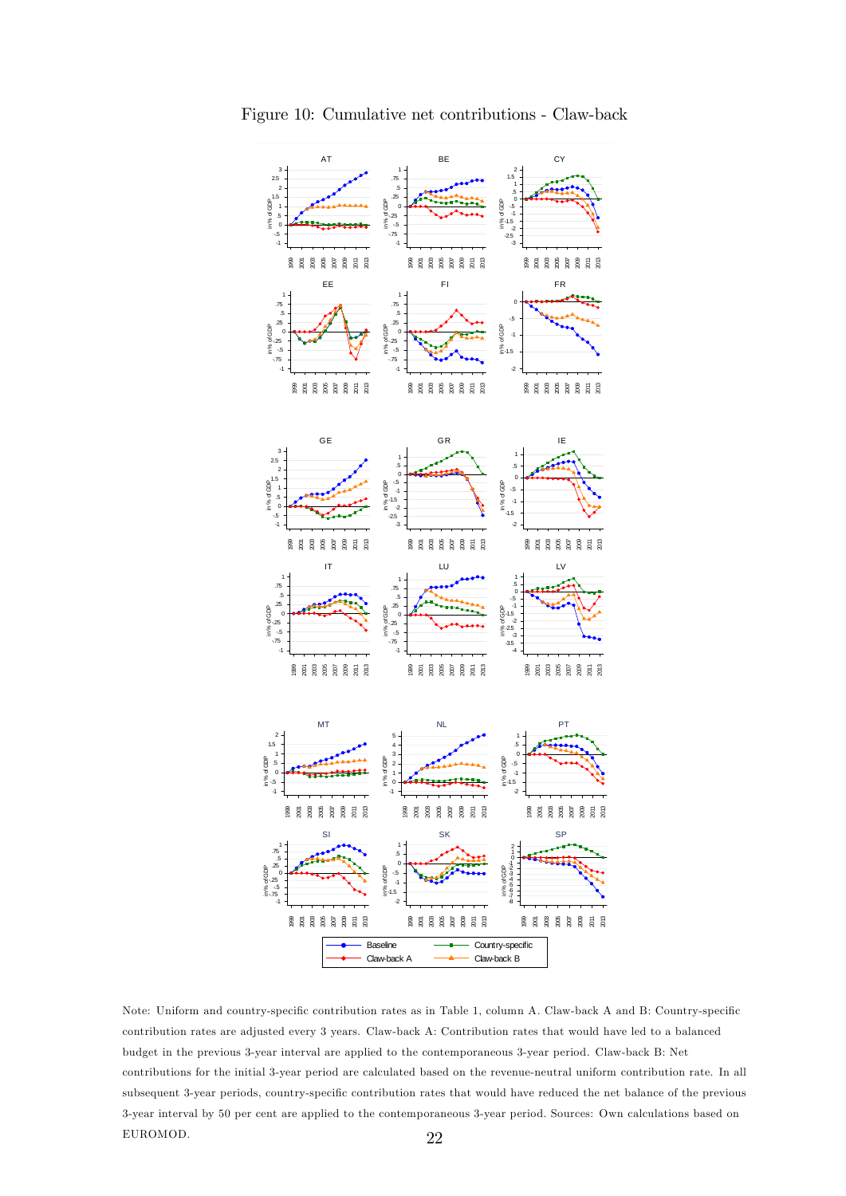Figure 10: Cumulative net contributions - Claw-back

Note: Uniform and country-specific contribution rates as in Table 1, column A. Claw-back A and B: Country-specific contribution rates are adjusted every 3 years. Claw-back A: Contribution rates that would have led to a balanced budget in the previous 3-year interval are applied to the contemporaneous 3-year period. Claw-back B: Net contributions for the initial 3-year period are calculated based on the revenue-neutral uniform contribution rate. In all subsequent 3-year periods, country-specific contribution rates that would have reduced the net balance of the previous 3-year interval by 50 per cent are applied to the contemporaneous 3-year period. Sources: Own calculations based on EUROMOD.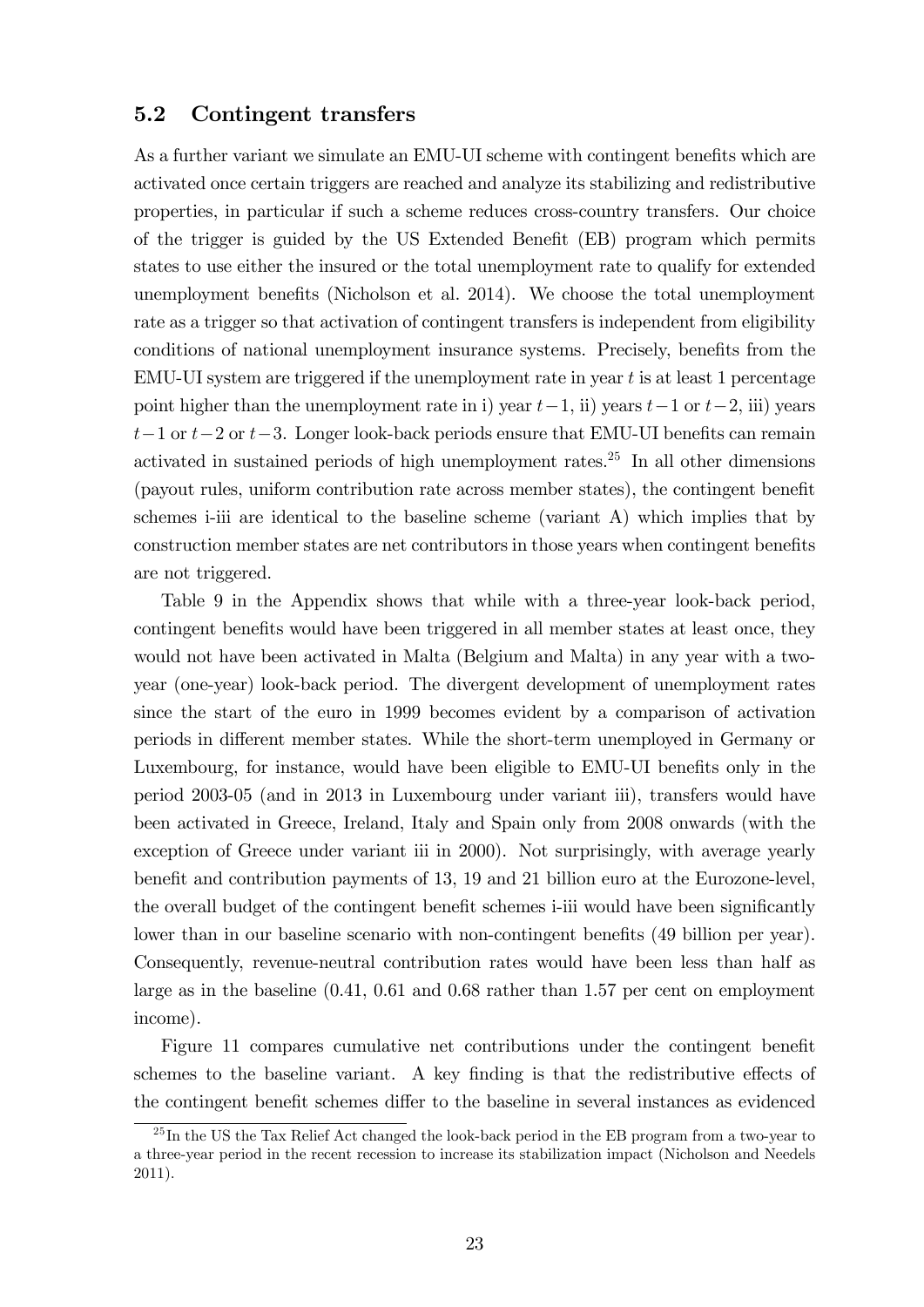### 5.2 Contingent transfers

As a further variant we simulate an EMU-UI scheme with contingent benefits which are activated once certain triggers are reached and analyze its stabilizing and redistributive properties, in particular if such a scheme reduces cross-country transfers. Our choice of the trigger is guided by the US Extended Benefit (EB) program which permits states to use either the insured or the total unemployment rate to qualify for extended unemployment benefits (Nicholson et al. 2014). We choose the total unemployment rate as a trigger so that activation of contingent transfers is independent from eligibility conditions of national unemployment insurance systems. Precisely, benefits from the EMU-UI system are triggered if the unemployment rate in year $t$ is at least 1 percentage point higher than the unemployment rate in i) year $t-1$, ii) years $t-1$ or $t-2$, iii) years $t-1$ or $t-2$ or $t-3$. Longer look-back periods ensure that EMU-UI benefits can remain activated in sustained periods of high unemployment rates.[25] In all other dimensions (payout rules, uniform contribution rate across member states), the contingent benefit schemes i-iii are identical to the baseline scheme (variant A) which implies that by construction member states are net contributors in those years when contingent benefits are not triggered.

Table 9 in the Appendix shows that while with a three-year look-back period, contingent benefits would have been triggered in all member states at least once, they would not have been activated in Malta (Belgium and Malta) in any year with a two-year (one-year) look-back period. The divergent development of unemployment rates since the start of the euro in 1999 becomes evident by a comparison of activation periods in different member states. While the short-term unemployed in Germany or Luxembourg, for instance, would have been eligible to EMU-UI benefits only in the period 2003-05 (and in 2013 in Luxembourg under variant iii), transfers would have been activated in Greece, Ireland, Italy and Spain only from 2008 onwards (with the exception of Greece under variant iii in 2000). Not surprisingly, with average yearly benefit and contribution payments of 13, 19 and 21 billion euro at the Eurozone-level, the overall budget of the contingent benefit schemes i-iii would have been significantly lower than in our baseline scenario with non-contingent benefits (49 billion per year). Consequently, revenue-neutral contribution rates would have been less than half as large as in the baseline (0.41, 0.61 and 0.68 rather than 1.57 per cent on employment income).

Figure 11 compares cumulative net contributions under the contingent benefit schemes to the baseline variant. A key finding is that the redistributive effects of the contingent benefit schemes differ to the baseline in several instances as evidenced

[25] In the US the Tax Relief Act changed the look-back period in the EB program from a two-year to a three-year period in the recent recession to increase its stabilization impact (Nicholson and Needels 2011).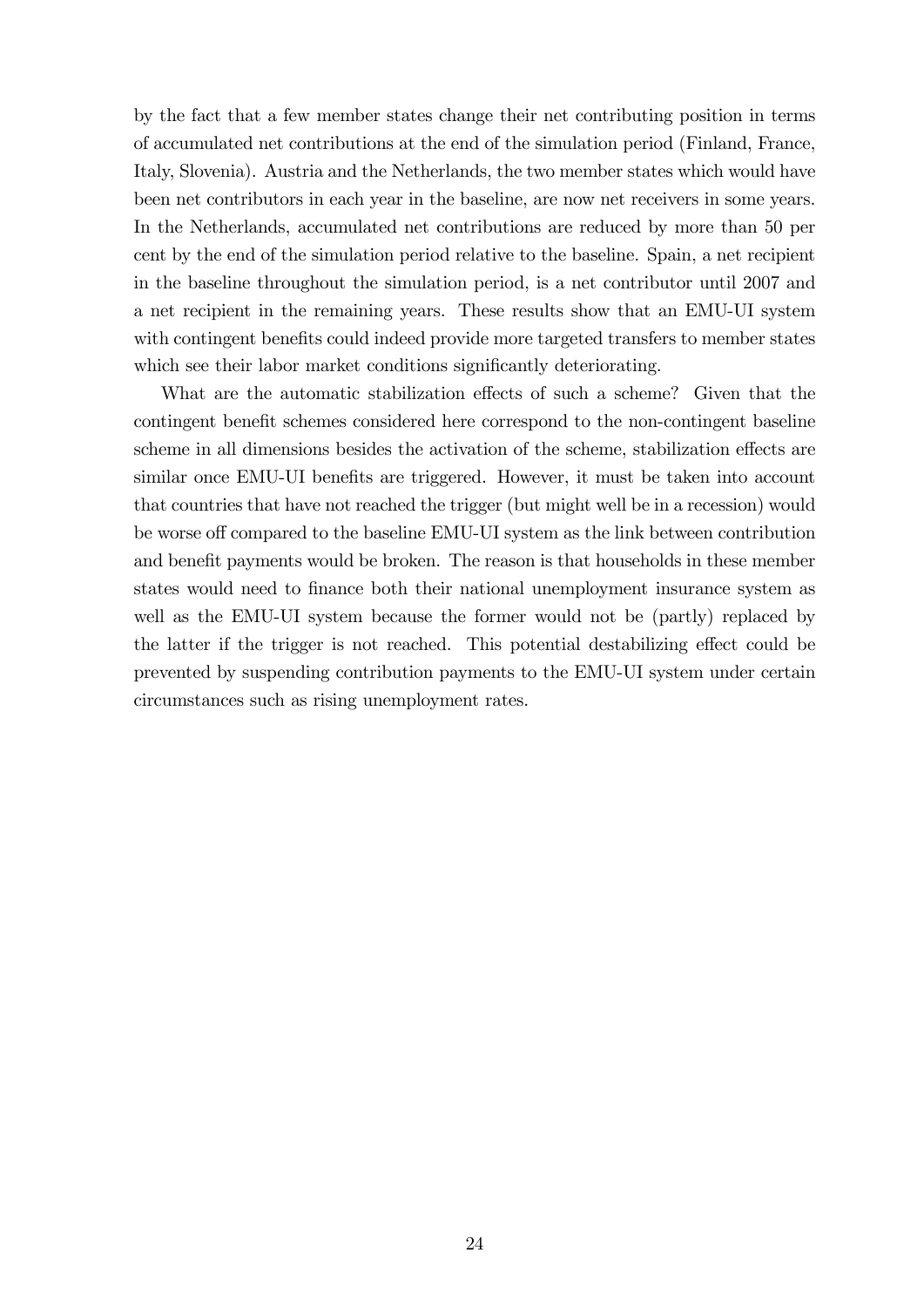by the fact that a few member states change their net contributing position in terms of accumulated net contributions at the end of the simulation period (Finland, France, Italy, Slovenia). Austria and the Netherlands, the two member states which would have been net contributors in each year in the baseline, are now net receivers in some years. In the Netherlands, accumulated net contributions are reduced by more than 50 per cent by the end of the simulation period relative to the baseline. Spain, a net recipient in the baseline throughout the simulation period, is a net contributor until 2007 and a net recipient in the remaining years. These results show that an EMU-UI system with contingent benefits could indeed provide more targeted transfers to member states which see their labor market conditions significantly deteriorating.

What are the automatic stabilization effects of such a scheme? Given that the contingent benefit schemes considered here correspond to the non-contingent baseline scheme in all dimensions besides the activation of the scheme, stabilization effects are similar once EMU-UI benefits are triggered. However, it must be taken into account that countries that have not reached the trigger (but might well be in a recession) would be worse off compared to the baseline EMU-UI system as the link between contribution and benefit payments would be broken. The reason is that households in these member states would need to finance both their national unemployment insurance system as well as the EMU-UI system because the former would not be (partly) replaced by the latter if the trigger is not reached. This potential destabilizing effect could be prevented by suspending contribution payments to the EMU-UI system under certain circumstances such as rising unemployment rates.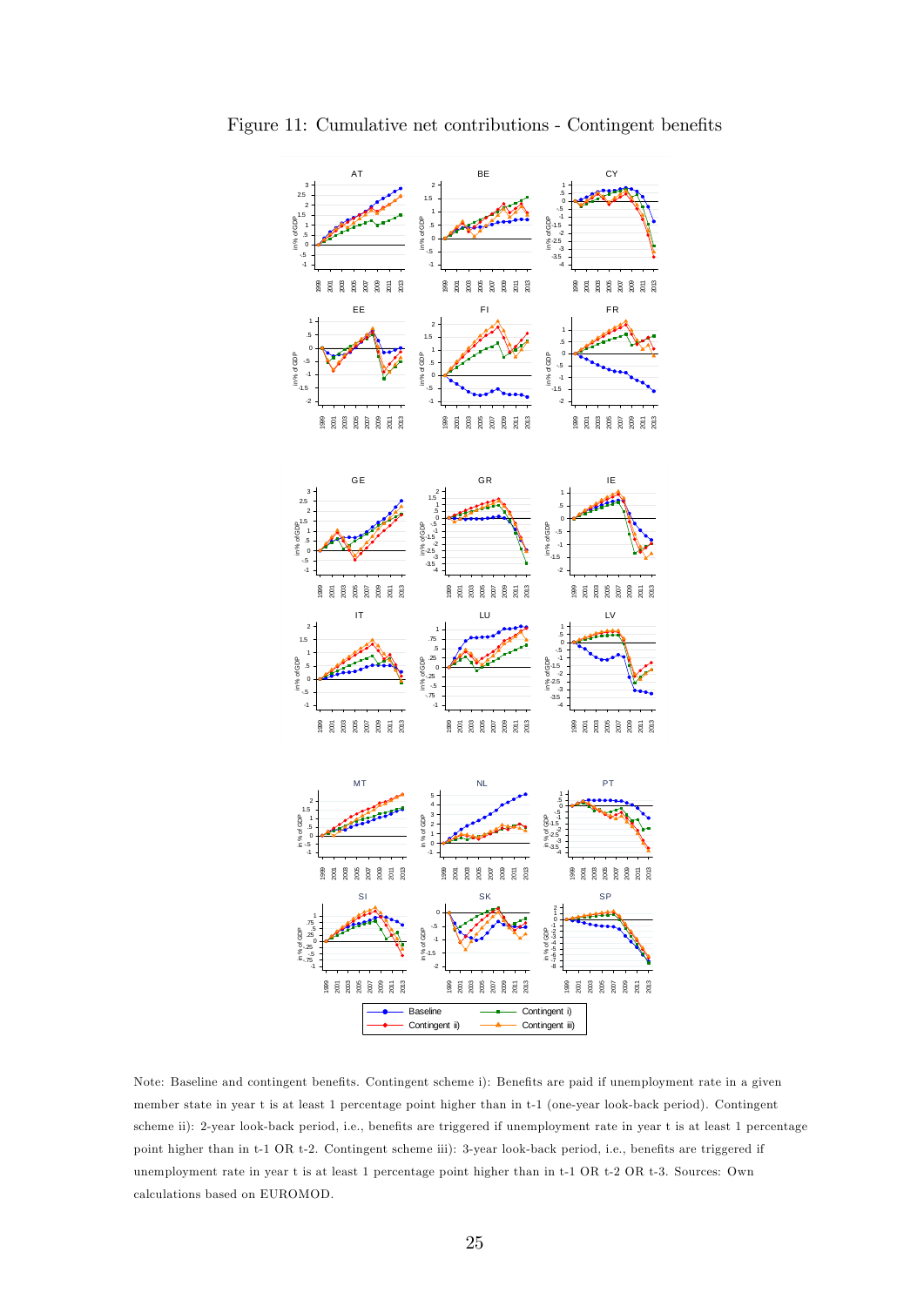Figure 11: Cumulative net contributions - Contingent benefits

Note: Baseline and contingent benefits. Contingent scheme i): Benefits are paid if unemployment rate in a given member state in year t is at least 1 percentage point higher than in t-1 (one-year look-back period). Contingent scheme ii): 2-year look-back period, i.e., benefits are triggered if unemployment rate in year t is at least 1 percentage point higher than in t-1 OR t-2. Contingent scheme iii): 3-year look-back period, i.e., benefits are triggered if unemployment rate in year t is at least 1 percentage point higher than in t-1 OR t-2 OR t-3. Sources: Own calculations based on EUROMOD.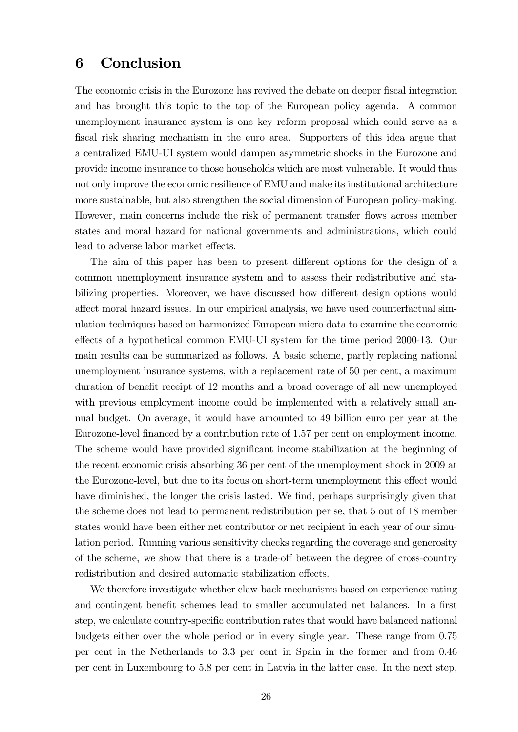## 6 Conclusion

The economic crisis in the Eurozone has revived the debate on deeper fiscal integration and has brought this topic to the top of the European policy agenda. A common unemployment insurance system is one key reform proposal which could serve as a fiscal risk sharing mechanism in the euro area. Supporters of this idea argue that a centralized EMU-UI system would dampen asymmetric shocks in the Eurozone and provide income insurance to those households which are most vulnerable. It would thus not only improve the economic resilience of EMU and make its institutional architecture more sustainable, but also strengthen the social dimension of European policy-making. However, main concerns include the risk of permanent transfer flows across member states and moral hazard for national governments and administrations, which could lead to adverse labor market effects.

The aim of this paper has been to present different options for the design of a common unemployment insurance system and to assess their redistributive and stabilizing properties. Moreover, we have discussed how different design options would affect moral hazard issues. In our empirical analysis, we have used counterfactual simulation techniques based on harmonized European micro data to examine the economic effects of a hypothetical common EMU-UI system for the time period 2000-13. Our main results can be summarized as follows. A basic scheme, partly replacing national unemployment insurance systems, with a replacement rate of 50 per cent, a maximum duration of benefit receipt of 12 months and a broad coverage of all new unemployed with previous employment income could be implemented with a relatively small annual budget. On average, it would have amounted to 49 billion euro per year at the Eurozone-level financed by a contribution rate of 1.57 per cent on employment income. The scheme would have provided significant income stabilization at the beginning of the recent economic crisis absorbing 36 per cent of the unemployment shock in 2009 at the Eurozone-level, but due to its focus on short-term unemployment this effect would have diminished, the longer the crisis lasted. We find, perhaps surprisingly given that the scheme does not lead to permanent redistribution per se, that 5 out of 18 member states would have been either net contributor or net recipient in each year of our simulation period. Running various sensitivity checks regarding the coverage and generosity of the scheme, we show that there is a trade-off between the degree of cross-country redistribution and desired automatic stabilization effects.

We therefore investigate whether claw-back mechanisms based on experience rating and contingent benefit schemes lead to smaller accumulated net balances. In a first step, we calculate country-specific contribution rates that would have balanced national budgets either over the whole period or in every single year. These range from 0.75 per cent in the Netherlands to 3.3 per cent in Spain in the former and from 0.46 per cent in Luxembourg to 5.8 per cent in Latvia in the latter case. In the next step,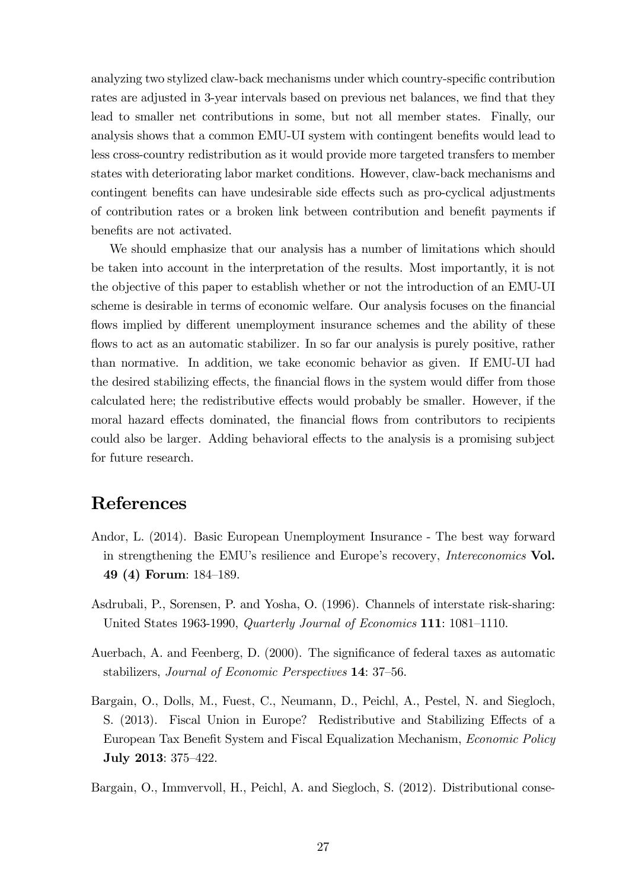analyzing two stylized claw-back mechanisms under which country-specific contribution rates are adjusted in 3-year intervals based on previous net balances, we find that they lead to smaller net contributions in some, but not all member states. Finally, our analysis shows that a common EMU-UI system with contingent benefits would lead to less cross-country redistribution as it would provide more targeted transfers to member states with deteriorating labor market conditions. However, claw-back mechanisms and contingent benefits can have undesirable side effects such as pro-cyclical adjustments of contribution rates or a broken link between contribution and benefit payments if benefits are not activated.

We should emphasize that our analysis has a number of limitations which should be taken into account in the interpretation of the results. Most importantly, it is not the objective of this paper to establish whether or not the introduction of an EMU-UI scheme is desirable in terms of economic welfare. Our analysis focuses on the financial flows implied by different unemployment insurance schemes and the ability of these flows to act as an automatic stabilizer. In so far our analysis is purely positive, rather than normative. In addition, we take economic behavior as given. If EMU-UI had the desired stabilizing effects, the financial flows in the system would differ from those calculated here; the redistributive effects would probably be smaller. However, if the moral hazard effects dominated, the financial flows from contributors to recipients could also be larger. Adding behavioral effects to the analysis is a promising subject for future research.

# References

Andor, L. (2014). Basic European Unemployment Insurance - The best way forward in strengthening the EMU's resilience and Europe's recovery, *Intereconomics* **Vol. 49 (4) Forum**: 184–189.

Asdrubali, P., Sorensen, P. and Yosha, O. (1996). Channels of interstate risk-sharing: United States 1963-1990, *Quarterly Journal of Economics* **111**: 1081–1110.

Auerbach, A. and Feenberg, D. (2000). The significance of federal taxes as automatic stabilizers, *Journal of Economic Perspectives* **14**: 37–56.

Bargain, O., Dolls, M., Fuest, C., Neumann, D., Peichl, A., Pestel, N. and Siegloch, S. (2013). Fiscal Union in Europe? Redistributive and Stabilizing Effects of a European Tax Benefit System and Fiscal Equalization Mechanism, *Economic Policy* **July 2013**: 375–422.

Bargain, O., Immvervoll, H., Peichl, A. and Siegloch, S. (2012). Distributional conse-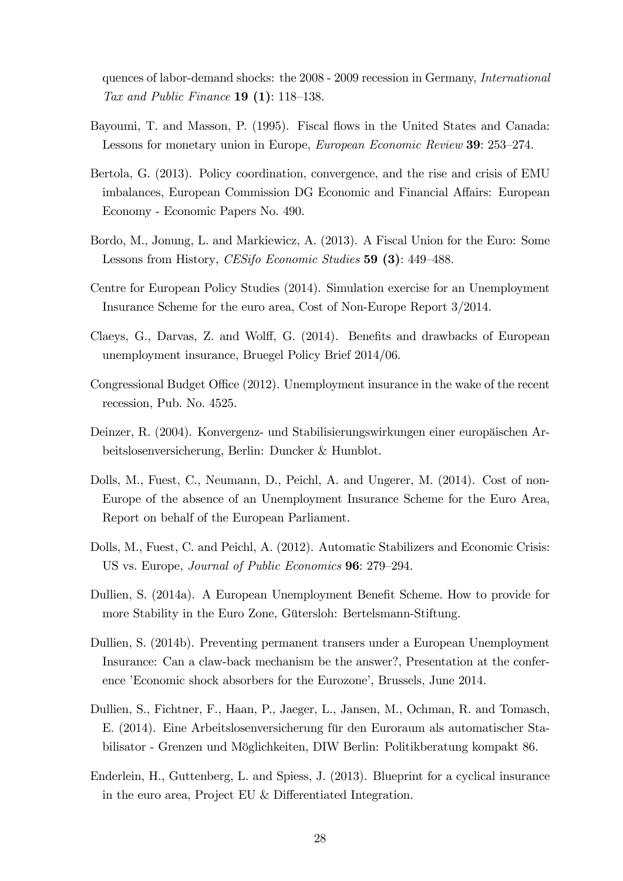quences of labor-demand shocks: the 2008 - 2009 recession in Germany, *International Tax and Public Finance* **19 (1)**: 118–138.

Bayoumi, T. and Masson, P. (1995). Fiscal flows in the United States and Canada: Lessons for monetary union in Europe, *European Economic Review* **39**: 253–274.

Bertola, G. (2013). Policy coordination, convergence, and the rise and crisis of EMU imbalances, European Commission DG Economic and Financial Affairs: European Economy - Economic Papers No. 490.

Bordo, M., Jonung, L. and Markiewicz, A. (2013). A Fiscal Union for the Euro: Some Lessons from History, *CESifo Economic Studies* **59 (3)**: 449–488.

Centre for European Policy Studies (2014). Simulation exercise for an Unemployment Insurance Scheme for the euro area, Cost of Non-Europe Report 3/2014.

Claeys, G., Darvas, Z. and Wolff, G. (2014). Benefits and drawbacks of European unemployment insurance, Bruegel Policy Brief 2014/06.

Congressional Budget Office (2012). Unemployment insurance in the wake of the recent recession, Pub. No. 4525.

Deinzer, R. (2004). Konvergenz- und Stabilisierungswirkungen einer europäischen Arbeitslosenversicherung, Berlin: Duncker & Humblot.

Dolls, M., Fuest, C., Neumann, D., Peichl, A. and Ungerer, M. (2014). Cost of non-Europe of the absence of an Unemployment Insurance Scheme for the Euro Area, Report on behalf of the European Parliament.

Dolls, M., Fuest, C. and Peichl, A. (2012). Automatic Stabilizers and Economic Crisis: US vs. Europe, *Journal of Public Economics* **96**: 279–294.

Dullien, S. (2014a). A European Unemployment Benefit Scheme. How to provide for more Stability in the Euro Zone, Gütersloh: Bertelsmann-Stiftung.

Dullien, S. (2014b). Preventing permanent transers under a European Unemployment Insurance: Can a claw-back mechanism be the answer?, Presentation at the conference 'Economic shock absorbers for the Eurozone', Brussels, June 2014.

Dullien, S., Fichtner, F., Haan, P., Jaeger, L., Jansen, M., Ochman, R. and Tomasch, E. (2014). Eine Arbeitslosenversicherung für den Euroraum als automatischer Stabilisator - Grenzen und Möglichkeiten, DIW Berlin: Politikberatung kompakt 86.

Enderlein, H., Guttenberg, L. and Spiess, J. (2013). Blueprint for a cyclical insurance in the euro area, Project EU & Differentiated Integration.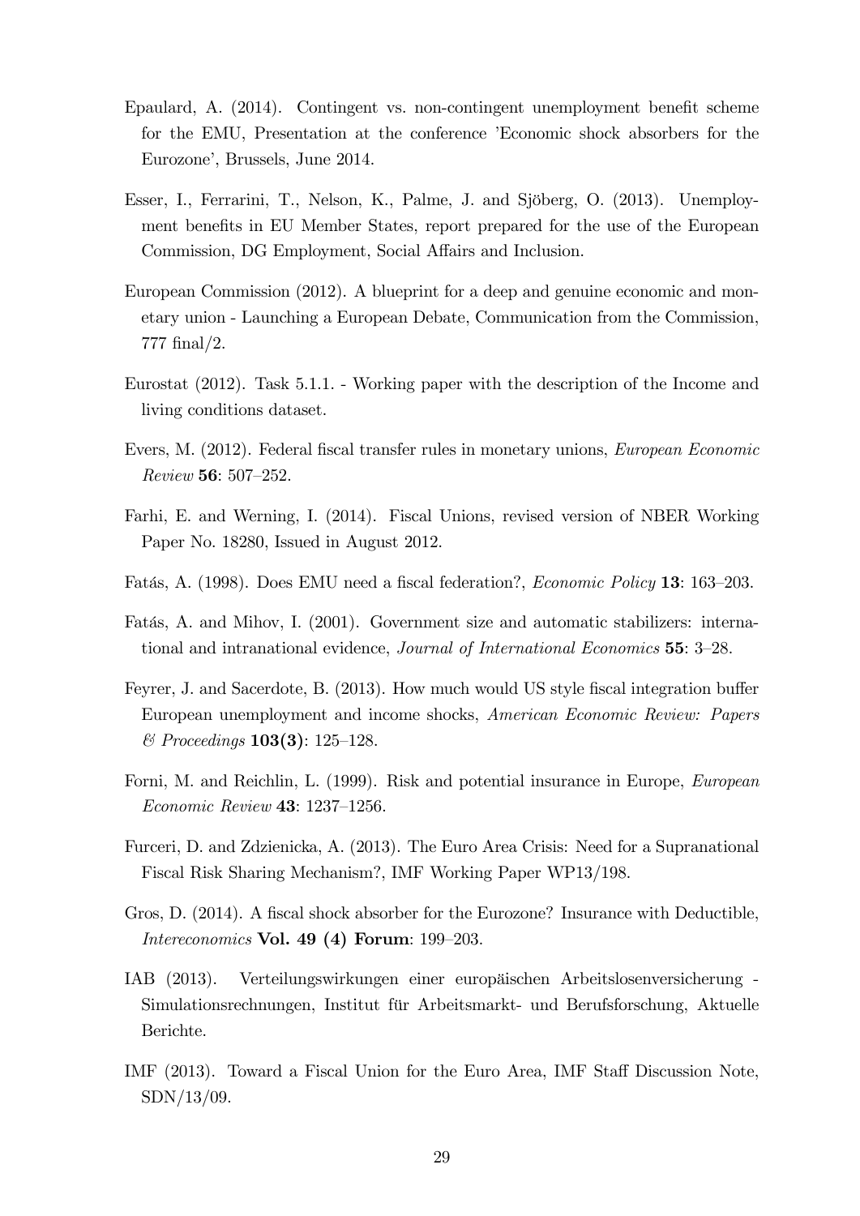Epaulard, A. (2014). Contingent vs. non-contingent unemployment benefit scheme for the EMU, Presentation at the conference 'Economic shock absorbers for the Eurozone', Brussels, June 2014.

Esser, I., Ferrarini, T., Nelson, K., Palme, J. and Sjöberg, O. (2013). Unemployment benefits in EU Member States, report prepared for the use of the European Commission, DG Employment, Social Affairs and Inclusion.

European Commission (2012). A blueprint for a deep and genuine economic and monetary union - Launching a European Debate, Communication from the Commission, 777 final/2.

Eurostat (2012). Task 5.1.1. - Working paper with the description of the Income and living conditions dataset.

Evers, M. (2012). Federal fiscal transfer rules in monetary unions, *European Economic Review* **56**: 507–252.

Farhi, E. and Werning, I. (2014). Fiscal Unions, revised version of NBER Working Paper No. 18280, Issued in August 2012.

Fatás, A. (1998). Does EMU need a fiscal federation?, *Economic Policy* **13**: 163–203.

Fatás, A. and Mihov, I. (2001). Government size and automatic stabilizers: international and intranational evidence, *Journal of International Economics* **55**: 3–28.

Feyrer, J. and Sacerdote, B. (2013). How much would US style fiscal integration buffer European unemployment and income shocks, *American Economic Review: Papers & Proceedings* **103(3)**: 125–128.

Forni, M. and Reichlin, L. (1999). Risk and potential insurance in Europe, *European Economic Review* **43**: 1237–1256.

Furceri, D. and Zdzienicka, A. (2013). The Euro Area Crisis: Need for a Supranational Fiscal Risk Sharing Mechanism?, IMF Working Paper WP13/198.

Gros, D. (2014). A fiscal shock absorber for the Eurozone? Insurance with Deductible, *Intereconomics* **Vol. 49 (4) Forum**: 199–203.

IAB (2013). Verteilungswirkungen einer europäischen Arbeitslosenversicherung - Simulationsrechnungen, Institut für Arbeitsmarkt- und Berufsforschung, Aktuelle Berichte.

IMF (2013). Toward a Fiscal Union for the Euro Area, IMF Staff Discussion Note, SDN/13/09.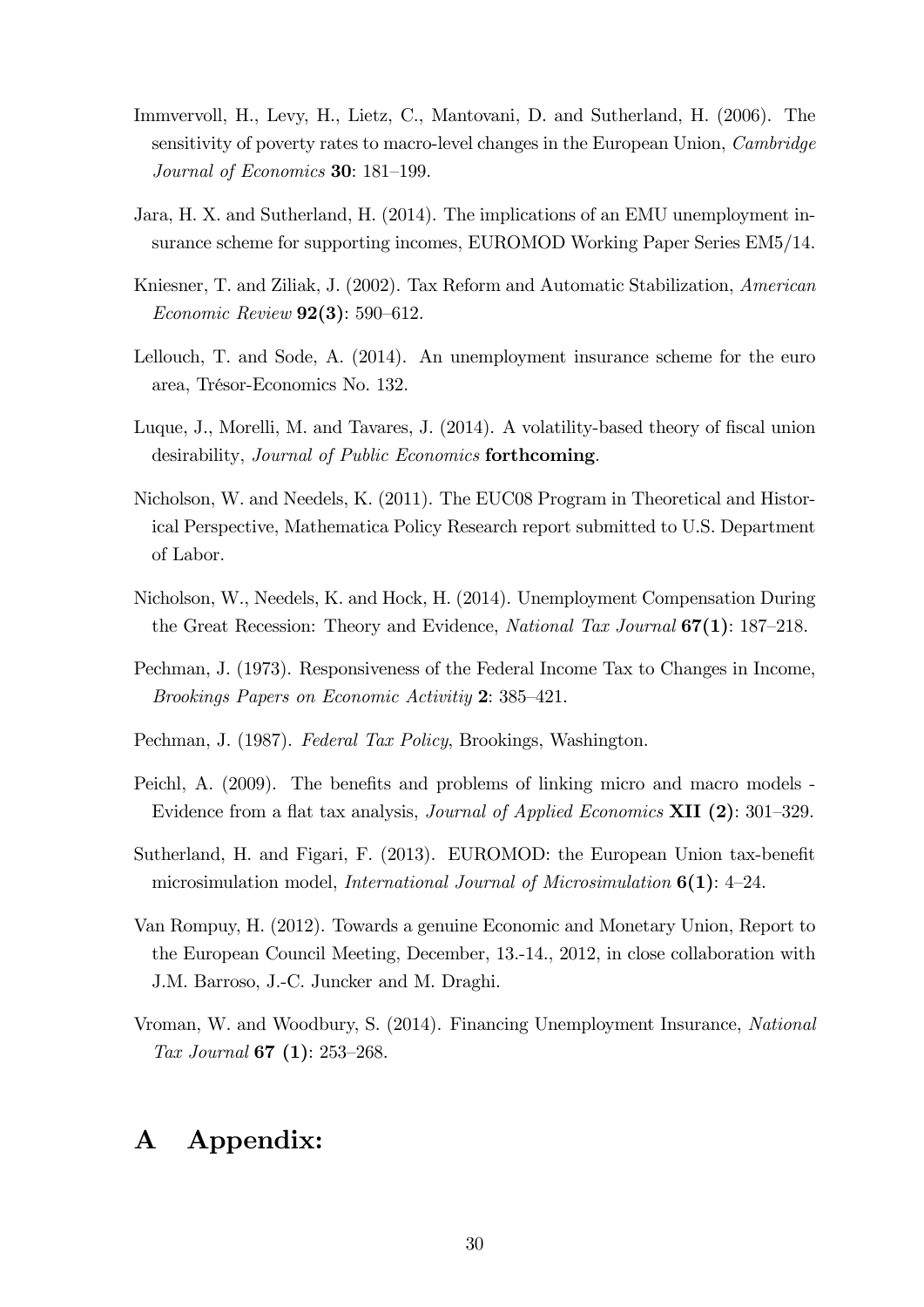Immervoll, H., Levy, H., Lietz, C., Mantovani, D. and Sutherland, H. (2006). The sensitivity of poverty rates to macro-level changes in the European Union, *Cambridge Journal of Economics* **30**: 181–199.

Jara, H. X. and Sutherland, H. (2014). The implications of an EMU unemployment insurance scheme for supporting incomes, EUROMOD Working Paper Series EM5/14.

Kniesner, T. and Ziliak, J. (2002). Tax Reform and Automatic Stabilization, *American Economic Review* **92(3)**: 590–612.

Lellouch, T. and Sode, A. (2014). An unemployment insurance scheme for the euro area, Trésor-Economics No. 132.

Luque, J., Morelli, M. and Tavares, J. (2014). A volatility-based theory of fiscal union desirability, *Journal of Public Economics* **forthcoming**.

Nicholson, W. and Needels, K. (2011). The EUC08 Program in Theoretical and Historical Perspective, Mathematica Policy Research report submitted to U.S. Department of Labor.

Nicholson, W., Needels, K. and Hock, H. (2014). Unemployment Compensation During the Great Recession: Theory and Evidence, *National Tax Journal* **67(1)**: 187–218.

Pechman, J. (1973). Responsiveness of the Federal Income Tax to Changes in Income, *Brookings Papers on Economic Activitiy* **2**: 385–421.

Pechman, J. (1987). *Federal Tax Policy*, Brookings, Washington.

Peichl, A. (2009). The benefits and problems of linking micro and macro models - Evidence from a flat tax analysis, *Journal of Applied Economics* **XII (2)**: 301–329.

Sutherland, H. and Figari, F. (2013). EUROMOD: the European Union tax-benefit microsimulation model, *International Journal of Microsimulation* **6(1)**: 4–24.

Van Rompuy, H. (2012). Towards a genuine Economic and Monetary Union, Report to the European Council Meeting, December, 13.-14., 2012, in close collaboration with J.M. Barroso, J.-C. Juncker and M. Draghi.

Vroman, W. and Woodbury, S. (2014). Financing Unemployment Insurance, *National Tax Journal* **67 (1)**: 253–268.

# A Appendix: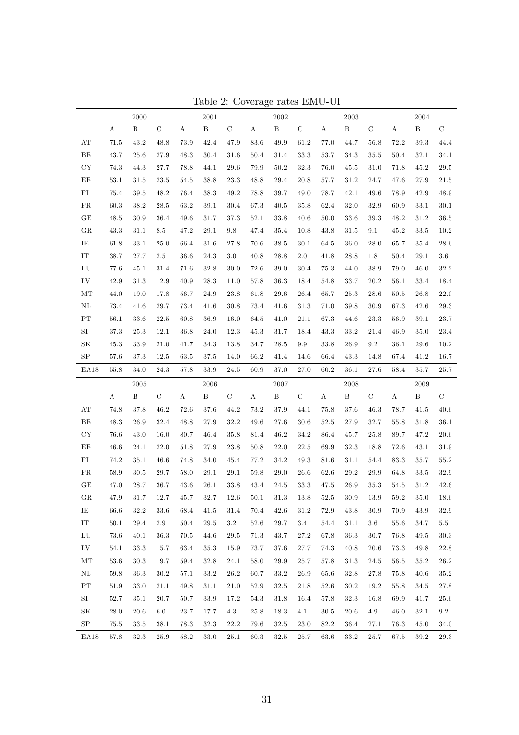Table 2: Coverage rates EMU-UI

| | 2000 | | | 2001 | | | 2002 | | | 2003 | | | 2004 | | |
|---|---|---|---|---|---|---|---|---|---|---|---|---|---|---|---|
| | A | B | C | A | B | C | A | B | C | A | B | C | A | B | C |
| AT | 71.5 | 43.2 | 48.8 | 73.9 | 42.4 | 47.9 | 83.6 | 49.9 | 61.2 | 77.0 | 44.7 | 56.8 | 72.2 | 39.3 | 44.4 |
| BE | 43.7 | 25.6 | 27.9 | 48.3 | 30.4 | 31.6 | 50.4 | 31.4 | 33.3 | 53.7 | 34.3 | 35.5 | 50.4 | 32.1 | 34.1 |
| CY | 74.3 | 44.3 | 27.7 | 78.8 | 44.1 | 29.6 | 79.9 | 50.2 | 32.3 | 76.0 | 45.5 | 31.0 | 71.8 | 45.2 | 29.5 |
| EE | 53.1 | 31.5 | 23.5 | 54.5 | 38.8 | 23.3 | 48.8 | 29.4 | 20.8 | 57.7 | 31.2 | 24.7 | 47.6 | 27.9 | 21.5 |
| FI | 75.4 | 39.5 | 48.2 | 76.4 | 38.3 | 49.2 | 78.8 | 39.7 | 49.0 | 78.7 | 42.1 | 49.6 | 78.9 | 42.9 | 48.9 |
| FR | 60.3 | 38.2 | 28.5 | 63.2 | 39.1 | 30.4 | 67.3 | 40.5 | 35.8 | 62.4 | 32.0 | 32.9 | 60.9 | 33.1 | 30.1 |
| GE | 48.5 | 30.9 | 36.4 | 49.6 | 31.7 | 37.3 | 52.1 | 33.8 | 40.6 | 50.0 | 33.6 | 39.3 | 48.2 | 31.2 | 36.5 |
| GR | 43.3 | 31.1 | 8.5 | 47.2 | 29.1 | 9.8 | 47.4 | 35.4 | 10.8 | 43.8 | 31.5 | 9.1 | 45.2 | 33.5 | 10.2 |
| IE | 61.8 | 33.1 | 25.0 | 66.4 | 31.6 | 27.8 | 70.6 | 38.5 | 30.1 | 64.5 | 36.0 | 28.0 | 65.7 | 35.4 | 28.6 |
| IT | 38.7 | 27.7 | 2.5 | 36.6 | 24.3 | 3.0 | 40.8 | 28.8 | 2.0 | 41.8 | 28.8 | 1.8 | 50.4 | 29.1 | 3.6 |
| LU | 77.6 | 45.1 | 31.4 | 71.6 | 32.8 | 30.0 | 72.6 | 39.0 | 30.4 | 75.3 | 44.0 | 38.9 | 79.0 | 46.0 | 32.2 |
| LV | 42.9 | 31.3 | 12.9 | 40.9 | 28.3 | 11.0 | 57.8 | 36.3 | 18.4 | 54.8 | 33.7 | 20.2 | 56.1 | 33.4 | 18.4 |
| MT | 44.0 | 19.0 | 17.8 | 56.7 | 24.9 | 23.8 | 61.8 | 29.6 | 26.4 | 65.7 | 25.3 | 28.6 | 50.5 | 26.8 | 22.0 |
| NL | 73.4 | 41.6 | 29.7 | 73.4 | 41.6 | 30.8 | 73.4 | 41.6 | 31.3 | 71.0 | 39.8 | 30.9 | 67.3 | 42.6 | 29.3 |
| PT | 56.1 | 33.6 | 22.5 | 60.8 | 36.9 | 16.0 | 64.5 | 41.0 | 21.1 | 67.3 | 44.6 | 23.3 | 56.9 | 39.1 | 23.7 |
| SI | 37.3 | 25.3 | 12.1 | 36.8 | 24.0 | 12.3 | 45.3 | 31.7 | 18.4 | 43.3 | 33.2 | 21.4 | 46.9 | 35.0 | 23.4 |
| SK | 45.3 | 33.9 | 21.0 | 41.7 | 34.3 | 13.8 | 34.7 | 28.5 | 9.9 | 33.8 | 26.9 | 9.2 | 36.1 | 29.6 | 10.2 |
| SP | 57.6 | 37.3 | 12.5 | 63.5 | 37.5 | 14.0 | 66.2 | 41.4 | 14.6 | 66.4 | 43.3 | 14.8 | 67.4 | 41.2 | 16.7 |
| EA18 | 55.8 | 34.0 | 24.3 | 57.8 | 33.9 | 24.5 | 60.9 | 37.0 | 27.0 | 60.2 | 36.1 | 27.6 | 58.4 | 35.7 | 25.7 |
| | 2005 | | | 2006 | | | 2007 | | | 2008 | | | 2009 | | |
| | A | B | C | A | B | C | A | B | C | A | B | C | A | B | C |
| AT | 74.8 | 37.8 | 46.2 | 72.6 | 37.6 | 44.2 | 73.2 | 37.9 | 44.1 | 75.8 | 37.6 | 46.3 | 78.7 | 41.5 | 40.6 |
| BE | 48.3 | 26.9 | 32.4 | 48.8 | 27.9 | 32.2 | 49.6 | 27.6 | 30.6 | 52.5 | 27.9 | 32.7 | 55.8 | 31.8 | 36.1 |
| CY | 76.6 | 43.0 | 16.0 | 80.7 | 46.4 | 35.8 | 81.4 | 46.2 | 34.2 | 86.4 | 45.7 | 25.8 | 89.7 | 47.2 | 20.6 |
| EE | 46.6 | 24.1 | 22.0 | 51.8 | 27.9 | 23.8 | 50.8 | 22.0 | 22.5 | 69.9 | 32.3 | 18.8 | 72.6 | 43.1 | 31.9 |
| FI | 74.2 | 35.1 | 46.6 | 74.8 | 34.0 | 45.4 | 77.2 | 34.2 | 49.3 | 81.6 | 31.1 | 54.4 | 83.3 | 35.7 | 55.2 |
| FR | 58.9 | 30.5 | 29.7 | 58.0 | 29.1 | 29.1 | 59.8 | 29.0 | 26.6 | 62.6 | 29.2 | 29.9 | 64.8 | 33.5 | 32.9 |
| GE | 47.0 | 28.7 | 36.7 | 43.6 | 26.1 | 33.8 | 43.4 | 24.5 | 33.3 | 47.5 | 26.9 | 35.3 | 54.5 | 31.2 | 42.6 |
| GR | 47.9 | 31.7 | 12.7 | 45.7 | 32.7 | 12.6 | 50.1 | 31.3 | 13.8 | 52.5 | 30.9 | 13.9 | 59.2 | 35.0 | 18.6 |
| IE | 66.6 | 32.2 | 33.6 | 68.4 | 41.5 | 31.4 | 70.4 | 42.6 | 31.2 | 72.9 | 43.8 | 30.9 | 70.9 | 43.9 | 32.9 |
| IT | 50.1 | 29.4 | 2.9 | 50.4 | 29.5 | 3.2 | 52.6 | 29.7 | 3.4 | 54.4 | 31.1 | 3.6 | 55.6 | 34.7 | 5.5 |
| LU | 73.6 | 40.1 | 36.3 | 70.5 | 44.6 | 29.5 | 71.3 | 43.7 | 27.2 | 67.8 | 36.3 | 30.7 | 76.8 | 49.5 | 30.3 |
| LV | 54.1 | 33.3 | 15.7 | 63.4 | 35.3 | 15.9 | 73.7 | 37.6 | 27.7 | 74.3 | 40.8 | 20.6 | 73.3 | 49.8 | 22.8 |
| MT | 53.6 | 30.3 | 19.7 | 59.4 | 32.8 | 24.1 | 58.0 | 29.9 | 25.7 | 57.8 | 31.3 | 24.5 | 56.5 | 35.2 | 26.2 |
| NL | 59.8 | 36.3 | 30.2 | 57.1 | 33.2 | 26.2 | 60.7 | 33.2 | 26.9 | 65.6 | 32.8 | 27.8 | 75.8 | 40.6 | 35.2 |
| PT | 51.9 | 33.0 | 21.1 | 49.8 | 31.1 | 21.0 | 52.9 | 32.5 | 21.8 | 52.6 | 30.2 | 19.2 | 55.8 | 34.5 | 27.8 |
| SI | 52.7 | 35.1 | 20.7 | 50.7 | 33.9 | 17.2 | 54.3 | 31.8 | 16.4 | 57.8 | 32.3 | 16.8 | 69.9 | 41.7 | 25.6 |
| SK | 28.0 | 20.6 | 6.0 | 23.7 | 17.7 | 4.3 | 25.8 | 18.3 | 4.1 | 30.5 | 20.6 | 4.9 | 46.0 | 32.1 | 9.2 |
| SP | 75.5 | 33.5 | 38.1 | 78.3 | 32.3 | 22.2 | 79.6 | 32.5 | 23.0 | 82.2 | 36.4 | 27.1 | 76.3 | 45.0 | 34.0 |
| EA18 | 57.8 | 32.3 | 25.9 | 58.2 | 33.0 | 25.1 | 60.3 | 32.5 | 25.7 | 63.6 | 33.2 | 25.7 | 67.5 | 39.2 | 29.3 |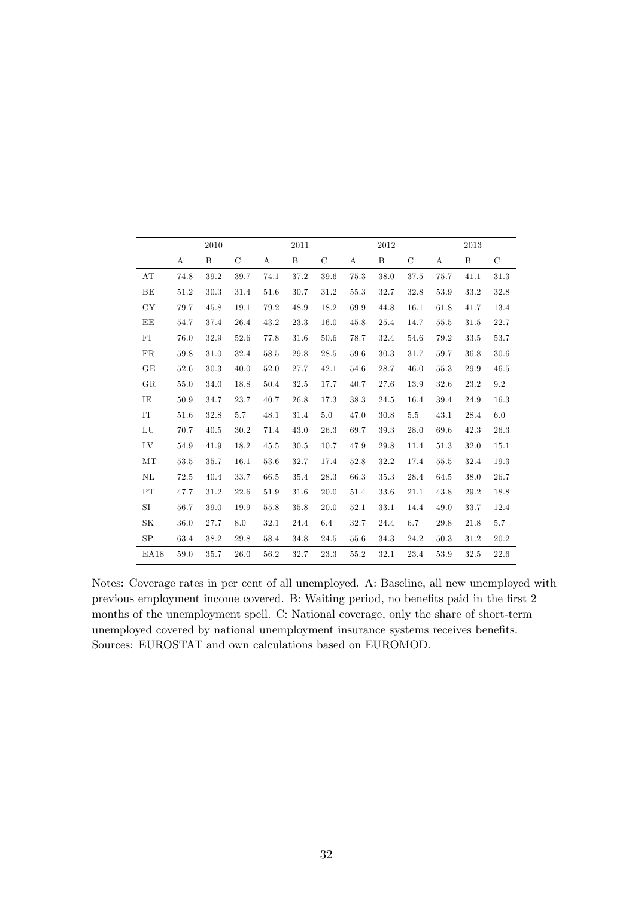| | 2010 | | | 2011 | | | 2012 | | | 2013 | | |
|---|---|---|---|---|---|---|---|---|---|---|---|---|
| | A | B | C | A | B | C | A | B | C | A | B | C |
| AT | 74.8 | 39.2 | 39.7 | 74.1 | 37.2 | 39.6 | 75.3 | 38.0 | 37.5 | 75.7 | 41.1 | 31.3 |
| BE | 51.2 | 30.3 | 31.4 | 51.6 | 30.7 | 31.2 | 55.3 | 32.7 | 32.8 | 53.9 | 33.2 | 32.8 |
| CY | 79.7 | 45.8 | 19.1 | 79.2 | 48.9 | 18.2 | 69.9 | 44.8 | 16.1 | 61.8 | 41.7 | 13.4 |
| EE | 54.7 | 37.4 | 26.4 | 43.2 | 23.3 | 16.0 | 45.8 | 25.4 | 14.7 | 55.5 | 31.5 | 22.7 |
| FI | 76.0 | 32.9 | 52.6 | 77.8 | 31.6 | 50.6 | 78.7 | 32.4 | 54.6 | 79.2 | 33.5 | 53.7 |
| FR | 59.8 | 31.0 | 32.4 | 58.5 | 29.8 | 28.5 | 59.6 | 30.3 | 31.7 | 59.7 | 36.8 | 30.6 |
| GE | 52.6 | 30.3 | 40.0 | 52.0 | 27.7 | 42.1 | 54.6 | 28.7 | 46.0 | 55.3 | 29.9 | 46.5 |
| GR | 55.0 | 34.0 | 18.8 | 50.4 | 32.5 | 17.7 | 40.7 | 27.6 | 13.9 | 32.6 | 23.2 | 9.2 |
| IE | 50.9 | 34.7 | 23.7 | 40.7 | 26.8 | 17.3 | 38.3 | 24.5 | 16.4 | 39.4 | 24.9 | 16.3 |
| IT | 51.6 | 32.8 | 5.7 | 48.1 | 31.4 | 5.0 | 47.0 | 30.8 | 5.5 | 43.1 | 28.4 | 6.0 |
| LU | 70.7 | 40.5 | 30.2 | 71.4 | 43.0 | 26.3 | 69.7 | 39.3 | 28.0 | 69.6 | 42.3 | 26.3 |
| LV | 54.9 | 41.9 | 18.2 | 45.5 | 30.5 | 10.7 | 47.9 | 29.8 | 11.4 | 51.3 | 32.0 | 15.1 |
| MT | 53.5 | 35.7 | 16.1 | 53.6 | 32.7 | 17.4 | 52.8 | 32.2 | 17.4 | 55.5 | 32.4 | 19.3 |
| NL | 72.5 | 40.4 | 33.7 | 66.5 | 35.4 | 28.3 | 66.3 | 35.3 | 28.4 | 64.5 | 38.0 | 26.7 |
| PT | 47.7 | 31.2 | 22.6 | 51.9 | 31.6 | 20.0 | 51.4 | 33.6 | 21.1 | 43.8 | 29.2 | 18.8 |
| SI | 56.7 | 39.0 | 19.9 | 55.8 | 35.8 | 20.0 | 52.1 | 33.1 | 14.4 | 49.0 | 33.7 | 12.4 |
| SK | 36.0 | 27.7 | 8.0 | 32.1 | 24.4 | 6.4 | 32.7 | 24.4 | 6.7 | 29.8 | 21.8 | 5.7 |
| SP | 63.4 | 38.2 | 29.8 | 58.4 | 34.8 | 24.5 | 55.6 | 34.3 | 24.2 | 50.3 | 31.2 | 20.2 |
| EA18 | 59.0 | 35.7 | 26.0 | 56.2 | 32.7 | 23.3 | 55.2 | 32.1 | 23.4 | 53.9 | 32.5 | 22.6 |

Notes: Coverage rates in per cent of all unemployed. A: Baseline, all new unemployed with previous employment income covered. B: Waiting period, no benefits paid in the first 2 months of the unemployment spell. C: National coverage, only the share of short-term unemployed covered by national unemployment insurance systems receives benefits. Sources: EUROSTAT and own calculations based on EUROMOD.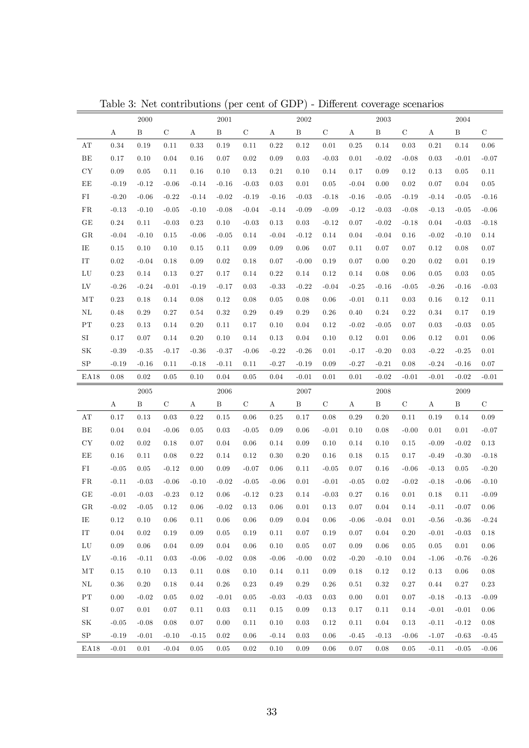Table 3: Net contributions (per cent of GDP) - Different coverage scenarios

| | 2000 | | | 2001 | | | 2002 | | | 2003 | | | 2004 | | |
|---|---|---|---|---|---|---|---|---|---|---|---|---|---|---|---|
| | A | B | C | A | B | C | A | B | C | A | B | C | A | B | C |
| AT | 0.34 | 0.19 | 0.11 | 0.33 | 0.19 | 0.11 | 0.22 | 0.12 | 0.01 | 0.25 | 0.14 | 0.03 | 0.21 | 0.14 | 0.06 |
| BE | 0.17 | 0.10 | 0.04 | 0.16 | 0.07 | 0.02 | 0.09 | 0.03 | -0.03 | 0.01 | -0.02 | -0.08 | 0.03 | -0.01 | -0.07 |
| CY | 0.09 | 0.05 | 0.11 | 0.16 | 0.10 | 0.13 | 0.21 | 0.10 | 0.14 | 0.17 | 0.09 | 0.12 | 0.13 | 0.05 | 0.11 |
| EE | -0.19 | -0.12 | -0.06 | -0.14 | -0.16 | -0.03 | 0.03 | 0.01 | 0.05 | -0.04 | 0.00 | 0.02 | 0.07 | 0.04 | 0.05 |
| FI | -0.20 | -0.06 | -0.22 | -0.14 | -0.02 | -0.19 | -0.16 | -0.03 | -0.18 | -0.16 | -0.05 | -0.19 | -0.14 | -0.05 | -0.16 |
| FR | -0.13 | -0.10 | -0.05 | -0.10 | -0.08 | -0.04 | -0.14 | -0.09 | -0.09 | -0.12 | -0.03 | -0.08 | -0.13 | -0.05 | -0.06 |
| GE | 0.24 | 0.11 | -0.03 | 0.23 | 0.10 | -0.03 | 0.13 | 0.03 | -0.12 | 0.07 | -0.02 | -0.18 | 0.04 | -0.03 | -0.18 |
| GR | -0.04 | -0.10 | 0.15 | -0.06 | -0.05 | 0.14 | -0.04 | -0.12 | 0.14 | 0.04 | -0.04 | 0.16 | -0.02 | -0.10 | 0.14 |
| IE | 0.15 | 0.10 | 0.10 | 0.15 | 0.11 | 0.09 | 0.09 | 0.06 | 0.07 | 0.11 | 0.07 | 0.07 | 0.12 | 0.08 | 0.07 |
| IT | 0.02 | -0.04 | 0.18 | 0.09 | 0.02 | 0.18 | 0.07 | -0.00 | 0.19 | 0.07 | 0.00 | 0.20 | 0.02 | 0.01 | 0.19 |
| LU | 0.23 | 0.14 | 0.13 | 0.27 | 0.17 | 0.14 | 0.22 | 0.14 | 0.12 | 0.14 | 0.08 | 0.06 | 0.05 | 0.03 | 0.05 |
| LV | -0.26 | -0.24 | -0.01 | -0.19 | -0.17 | 0.03 | -0.33 | -0.22 | -0.04 | -0.25 | -0.16 | -0.05 | -0.26 | -0.16 | -0.03 |
| MT | 0.23 | 0.18 | 0.14 | 0.08 | 0.12 | 0.08 | 0.05 | 0.08 | 0.06 | -0.01 | 0.11 | 0.03 | 0.16 | 0.12 | 0.11 |
| NL | 0.48 | 0.29 | 0.27 | 0.54 | 0.32 | 0.29 | 0.49 | 0.29 | 0.26 | 0.40 | 0.24 | 0.22 | 0.34 | 0.17 | 0.19 |
| PT | 0.23 | 0.13 | 0.14 | 0.20 | 0.11 | 0.17 | 0.10 | 0.04 | 0.12 | -0.02 | -0.05 | 0.07 | 0.03 | -0.03 | 0.05 |
| SI | 0.17 | 0.07 | 0.14 | 0.20 | 0.10 | 0.14 | 0.13 | 0.04 | 0.10 | 0.12 | 0.01 | 0.06 | 0.12 | 0.01 | 0.06 |
| SK | -0.39 | -0.35 | -0.17 | -0.36 | -0.37 | -0.06 | -0.22 | -0.26 | 0.01 | -0.17 | -0.20 | 0.03 | -0.22 | -0.25 | 0.01 |
| SP | -0.19 | -0.16 | 0.11 | -0.18 | -0.11 | 0.11 | -0.27 | -0.19 | 0.09 | -0.27 | -0.21 | 0.08 | -0.24 | -0.16 | 0.07 |
| EA18 | 0.08 | 0.02 | 0.05 | 0.10 | 0.04 | 0.05 | 0.04 | -0.01 | 0.01 | 0.01 | -0.02 | -0.01 | -0.01 | -0.02 | -0.01 |
| | 2005 | | | 2006 | | | 2007 | | | 2008 | | | 2009 | | |
| | A | B | C | A | B | C | A | B | C | A | B | C | A | B | C |
| AT | 0.17 | 0.13 | 0.03 | 0.22 | 0.15 | 0.06 | 0.25 | 0.17 | 0.08 | 0.29 | 0.20 | 0.11 | 0.19 | 0.14 | 0.09 |
| BE | 0.04 | 0.04 | -0.06 | 0.05 | 0.03 | -0.05 | 0.09 | 0.06 | -0.01 | 0.10 | 0.08 | -0.00 | 0.01 | 0.01 | -0.07 |
| CY | 0.02 | 0.02 | 0.18 | 0.07 | 0.04 | 0.06 | 0.14 | 0.09 | 0.10 | 0.14 | 0.10 | 0.15 | -0.09 | -0.02 | 0.13 |
| EE | 0.16 | 0.11 | 0.08 | 0.22 | 0.14 | 0.12 | 0.30 | 0.20 | 0.16 | 0.18 | 0.15 | 0.17 | -0.49 | -0.30 | -0.18 |
| FI | -0.05 | 0.05 | -0.12 | 0.00 | 0.09 | -0.07 | 0.06 | 0.11 | -0.05 | 0.07 | 0.16 | -0.06 | -0.13 | 0.05 | -0.20 |
| FR | -0.11 | -0.03 | -0.06 | -0.10 | -0.02 | -0.05 | -0.06 | 0.01 | -0.01 | -0.05 | 0.02 | -0.02 | -0.18 | -0.06 | -0.10 |
| GE | -0.01 | -0.03 | -0.23 | 0.12 | 0.06 | -0.12 | 0.23 | 0.14 | -0.03 | 0.27 | 0.16 | 0.01 | 0.18 | 0.11 | -0.09 |
| GR | -0.02 | -0.05 | 0.12 | 0.06 | -0.02 | 0.13 | 0.06 | 0.01 | 0.13 | 0.07 | 0.04 | 0.14 | -0.11 | -0.07 | 0.06 |
| IE | 0.12 | 0.10 | 0.06 | 0.11 | 0.06 | 0.06 | 0.09 | 0.04 | 0.06 | -0.06 | -0.04 | 0.01 | -0.56 | -0.36 | -0.24 |
| IT | 0.04 | 0.02 | 0.19 | 0.09 | 0.05 | 0.19 | 0.11 | 0.07 | 0.19 | 0.07 | 0.04 | 0.20 | -0.01 | -0.03 | 0.18 |
| LU | 0.09 | 0.06 | 0.04 | 0.09 | 0.04 | 0.06 | 0.10 | 0.05 | 0.07 | 0.09 | 0.06 | 0.05 | 0.05 | 0.01 | 0.06 |
| LV | -0.16 | -0.11 | 0.03 | -0.06 | -0.02 | 0.08 | -0.06 | -0.00 | 0.02 | -0.20 | -0.10 | 0.04 | -1.06 | -0.76 | -0.26 |
| MT | 0.15 | 0.10 | 0.13 | 0.11 | 0.08 | 0.10 | 0.14 | 0.11 | 0.09 | 0.18 | 0.12 | 0.12 | 0.13 | 0.06 | 0.08 |
| NL | 0.36 | 0.20 | 0.18 | 0.44 | 0.26 | 0.23 | 0.49 | 0.29 | 0.26 | 0.51 | 0.32 | 0.27 | 0.44 | 0.27 | 0.23 |
| PT | 0.00 | -0.02 | 0.05 | 0.02 | -0.01 | 0.05 | -0.03 | -0.03 | 0.03 | 0.00 | 0.01 | 0.07 | -0.18 | -0.13 | -0.09 |
| SI | 0.07 | 0.01 | 0.07 | 0.11 | 0.03 | 0.11 | 0.15 | 0.09 | 0.13 | 0.17 | 0.11 | 0.14 | -0.01 | -0.01 | 0.06 |
| SK | -0.05 | -0.08 | 0.08 | 0.07 | 0.00 | 0.11 | 0.10 | 0.03 | 0.12 | 0.11 | 0.04 | 0.13 | -0.11 | -0.12 | 0.08 |
| SP | -0.19 | -0.01 | -0.10 | -0.15 | 0.02 | 0.06 | -0.14 | 0.03 | 0.06 | -0.45 | -0.13 | -0.06 | -1.07 | -0.63 | -0.45 |
| EA18 | -0.01 | 0.01 | -0.04 | 0.05 | 0.05 | 0.02 | 0.10 | 0.09 | 0.06 | 0.07 | 0.08 | 0.05 | -0.11 | -0.05 | -0.06 |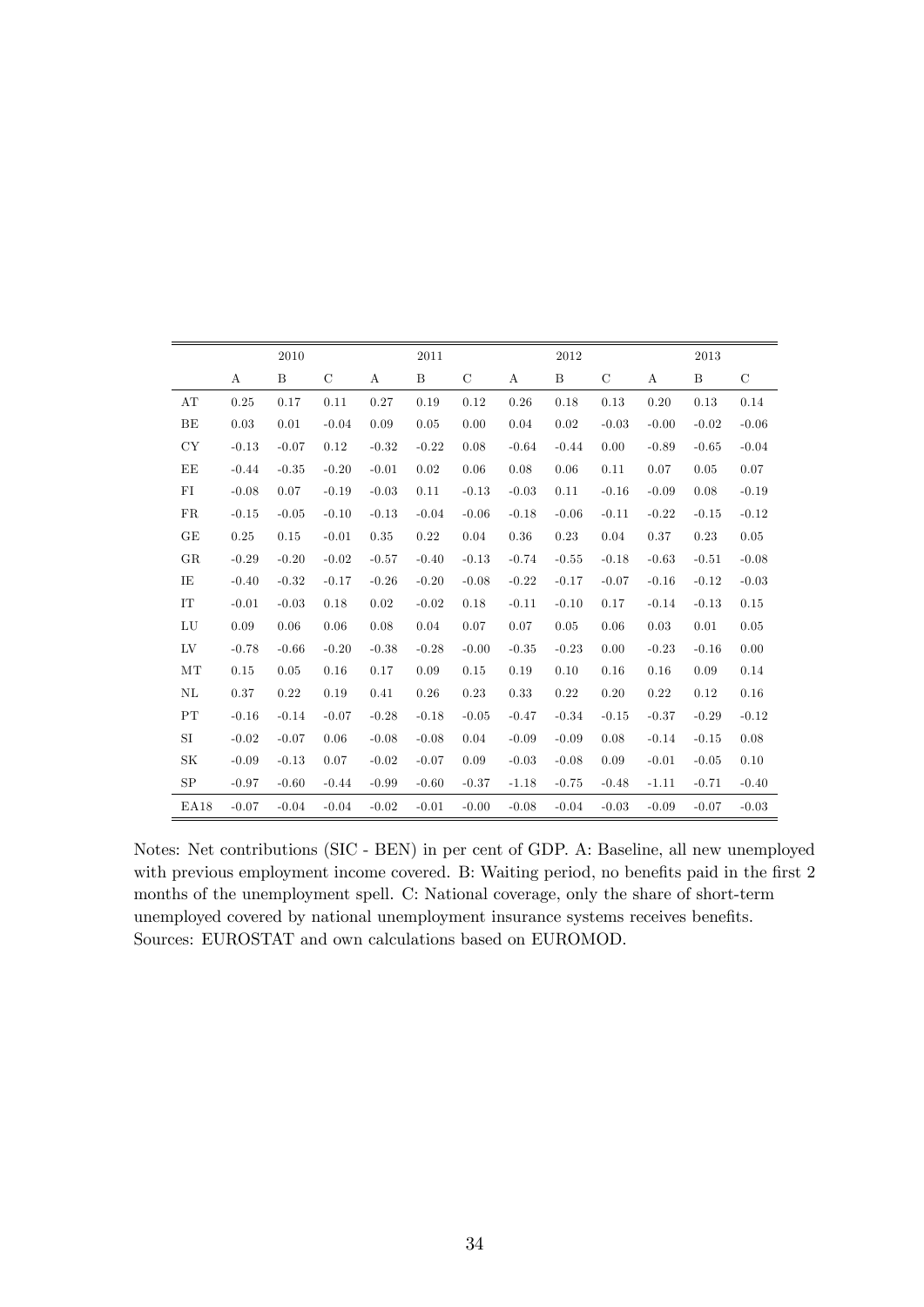| | 2010 | | | 2011 | | | 2012 | | | 2013 | | |
|---|---|---|---|---|---|---|---|---|---|---|---|---|
| | A | B | C | A | B | C | A | B | C | A | B | C |
| AT | 0.25 | 0.17 | 0.11 | 0.27 | 0.19 | 0.12 | 0.26 | 0.18 | 0.13 | 0.20 | 0.13 | 0.14 |
| BE | 0.03 | 0.01 | -0.04 | 0.09 | 0.05 | 0.00 | 0.04 | 0.02 | -0.03 | -0.00 | -0.02 | -0.06 |
| CY | -0.13 | -0.07 | 0.12 | -0.32 | -0.22 | 0.08 | -0.64 | -0.44 | 0.00 | -0.89 | -0.65 | -0.04 |
| EE | -0.44 | -0.35 | -0.20 | -0.01 | 0.02 | 0.06 | 0.08 | 0.06 | 0.11 | 0.07 | 0.05 | 0.07 |
| FI | -0.08 | 0.07 | -0.19 | -0.03 | 0.11 | -0.13 | -0.03 | 0.11 | -0.16 | -0.09 | 0.08 | -0.19 |
| FR | -0.15 | -0.05 | -0.10 | -0.13 | -0.04 | -0.06 | -0.18 | -0.06 | -0.11 | -0.22 | -0.15 | -0.12 |
| GE | 0.25 | 0.15 | -0.01 | 0.35 | 0.22 | 0.04 | 0.36 | 0.23 | 0.04 | 0.37 | 0.23 | 0.05 |
| GR | -0.29 | -0.20 | -0.02 | -0.57 | -0.40 | -0.13 | -0.74 | -0.55 | -0.18 | -0.63 | -0.51 | -0.08 |
| IE | -0.40 | -0.32 | -0.17 | -0.26 | -0.20 | -0.08 | -0.22 | -0.17 | -0.07 | -0.16 | -0.12 | -0.03 |
| IT | -0.01 | -0.03 | 0.18 | 0.02 | -0.02 | 0.18 | -0.11 | -0.10 | 0.17 | -0.14 | -0.13 | 0.15 |
| LU | 0.09 | 0.06 | 0.06 | 0.08 | 0.04 | 0.07 | 0.07 | 0.05 | 0.06 | 0.03 | 0.01 | 0.05 |
| LV | -0.78 | -0.66 | -0.20 | -0.38 | -0.28 | -0.00 | -0.35 | -0.23 | 0.00 | -0.23 | -0.16 | 0.00 |
| MT | 0.15 | 0.05 | 0.16 | 0.17 | 0.09 | 0.15 | 0.19 | 0.10 | 0.16 | 0.16 | 0.09 | 0.14 |
| NL | 0.37 | 0.22 | 0.19 | 0.41 | 0.26 | 0.23 | 0.33 | 0.22 | 0.20 | 0.22 | 0.12 | 0.16 |
| PT | -0.16 | -0.14 | -0.07 | -0.28 | -0.18 | -0.05 | -0.47 | -0.34 | -0.15 | -0.37 | -0.29 | -0.12 |
| SI | -0.02 | -0.07 | 0.06 | -0.08 | -0.08 | 0.04 | -0.09 | -0.09 | 0.08 | -0.14 | -0.15 | 0.08 |
| SK | -0.09 | -0.13 | 0.07 | -0.02 | -0.07 | 0.09 | -0.03 | -0.08 | 0.09 | -0.01 | -0.05 | 0.10 |
| SP | -0.97 | -0.60 | -0.44 | -0.99 | -0.60 | -0.37 | -1.18 | -0.75 | -0.48 | -1.11 | -0.71 | -0.40 |
| EA18 | -0.07 | -0.04 | -0.04 | -0.02 | -0.01 | -0.00 | -0.08 | -0.04 | -0.03 | -0.09 | -0.07 | -0.03 |

Notes: Net contributions (SIC - BEN) in per cent of GDP. A: Baseline, all new unemployed with previous employment income covered. B: Waiting period, no benefits paid in the first 2 months of the unemployment spell. C: National coverage, only the share of short-term unemployed covered by national unemployment insurance systems receives benefits. Sources: EUROSTAT and own calculations based on EUROMOD.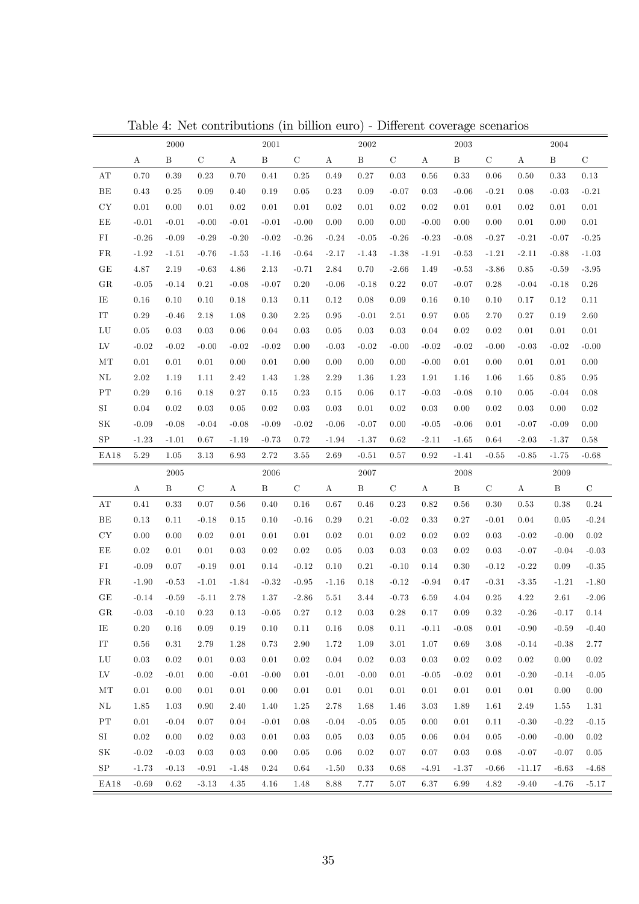Table 4: Net contributions (in billion euro) - Different coverage scenarios

| | 2000 | | | 2001 | | | 2002 | | | 2003 | | | 2004 | | |
|---|---|---|---|---|---|---|---|---|---|---|---|---|---|---|---|
| | A | B | C | A | B | C | A | B | C | A | B | C | A | B | C |
| AT | 0.70 | 0.39 | 0.23 | 0.70 | 0.41 | 0.25 | 0.49 | 0.27 | 0.03 | 0.56 | 0.33 | 0.06 | 0.50 | 0.33 | 0.13 |
| BE | 0.43 | 0.25 | 0.09 | 0.40 | 0.19 | 0.05 | 0.23 | 0.09 | -0.07 | 0.03 | -0.06 | -0.21 | 0.08 | -0.03 | -0.21 |
| CY | 0.01 | 0.00 | 0.01 | 0.02 | 0.01 | 0.01 | 0.02 | 0.01 | 0.02 | 0.02 | 0.01 | 0.01 | 0.02 | 0.01 | 0.01 |
| EE | -0.01 | -0.01 | -0.00 | -0.01 | -0.01 | -0.00 | 0.00 | 0.00 | 0.00 | -0.00 | 0.00 | 0.00 | 0.01 | 0.00 | 0.01 |
| FI | -0.26 | -0.09 | -0.29 | -0.20 | -0.02 | -0.26 | -0.24 | -0.05 | -0.26 | -0.23 | -0.08 | -0.27 | -0.21 | -0.07 | -0.25 |
| FR | -1.92 | -1.51 | -0.76 | -1.53 | -1.16 | -0.64 | -2.17 | -1.43 | -1.38 | -1.91 | -0.53 | -1.21 | -2.11 | -0.88 | -1.03 |
| GE | 4.87 | 2.19 | -0.63 | 4.86 | 2.13 | -0.71 | 2.84 | 0.70 | -2.66 | 1.49 | -0.53 | -3.86 | 0.85 | -0.59 | -3.95 |
| GR | -0.05 | -0.14 | 0.21 | -0.08 | -0.07 | 0.20 | -0.06 | -0.18 | 0.22 | 0.07 | -0.07 | 0.28 | -0.04 | -0.18 | 0.26 |
| IE | 0.16 | 0.10 | 0.10 | 0.18 | 0.13 | 0.11 | 0.12 | 0.08 | 0.09 | 0.16 | 0.10 | 0.10 | 0.17 | 0.12 | 0.11 |
| IT | 0.29 | -0.46 | 2.18 | 1.08 | 0.30 | 2.25 | 0.95 | -0.01 | 2.51 | 0.97 | 0.05 | 2.70 | 0.27 | 0.19 | 2.60 |
| LU | 0.05 | 0.03 | 0.03 | 0.06 | 0.04 | 0.03 | 0.05 | 0.03 | 0.03 | 0.04 | 0.02 | 0.02 | 0.01 | 0.01 | 0.01 |
| LV | -0.02 | -0.02 | -0.00 | -0.02 | -0.02 | 0.00 | -0.03 | -0.02 | -0.00 | -0.02 | -0.02 | -0.00 | -0.03 | -0.02 | -0.00 |
| MT | 0.01 | 0.01 | 0.01 | 0.00 | 0.01 | 0.00 | 0.00 | 0.00 | 0.00 | -0.00 | 0.01 | 0.00 | 0.01 | 0.01 | 0.00 |
| NL | 2.02 | 1.19 | 1.11 | 2.42 | 1.43 | 1.28 | 2.29 | 1.36 | 1.23 | 1.91 | 1.16 | 1.06 | 1.65 | 0.85 | 0.95 |
| PT | 0.29 | 0.16 | 0.18 | 0.27 | 0.15 | 0.23 | 0.15 | 0.06 | 0.17 | -0.03 | -0.08 | 0.10 | 0.05 | -0.04 | 0.08 |
| SI | 0.04 | 0.02 | 0.03 | 0.05 | 0.02 | 0.03 | 0.03 | 0.01 | 0.02 | 0.03 | 0.00 | 0.02 | 0.03 | 0.00 | 0.02 |
| SK | -0.09 | -0.08 | -0.04 | -0.08 | -0.09 | -0.02 | -0.06 | -0.07 | 0.00 | -0.05 | -0.06 | 0.01 | -0.07 | -0.09 | 0.00 |
| SP | -1.23 | -1.01 | 0.67 | -1.19 | -0.73 | 0.72 | -1.94 | -1.37 | 0.62 | -2.11 | -1.65 | 0.64 | -2.03 | -1.37 | 0.58 |
| EA18 | 5.29 | 1.05 | 3.13 | 6.93 | 2.72 | 3.55 | 2.69 | -0.51 | 0.57 | 0.92 | -1.41 | -0.55 | -0.85 | -1.75 | -0.68 |

| | 2005 | | | 2006 | | | 2007 | | | 2008 | | | 2009 | | |
|---|---|---|---|---|---|---|---|---|---|---|---|---|---|---|---|
| | A | B | C | A | B | C | A | B | C | A | B | C | A | B | C |
| AT | 0.41 | 0.33 | 0.07 | 0.56 | 0.40 | 0.16 | 0.67 | 0.46 | 0.23 | 0.82 | 0.56 | 0.30 | 0.53 | 0.38 | 0.24 |
| BE | 0.13 | 0.11 | -0.18 | 0.15 | 0.10 | -0.16 | 0.29 | 0.21 | -0.02 | 0.33 | 0.27 | -0.01 | 0.04 | 0.05 | -0.24 |
| CY | 0.00 | 0.00 | 0.02 | 0.01 | 0.01 | 0.01 | 0.02 | 0.01 | 0.02 | 0.02 | 0.02 | 0.03 | -0.02 | -0.00 | 0.02 |
| EE | 0.02 | 0.01 | 0.01 | 0.03 | 0.02 | 0.02 | 0.05 | 0.03 | 0.03 | 0.03 | 0.02 | 0.03 | -0.07 | -0.04 | -0.03 |
| FI | -0.09 | 0.07 | -0.19 | 0.01 | 0.14 | -0.12 | 0.10 | 0.21 | -0.10 | 0.14 | 0.30 | -0.12 | -0.22 | 0.09 | -0.35 |
| FR | -1.90 | -0.53 | -1.01 | -1.84 | -0.32 | -0.95 | -1.16 | 0.18 | -0.12 | -0.94 | 0.47 | -0.31 | -3.35 | -1.21 | -1.80 |
| GE | -0.14 | -0.59 | -5.11 | 2.78 | 1.37 | -2.86 | 5.51 | 3.44 | -0.73 | 6.59 | 4.04 | 0.25 | 4.22 | 2.61 | -2.06 |
| GR | -0.03 | -0.10 | 0.23 | 0.13 | -0.05 | 0.27 | 0.12 | 0.03 | 0.28 | 0.17 | 0.09 | 0.32 | -0.26 | -0.17 | 0.14 |
| IE | 0.20 | 0.16 | 0.09 | 0.19 | 0.10 | 0.11 | 0.16 | 0.08 | 0.11 | -0.11 | -0.08 | 0.01 | -0.90 | -0.59 | -0.40 |
| IT | 0.56 | 0.31 | 2.79 | 1.28 | 0.73 | 2.90 | 1.72 | 1.09 | 3.01 | 1.07 | 0.69 | 3.08 | -0.14 | -0.38 | 2.77 |
| LU | 0.03 | 0.02 | 0.01 | 0.03 | 0.01 | 0.02 | 0.04 | 0.02 | 0.03 | 0.03 | 0.02 | 0.02 | 0.02 | 0.00 | 0.02 |
| LV | -0.02 | -0.01 | 0.00 | -0.01 | -0.00 | 0.01 | -0.01 | -0.00 | 0.01 | -0.05 | -0.02 | 0.01 | -0.20 | -0.14 | -0.05 |
| MT | 0.01 | 0.00 | 0.01 | 0.01 | 0.00 | 0.01 | 0.01 | 0.01 | 0.01 | 0.01 | 0.01 | 0.01 | 0.01 | 0.00 | 0.00 |
| NL | 1.85 | 1.03 | 0.90 | 2.40 | 1.40 | 1.25 | 2.78 | 1.68 | 1.46 | 3.03 | 1.89 | 1.61 | 2.49 | 1.55 | 1.31 |
| PT | 0.01 | -0.04 | 0.07 | 0.04 | -0.01 | 0.08 | -0.04 | -0.05 | 0.05 | 0.00 | 0.01 | 0.11 | -0.30 | -0.22 | -0.15 |
| SI | 0.02 | 0.00 | 0.02 | 0.03 | 0.01 | 0.03 | 0.05 | 0.03 | 0.05 | 0.06 | 0.04 | 0.05 | -0.00 | -0.00 | 0.02 |
| SK | -0.02 | -0.03 | 0.03 | 0.03 | 0.00 | 0.05 | 0.06 | 0.02 | 0.07 | 0.07 | 0.03 | 0.08 | -0.07 | -0.07 | 0.05 |
| SP | -1.73 | -0.13 | -0.91 | -1.48 | 0.24 | 0.64 | -1.50 | 0.33 | 0.68 | -4.91 | -1.37 | -0.66 | -11.17 | -6.63 | -4.68 |
| EA18 | -0.69 | 0.62 | -3.13 | 4.35 | 4.16 | 1.48 | 8.88 | 7.77 | 5.07 | 6.37 | 6.99 | 4.82 | -9.40 | -4.76 | -5.17 |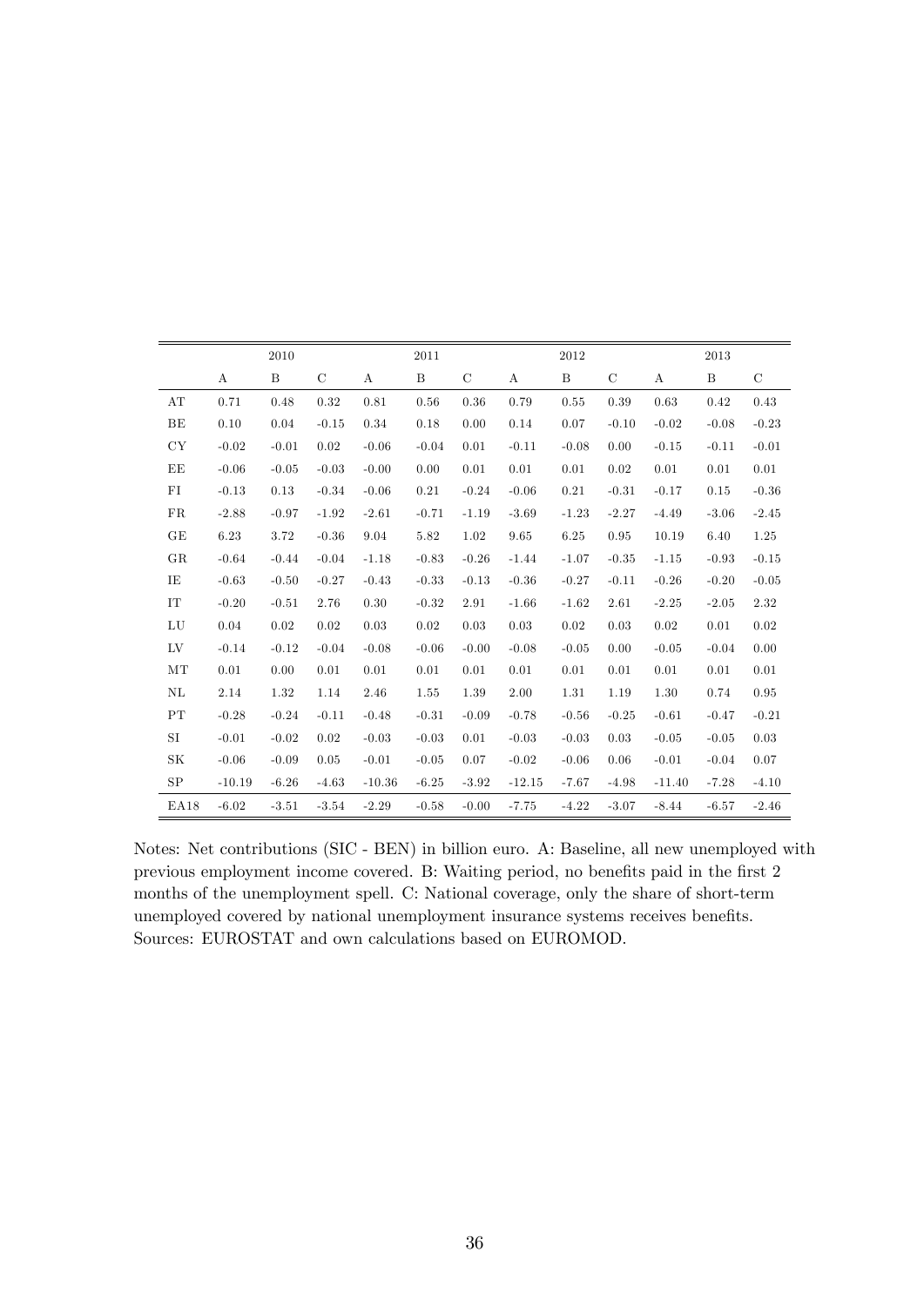| | 2010 | | | 2011 | | | 2012 | | | 2013 | | |
|---|---|---|---|---|---|---|---|---|---|---|---|---|
| | A | B | C | A | B | C | A | B | C | A | B | C |
| AT | 0.71 | 0.48 | 0.32 | 0.81 | 0.56 | 0.36 | 0.79 | 0.55 | 0.39 | 0.63 | 0.42 | 0.43 |
| BE | 0.10 | 0.04 | -0.15 | 0.34 | 0.18 | 0.00 | 0.14 | 0.07 | -0.10 | -0.02 | -0.08 | -0.23 |
| CY | -0.02 | -0.01 | 0.02 | -0.06 | -0.04 | 0.01 | -0.11 | -0.08 | 0.00 | -0.15 | -0.11 | -0.01 |
| EE | -0.06 | -0.05 | -0.03 | -0.00 | 0.00 | 0.01 | 0.01 | 0.01 | 0.02 | 0.01 | 0.01 | 0.01 |
| FI | -0.13 | 0.13 | -0.34 | -0.06 | 0.21 | -0.24 | -0.06 | 0.21 | -0.31 | -0.17 | 0.15 | -0.36 |
| FR | -2.88 | -0.97 | -1.92 | -2.61 | -0.71 | -1.19 | -3.69 | -1.23 | -2.27 | -4.49 | -3.06 | -2.45 |
| GE | 6.23 | 3.72 | -0.36 | 9.04 | 5.82 | 1.02 | 9.65 | 6.25 | 0.95 | 10.19 | 6.40 | 1.25 |
| GR | -0.64 | -0.44 | -0.04 | -1.18 | -0.83 | -0.26 | -1.44 | -1.07 | -0.35 | -1.15 | -0.93 | -0.15 |
| IE | -0.63 | -0.50 | -0.27 | -0.43 | -0.33 | -0.13 | -0.36 | -0.27 | -0.11 | -0.26 | -0.20 | -0.05 |
| IT | -0.20 | -0.51 | 2.76 | 0.30 | -0.32 | 2.91 | -1.66 | -1.62 | 2.61 | -2.25 | -2.05 | 2.32 |
| LU | 0.04 | 0.02 | 0.02 | 0.03 | 0.02 | 0.03 | 0.03 | 0.02 | 0.03 | 0.02 | 0.01 | 0.02 |
| LV | -0.14 | -0.12 | -0.04 | -0.08 | -0.06 | -0.00 | -0.08 | -0.05 | 0.00 | -0.05 | -0.04 | 0.00 |
| MT | 0.01 | 0.00 | 0.01 | 0.01 | 0.01 | 0.01 | 0.01 | 0.01 | 0.01 | 0.01 | 0.01 | 0.01 |
| NL | 2.14 | 1.32 | 1.14 | 2.46 | 1.55 | 1.39 | 2.00 | 1.31 | 1.19 | 1.30 | 0.74 | 0.95 |
| PT | -0.28 | -0.24 | -0.11 | -0.48 | -0.31 | -0.09 | -0.78 | -0.56 | -0.25 | -0.61 | -0.47 | -0.21 |
| SI | -0.01 | -0.02 | 0.02 | -0.03 | -0.03 | 0.01 | -0.03 | -0.03 | 0.03 | -0.05 | -0.05 | 0.03 |
| SK | -0.06 | -0.09 | 0.05 | -0.01 | -0.05 | 0.07 | -0.02 | -0.06 | 0.06 | -0.01 | -0.04 | 0.07 |
| SP | -10.19 | -6.26 | -4.63 | -10.36 | -6.25 | -3.92 | -12.15 | -7.67 | -4.98 | -11.40 | -7.28 | -4.10 |
| EA18 | -6.02 | -3.51 | -3.54 | -2.29 | -0.58 | -0.00 | -7.75 | -4.22 | -3.07 | -8.44 | -6.57 | -2.46 |

Notes: Net contributions (SIC - BEN) in billion euro. A: Baseline, all new unemployed with previous employment income covered. B: Waiting period, no benefits paid in the first 2 months of the unemployment spell. C: National coverage, only the share of short-term unemployed covered by national unemployment insurance systems receives benefits. Sources: EUROSTAT and own calculations based on EUROMOD.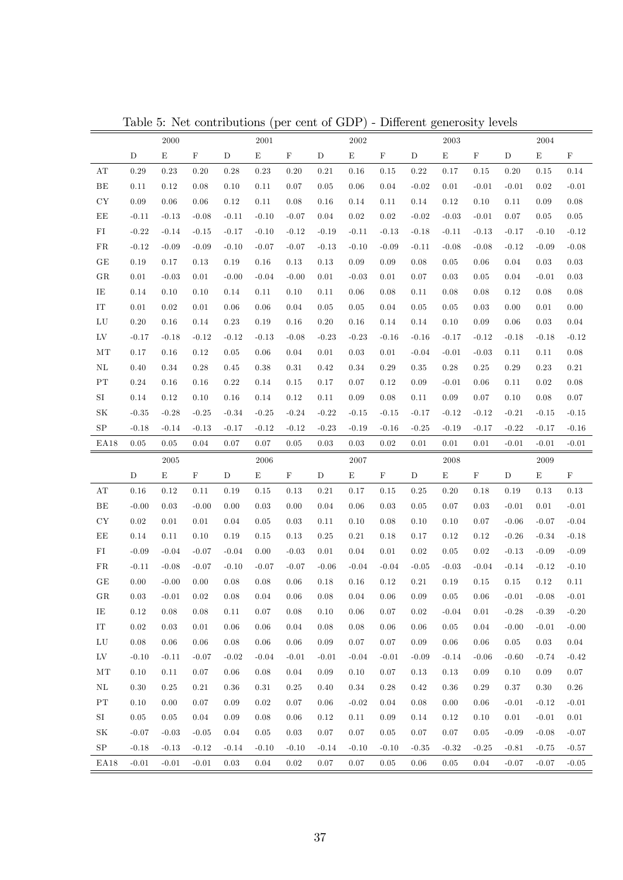Table 5: Net contributions (per cent of GDP) - Different generosity levels

| | 2000 | | | 2001 | | | 2002 | | | 2003 | | | 2004 | | |
|---|---|---|---|---|---|---|---|---|---|---|---|---|---|---|---|
| | D | E | F | D | E | F | D | E | F | D | E | F | D | E | F |
| AT | 0.29 | 0.23 | 0.20 | 0.28 | 0.23 | 0.20 | 0.21 | 0.16 | 0.15 | 0.22 | 0.17 | 0.15 | 0.20 | 0.15 | 0.14 |
| BE | 0.11 | 0.12 | 0.08 | 0.10 | 0.11 | 0.07 | 0.05 | 0.06 | 0.04 | -0.02 | 0.01 | -0.01 | -0.01 | 0.02 | -0.01 |
| CY | 0.09 | 0.06 | 0.06 | 0.12 | 0.11 | 0.08 | 0.16 | 0.14 | 0.11 | 0.14 | 0.12 | 0.10 | 0.11 | 0.09 | 0.08 |
| EE | -0.11 | -0.13 | -0.08 | -0.11 | -0.10 | -0.07 | 0.04 | 0.02 | 0.02 | -0.02 | -0.03 | -0.01 | 0.07 | 0.05 | 0.05 |
| FI | -0.22 | -0.14 | -0.15 | -0.17 | -0.10 | -0.12 | -0.19 | -0.11 | -0.13 | -0.18 | -0.11 | -0.13 | -0.17 | -0.10 | -0.12 |
| FR | -0.12 | -0.09 | -0.09 | -0.10 | -0.07 | -0.07 | -0.13 | -0.10 | -0.09 | -0.11 | -0.08 | -0.08 | -0.12 | -0.09 | -0.08 |
| GE | 0.19 | 0.17 | 0.13 | 0.19 | 0.16 | 0.13 | 0.13 | 0.09 | 0.09 | 0.08 | 0.05 | 0.06 | 0.04 | 0.03 | 0.03 |
| GR | 0.01 | -0.03 | 0.01 | -0.00 | -0.04 | -0.00 | 0.01 | -0.03 | 0.01 | 0.07 | 0.03 | 0.05 | 0.04 | -0.01 | 0.03 |
| IE | 0.14 | 0.10 | 0.10 | 0.14 | 0.11 | 0.10 | 0.11 | 0.06 | 0.08 | 0.11 | 0.08 | 0.08 | 0.12 | 0.08 | 0.08 |
| IT | 0.01 | 0.02 | 0.01 | 0.06 | 0.06 | 0.04 | 0.05 | 0.05 | 0.04 | 0.05 | 0.05 | 0.03 | 0.00 | 0.01 | 0.00 |
| LU | 0.20 | 0.16 | 0.14 | 0.23 | 0.19 | 0.16 | 0.20 | 0.16 | 0.14 | 0.14 | 0.10 | 0.09 | 0.06 | 0.03 | 0.04 |
| LV | -0.17 | -0.18 | -0.12 | -0.12 | -0.13 | -0.08 | -0.23 | -0.23 | -0.16 | -0.16 | -0.17 | -0.12 | -0.18 | -0.18 | -0.12 |
| MT | 0.17 | 0.16 | 0.12 | 0.05 | 0.06 | 0.04 | 0.01 | 0.03 | 0.01 | -0.04 | -0.01 | -0.03 | 0.11 | 0.11 | 0.08 |
| NL | 0.40 | 0.34 | 0.28 | 0.45 | 0.38 | 0.31 | 0.42 | 0.34 | 0.29 | 0.35 | 0.28 | 0.25 | 0.29 | 0.23 | 0.21 |
| PT | 0.24 | 0.16 | 0.16 | 0.22 | 0.14 | 0.15 | 0.17 | 0.07 | 0.12 | 0.09 | -0.01 | 0.06 | 0.11 | 0.02 | 0.08 |
| SI | 0.14 | 0.12 | 0.10 | 0.16 | 0.14 | 0.12 | 0.11 | 0.09 | 0.08 | 0.11 | 0.09 | 0.07 | 0.10 | 0.08 | 0.07 |
| SK | -0.35 | -0.28 | -0.25 | -0.34 | -0.25 | -0.24 | -0.22 | -0.15 | -0.15 | -0.17 | -0.12 | -0.12 | -0.21 | -0.15 | -0.15 |
| SP | -0.18 | -0.14 | -0.13 | -0.17 | -0.12 | -0.12 | -0.23 | -0.19 | -0.16 | -0.25 | -0.19 | -0.17 | -0.22 | -0.17 | -0.16 |
| EA18 | 0.05 | 0.05 | 0.04 | 0.07 | 0.07 | 0.05 | 0.03 | 0.03 | 0.02 | 0.01 | 0.01 | 0.01 | -0.01 | -0.01 | -0.01 |
| | 2005 | | | 2006 | | | 2007 | | | 2008 | | | 2009 | | |
| | D | E | F | D | E | F | D | E | F | D | E | F | D | E | F |
| AT | 0.16 | 0.12 | 0.11 | 0.19 | 0.15 | 0.13 | 0.21 | 0.17 | 0.15 | 0.25 | 0.20 | 0.18 | 0.19 | 0.13 | 0.13 |
| BE | -0.00 | 0.03 | -0.00 | 0.00 | 0.03 | 0.00 | 0.04 | 0.06 | 0.03 | 0.05 | 0.07 | 0.03 | -0.01 | 0.01 | -0.01 |
| CY | 0.02 | 0.01 | 0.01 | 0.04 | 0.05 | 0.03 | 0.11 | 0.10 | 0.08 | 0.10 | 0.10 | 0.07 | -0.06 | -0.07 | -0.04 |
| EE | 0.14 | 0.11 | 0.10 | 0.19 | 0.15 | 0.13 | 0.25 | 0.21 | 0.18 | 0.17 | 0.12 | 0.12 | -0.26 | -0.34 | -0.18 |
| FI | -0.09 | -0.04 | -0.07 | -0.04 | 0.00 | -0.03 | 0.01 | 0.04 | 0.01 | 0.02 | 0.05 | 0.02 | -0.13 | -0.09 | -0.09 |
| FR | -0.11 | -0.08 | -0.07 | -0.10 | -0.07 | -0.07 | -0.06 | -0.04 | -0.04 | -0.05 | -0.03 | -0.04 | -0.14 | -0.12 | -0.10 |
| GE | 0.00 | -0.00 | 0.00 | 0.08 | 0.08 | 0.06 | 0.18 | 0.16 | 0.12 | 0.21 | 0.19 | 0.15 | 0.15 | 0.12 | 0.11 |
| GR | 0.03 | -0.01 | 0.02 | 0.08 | 0.04 | 0.06 | 0.08 | 0.04 | 0.06 | 0.09 | 0.05 | 0.06 | -0.01 | -0.08 | -0.01 |
| IE | 0.12 | 0.08 | 0.08 | 0.11 | 0.07 | 0.08 | 0.10 | 0.06 | 0.07 | 0.02 | -0.04 | 0.01 | -0.28 | -0.39 | -0.20 |
| IT | 0.02 | 0.03 | 0.01 | 0.06 | 0.06 | 0.04 | 0.08 | 0.08 | 0.06 | 0.06 | 0.05 | 0.04 | -0.00 | -0.01 | -0.00 |
| LU | 0.08 | 0.06 | 0.06 | 0.08 | 0.06 | 0.06 | 0.09 | 0.07 | 0.07 | 0.09 | 0.06 | 0.06 | 0.05 | 0.03 | 0.04 |
| LV | -0.10 | -0.11 | -0.07 | -0.02 | -0.04 | -0.01 | -0.01 | -0.04 | -0.01 | -0.09 | -0.14 | -0.06 | -0.60 | -0.74 | -0.42 |
| MT | 0.10 | 0.11 | 0.07 | 0.06 | 0.08 | 0.04 | 0.09 | 0.10 | 0.07 | 0.13 | 0.13 | 0.09 | 0.10 | 0.09 | 0.07 |
| NL | 0.30 | 0.25 | 0.21 | 0.36 | 0.31 | 0.25 | 0.40 | 0.34 | 0.28 | 0.42 | 0.36 | 0.29 | 0.37 | 0.30 | 0.26 |
| PT | 0.10 | 0.00 | 0.07 | 0.09 | 0.02 | 0.07 | 0.06 | -0.02 | 0.04 | 0.08 | 0.00 | 0.06 | -0.01 | -0.12 | -0.01 |
| SI | 0.05 | 0.05 | 0.04 | 0.09 | 0.08 | 0.06 | 0.12 | 0.11 | 0.09 | 0.14 | 0.12 | 0.10 | 0.01 | -0.01 | 0.01 |
| SK | -0.07 | -0.03 | -0.05 | 0.04 | 0.05 | 0.03 | 0.07 | 0.07 | 0.05 | 0.07 | 0.07 | 0.05 | -0.09 | -0.08 | -0.07 |
| SP | -0.18 | -0.13 | -0.12 | -0.14 | -0.10 | -0.10 | -0.14 | -0.10 | -0.10 | -0.35 | -0.32 | -0.25 | -0.81 | -0.75 | -0.57 |
| EA18 | -0.01 | -0.01 | -0.01 | 0.03 | 0.04 | 0.02 | 0.07 | 0.07 | 0.05 | 0.06 | 0.05 | 0.04 | -0.07 | -0.07 | -0.05 |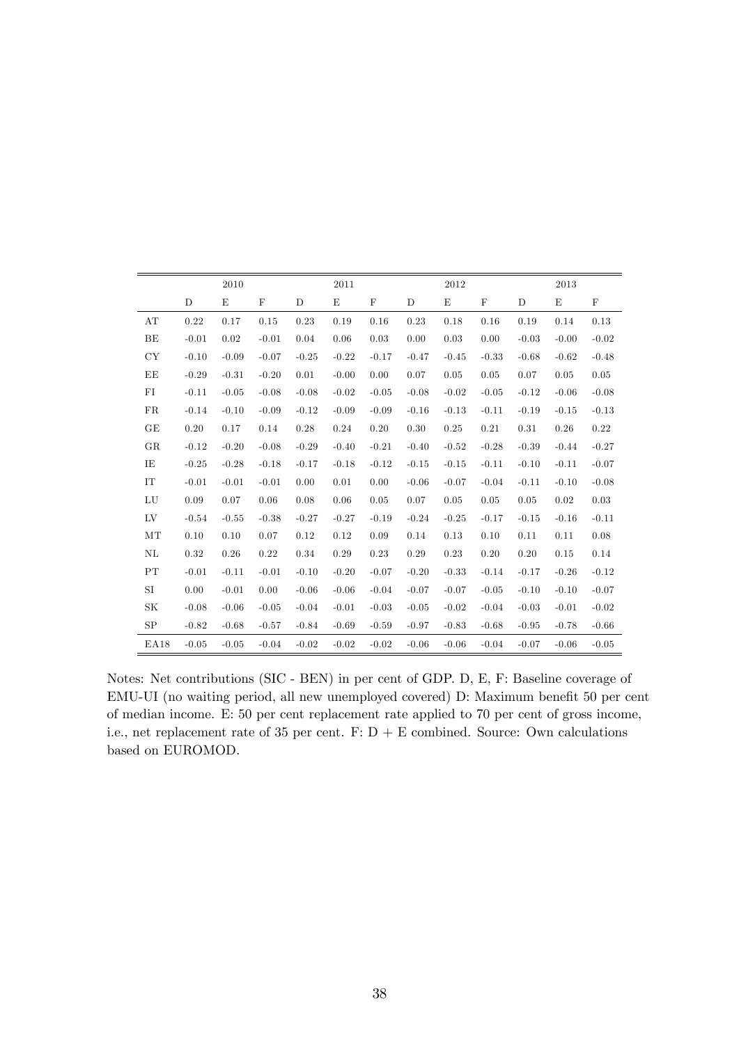| | 2010 | | | 2011 | | | 2012 | | | 2013 | | |
|---|---|---|---|---|---|---|---|---|---|---|---|---|
| | D | E | F | D | E | F | D | E | F | D | E | F |
| AT | 0.22 | 0.17 | 0.15 | 0.23 | 0.19 | 0.16 | 0.23 | 0.18 | 0.16 | 0.19 | 0.14 | 0.13 |
| BE | -0.01 | 0.02 | -0.01 | 0.04 | 0.06 | 0.03 | 0.00 | 0.03 | 0.00 | -0.03 | -0.00 | -0.02 |
| CY | -0.10 | -0.09 | -0.07 | -0.25 | -0.22 | -0.17 | -0.47 | -0.45 | -0.33 | -0.68 | -0.62 | -0.48 |
| EE | -0.29 | -0.31 | -0.20 | 0.01 | -0.08 | -0.05 | 0.07 | 0.05 | 0.05 | 0.07 | 0.05 | 0.05 |
| FI | -0.11 | -0.05 | -0.08 | -0.08 | -0.02 | -0.05 | -0.08 | -0.02 | -0.05 | -0.12 | -0.06 | -0.08 |
| FR | -0.14 | -0.10 | -0.09 | -0.12 | -0.09 | -0.09 | -0.16 | -0.13 | -0.11 | -0.19 | -0.15 | -0.13 |
| GE | 0.20 | 0.17 | 0.14 | 0.28 | 0.24 | 0.20 | 0.30 | 0.25 | 0.21 | 0.31 | 0.26 | 0.22 |
| GR | -0.12 | -0.20 | -0.08 | -0.29 | -0.40 | -0.21 | -0.40 | -0.52 | -0.28 | -0.39 | -0.44 | -0.27 |
| IE | -0.25 | -0.28 | -0.18 | -0.17 | -0.18 | -0.12 | -0.15 | -0.15 | -0.11 | -0.10 | -0.11 | -0.07 |
| IT | -0.01 | -0.01 | -0.01 | 0.00 | 0.01 | 0.00 | -0.06 | -0.07 | -0.04 | -0.11 | -0.10 | -0.08 |
| LU | 0.09 | 0.07 | 0.06 | 0.08 | 0.06 | 0.05 | 0.07 | 0.05 | 0.05 | 0.05 | 0.02 | 0.03 |
| LV | -0.54 | -0.55 | -0.38 | -0.27 | -0.27 | -0.19 | -0.24 | -0.25 | -0.17 | -0.15 | -0.16 | -0.11 |
| MT | 0.10 | 0.10 | 0.07 | 0.12 | 0.12 | 0.09 | 0.14 | 0.13 | 0.10 | 0.11 | 0.11 | 0.08 |
| NL | 0.32 | 0.26 | 0.22 | 0.34 | 0.29 | 0.23 | 0.29 | 0.23 | 0.20 | 0.20 | 0.15 | 0.14 |
| PT | -0.01 | -0.11 | -0.01 | -0.10 | -0.20 | -0.07 | -0.20 | -0.33 | -0.14 | -0.17 | -0.26 | -0.12 |
| SI | 0.00 | -0.01 | 0.00 | -0.06 | -0.06 | -0.04 | -0.07 | -0.07 | -0.05 | -0.10 | -0.10 | -0.07 |
| SK | -0.08 | -0.06 | -0.05 | -0.04 | -0.01 | -0.03 | -0.05 | -0.02 | -0.04 | -0.03 | -0.01 | -0.02 |
| SP | -0.82 | -0.68 | -0.57 | -0.84 | -0.69 | -0.59 | -0.97 | -0.83 | -0.68 | -0.95 | -0.78 | -0.66 |
| EA18 | -0.05 | -0.05 | -0.04 | -0.02 | -0.02 | -0.02 | -0.06 | -0.06 | -0.04 | -0.07 | -0.06 | -0.05 |

Notes: Net contributions (SIC - BEN) in per cent of GDP. D, E, F: Baseline coverage of EMU-UI (no waiting period, all new unemployed covered) D: Maximum benefit 50 per cent of median income. E: 50 per cent replacement rate applied to 70 per cent of gross income, i.e., net replacement rate of 35 per cent. F: D + E combined. Source: Own calculations based on EUROMOD.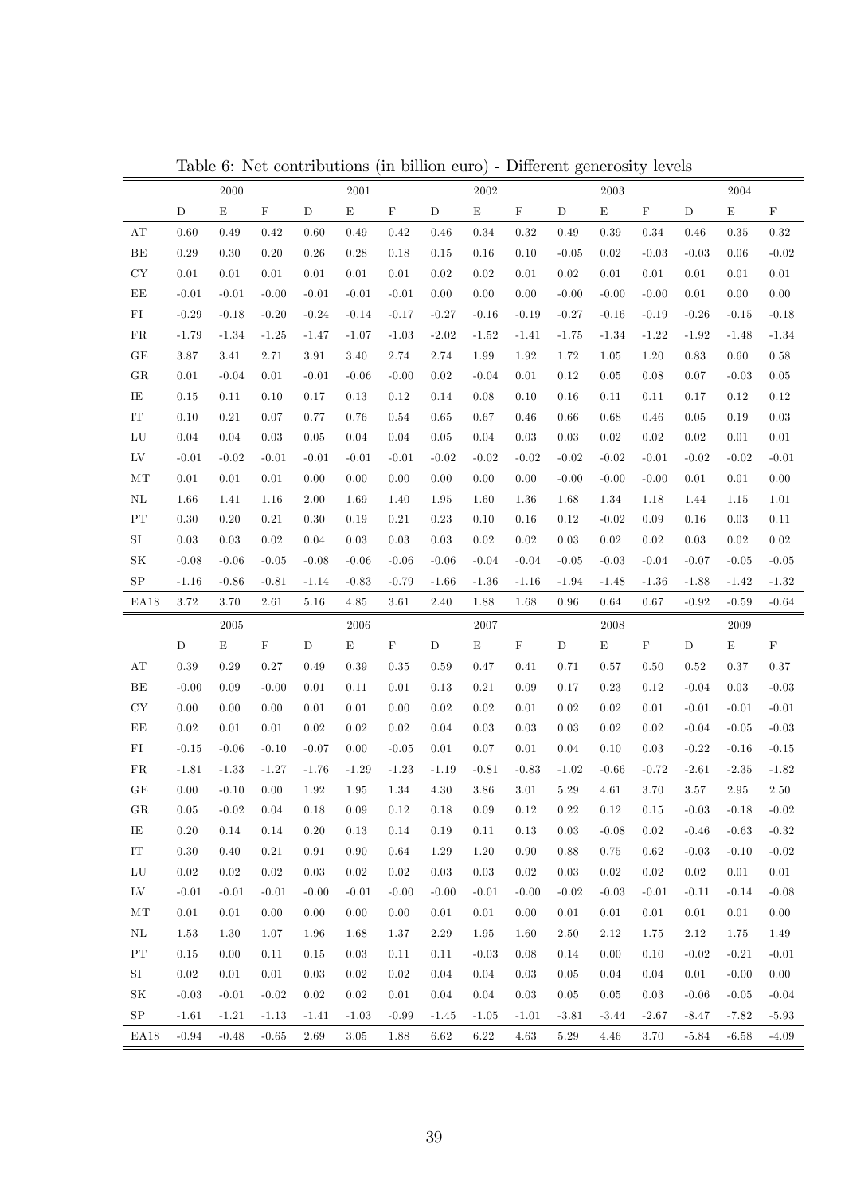Table 6: Net contributions (in billion euro) - Different generosity levels

| | 2000 | | | 2001 | | | 2002 | | | 2003 | | | 2004 | | |
|---|---|---|---|---|---|---|---|---|---|---|---|---|---|---|---|
| | D | E | F | D | E | F | D | E | F | D | E | F | D | E | F |
| AT | 0.60 | 0.49 | 0.42 | 0.60 | 0.49 | 0.42 | 0.46 | 0.34 | 0.32 | 0.49 | 0.39 | 0.34 | 0.46 | 0.35 | 0.32 |
| BE | 0.29 | 0.30 | 0.20 | 0.26 | 0.28 | 0.18 | 0.15 | 0.16 | 0.10 | -0.05 | 0.02 | -0.03 | -0.03 | 0.06 | -0.02 |
| CY | 0.01 | 0.01 | 0.01 | 0.01 | 0.01 | 0.01 | 0.02 | 0.02 | 0.01 | 0.02 | 0.01 | 0.01 | 0.01 | 0.01 | 0.01 |
| EE | -0.01 | -0.01 | -0.00 | -0.01 | -0.01 | -0.01 | 0.00 | 0.00 | 0.00 | -0.00 | -0.00 | -0.00 | 0.01 | 0.00 | 0.00 |
| FI | -0.29 | -0.18 | -0.20 | -0.24 | -0.14 | -0.17 | -0.27 | -0.16 | -0.19 | -0.27 | -0.16 | -0.19 | -0.26 | -0.15 | -0.18 |
| FR | -1.79 | -1.34 | -1.25 | -1.47 | -1.07 | -1.03 | -2.02 | -1.52 | -1.41 | -1.75 | -1.34 | -1.22 | -1.92 | -1.48 | -1.34 |
| GE | 3.87 | 3.41 | 2.71 | 3.91 | 3.40 | 2.74 | 2.74 | 1.99 | 1.92 | 1.72 | 1.05 | 1.20 | 0.83 | 0.60 | 0.58 |
| GR | 0.01 | -0.04 | 0.01 | -0.01 | -0.06 | -0.00 | 0.02 | -0.04 | 0.01 | 0.12 | 0.05 | 0.08 | 0.07 | -0.03 | 0.05 |
| IE | 0.15 | 0.11 | 0.10 | 0.17 | 0.13 | 0.12 | 0.14 | 0.08 | 0.10 | 0.16 | 0.11 | 0.11 | 0.17 | 0.12 | 0.12 |
| IT | 0.10 | 0.21 | 0.07 | 0.77 | 0.76 | 0.54 | 0.65 | 0.67 | 0.46 | 0.66 | 0.68 | 0.46 | 0.05 | 0.19 | 0.03 |
| LU | 0.04 | 0.04 | 0.03 | 0.05 | 0.04 | 0.04 | 0.05 | 0.04 | 0.03 | 0.03 | 0.02 | 0.02 | 0.02 | 0.01 | 0.01 |
| LV | -0.01 | -0.02 | -0.01 | -0.01 | -0.01 | -0.01 | -0.02 | -0.02 | -0.02 | -0.02 | -0.02 | -0.01 | -0.02 | -0.02 | -0.01 |
| MT | 0.01 | 0.01 | 0.01 | 0.00 | 0.00 | 0.00 | 0.00 | 0.00 | 0.00 | -0.00 | -0.00 | -0.00 | 0.01 | 0.01 | 0.00 |
| NL | 1.66 | 1.41 | 1.16 | 2.00 | 1.69 | 1.40 | 1.95 | 1.60 | 1.36 | 1.68 | 1.34 | 1.18 | 1.44 | 1.15 | 1.01 |
| PT | 0.30 | 0.20 | 0.21 | 0.30 | 0.19 | 0.21 | 0.23 | 0.10 | 0.16 | 0.12 | -0.02 | 0.09 | 0.16 | 0.03 | 0.11 |
| SI | 0.03 | 0.03 | 0.02 | 0.04 | 0.03 | 0.03 | 0.03 | 0.02 | 0.02 | 0.03 | 0.02 | 0.02 | 0.03 | 0.02 | 0.02 |
| SK | -0.08 | -0.06 | -0.05 | -0.08 | -0.06 | -0.06 | -0.06 | -0.04 | -0.04 | -0.05 | -0.03 | -0.04 | -0.07 | -0.05 | -0.05 |
| SP | -1.16 | -0.86 | -0.81 | -1.14 | -0.83 | -0.79 | -1.66 | -1.36 | -1.16 | -1.94 | -1.48 | -1.36 | -1.88 | -1.42 | -1.32 |
| EA18 | 3.72 | 3.70 | 2.61 | 5.16 | 4.85 | 3.61 | 2.40 | 1.88 | 1.68 | 0.96 | 0.64 | 0.67 | -0.92 | -0.59 | -0.64 |
| | **2005** | | | **2006** | | | **2007** | | | **2008** | | | **2009** | | |
| | D | E | F | D | E | F | D | E | F | D | E | F | D | E | F |
| AT | 0.39 | 0.29 | 0.27 | 0.49 | 0.39 | 0.35 | 0.59 | 0.47 | 0.41 | 0.71 | 0.57 | 0.50 | 0.52 | 0.37 | 0.37 |
| BE | -0.00 | 0.09 | -0.00 | 0.01 | 0.11 | 0.01 | 0.13 | 0.21 | 0.09 | 0.17 | 0.23 | 0.12 | -0.04 | 0.03 | -0.03 |
| CY | 0.00 | 0.00 | 0.00 | 0.01 | 0.01 | 0.00 | 0.02 | 0.02 | 0.01 | 0.02 | 0.02 | 0.01 | -0.01 | -0.01 | -0.01 |
| EE | 0.02 | 0.01 | 0.01 | 0.02 | 0.02 | 0.02 | 0.04 | 0.03 | 0.03 | 0.03 | 0.02 | 0.02 | -0.04 | -0.05 | -0.03 |
| FI | -0.15 | -0.06 | -0.10 | -0.07 | 0.00 | -0.05 | 0.01 | 0.07 | 0.01 | 0.04 | 0.10 | 0.03 | -0.22 | -0.16 | -0.15 |
| FR | -1.81 | -1.33 | -1.27 | -1.76 | -1.29 | -1.23 | -1.19 | -0.81 | -0.83 | -1.02 | -0.66 | -0.72 | -2.61 | -2.35 | -1.82 |
| GE | 0.00 | -0.10 | 0.00 | 1.92 | 1.95 | 1.34 | 4.30 | 3.86 | 3.01 | 5.29 | 4.61 | 3.70 | 3.57 | 2.95 | 2.50 |
| GR | 0.05 | -0.02 | 0.04 | 0.18 | 0.09 | 0.12 | 0.18 | 0.09 | 0.12 | 0.22 | 0.12 | 0.15 | -0.03 | -0.18 | -0.02 |
| IE | 0.20 | 0.14 | 0.14 | 0.20 | 0.13 | 0.14 | 0.19 | 0.11 | 0.13 | 0.03 | -0.08 | 0.02 | -0.46 | -0.63 | -0.32 |
| IT | 0.30 | 0.40 | 0.21 | 0.91 | 0.90 | 0.64 | 1.29 | 1.20 | 0.90 | 0.88 | 0.75 | 0.62 | -0.03 | -0.10 | -0.02 |
| LU | 0.02 | 0.02 | 0.02 | 0.03 | 0.02 | 0.02 | 0.03 | 0.03 | 0.02 | 0.03 | 0.02 | 0.02 | 0.02 | 0.01 | 0.01 |
| LV | -0.01 | -0.01 | -0.01 | -0.00 | -0.01 | -0.00 | -0.00 | -0.01 | -0.00 | -0.02 | -0.03 | -0.01 | -0.11 | -0.14 | -0.08 |
| MT | 0.01 | 0.01 | 0.00 | 0.00 | 0.00 | 0.00 | 0.01 | 0.01 | 0.00 | 0.01 | 0.01 | 0.01 | 0.01 | 0.01 | 0.00 |
| NL | 1.53 | 1.30 | 1.07 | 1.96 | 1.68 | 1.37 | 2.29 | 1.95 | 1.60 | 2.50 | 2.12 | 1.75 | 2.12 | 1.75 | 1.49 |
| PT | 0.15 | 0.00 | 0.11 | 0.15 | 0.03 | 0.11 | 0.11 | -0.03 | 0.08 | 0.14 | 0.00 | 0.10 | -0.02 | -0.21 | -0.01 |
| SI | 0.02 | 0.01 | 0.01 | 0.03 | 0.02 | 0.02 | 0.04 | 0.04 | 0.03 | 0.05 | 0.04 | 0.04 | 0.01 | -0.00 | 0.00 |
| SK | -0.03 | -0.01 | -0.02 | 0.02 | 0.02 | 0.01 | 0.04 | 0.04 | 0.03 | 0.05 | 0.05 | 0.03 | -0.06 | -0.05 | -0.04 |
| SP | -1.61 | -1.21 | -1.13 | -1.41 | -1.03 | -0.99 | -1.45 | -1.05 | -1.01 | -3.81 | -3.44 | -2.67 | -8.47 | -7.82 | -5.93 |
| EA18 | -0.94 | -0.48 | -0.65 | 2.69 | 3.05 | 1.88 | 6.62 | 6.22 | 4.63 | 5.29 | 4.46 | 3.70 | -5.84 | -6.58 | -4.09 |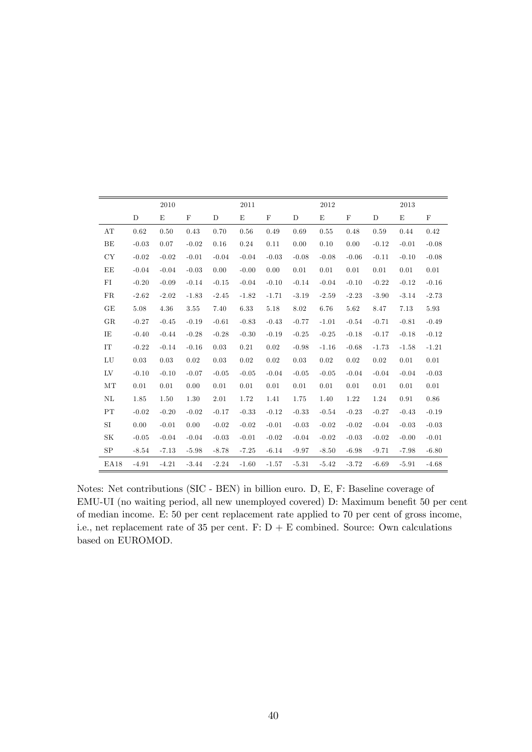| | 2010 | | | 2011 | | | 2012 | | | 2013 | | |
|---|---|---|---|---|---|---|---|---|---|---|---|---|
| | D | E | F | D | E | F | D | E | F | D | E | F |
| AT | 0.62 | 0.50 | 0.43 | 0.70 | 0.56 | 0.49 | 0.69 | 0.55 | 0.48 | 0.59 | 0.44 | 0.42 |
| BE | -0.03 | 0.07 | -0.02 | 0.16 | 0.24 | 0.11 | 0.00 | 0.10 | 0.00 | -0.12 | -0.01 | -0.08 |
| CY | -0.02 | -0.02 | -0.01 | -0.04 | -0.04 | -0.03 | -0.08 | -0.08 | -0.06 | -0.11 | -0.10 | -0.08 |
| EE | -0.04 | -0.04 | -0.03 | 0.00 | -0.00 | 0.00 | 0.01 | 0.01 | 0.01 | 0.01 | 0.01 | 0.01 |
| FI | -0.20 | -0.09 | -0.14 | -0.15 | -0.04 | -0.10 | -0.14 | -0.04 | -0.10 | -0.22 | -0.12 | -0.16 |
| FR | -2.62 | -2.02 | -1.83 | -2.45 | -1.82 | -1.71 | -3.19 | -2.59 | -2.23 | -3.90 | -3.14 | -2.73 |
| GE | 5.08 | 4.36 | 3.55 | 7.40 | 6.33 | 5.18 | 8.02 | 6.76 | 5.62 | 8.47 | 7.13 | 5.93 |
| GR | -0.27 | -0.45 | -0.19 | -0.61 | -0.83 | -0.43 | -0.77 | -1.01 | -0.54 | -0.71 | -0.81 | -0.49 |
| IE | -0.40 | -0.44 | -0.28 | -0.28 | -0.30 | -0.19 | -0.25 | -0.25 | -0.18 | -0.17 | -0.18 | -0.12 |
| IT | -0.22 | -0.14 | -0.16 | 0.03 | 0.21 | 0.02 | -0.98 | -1.16 | -0.68 | -1.73 | -1.58 | -1.21 |
| LU | 0.03 | 0.03 | 0.02 | 0.03 | 0.02 | 0.02 | 0.03 | 0.02 | 0.02 | 0.02 | 0.01 | 0.01 |
| LV | -0.10 | -0.10 | -0.07 | -0.05 | -0.05 | -0.04 | -0.05 | -0.05 | -0.04 | -0.04 | -0.04 | -0.03 |
| MT | 0.01 | 0.01 | 0.00 | 0.01 | 0.01 | 0.01 | 0.01 | 0.01 | 0.01 | 0.01 | 0.01 | 0.01 |
| NL | 1.85 | 1.50 | 1.30 | 2.01 | 1.72 | 1.41 | 1.75 | 1.40 | 1.22 | 1.24 | 0.91 | 0.86 |
| PT | -0.02 | -0.20 | -0.02 | -0.17 | -0.33 | -0.12 | -0.33 | -0.54 | -0.23 | -0.27 | -0.43 | -0.19 |
| SI | 0.00 | -0.01 | 0.00 | -0.02 | -0.02 | -0.01 | -0.03 | -0.02 | -0.02 | -0.04 | -0.03 | -0.03 |
| SK | -0.05 | -0.04 | -0.04 | -0.03 | -0.01 | -0.02 | -0.04 | -0.02 | -0.03 | -0.02 | -0.00 | -0.01 |
| SP | -8.54 | -7.13 | -5.98 | -8.78 | -7.25 | -6.14 | -9.97 | -8.50 | -6.98 | -9.71 | -7.98 | -6.80 |
| EA18 | -4.91 | -4.21 | -3.44 | -2.24 | -1.60 | -1.57 | -5.31 | -5.42 | -3.72 | -6.69 | -5.91 | -4.68 |

Notes: Net contributions (SIC - BEN) in billion euro. D, E, F: Baseline coverage of EMU-UI (no waiting period, all new unemployed covered) D: Maximum benefit 50 per cent of median income. E: 50 per cent replacement rate applied to 70 per cent of gross income, i.e., net replacement rate of 35 per cent. F: D + E combined. Source: Own calculations based on EUROMOD.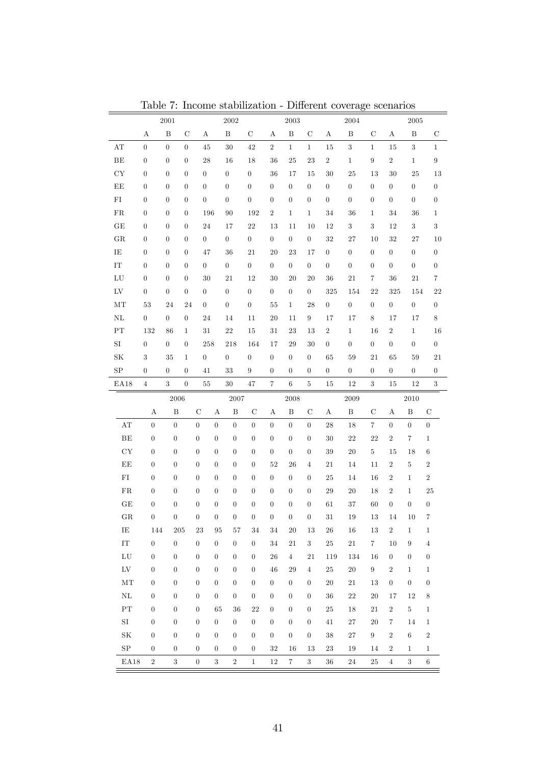Table 7: Income stabilization - Different coverage scenarios

| | 2001 | | | 2002 | | | 2003 | | | 2004 | | | 2005 | | |
|---|---|---|---|---|---|---|---|---|---|---|---|---|---|---|---|
| | A | B | C | A | B | C | A | B | C | A | B | C | A | B | C |
| AT | 0 | 0 | 0 | 45 | 30 | 42 | 2 | 1 | 1 | 15 | 3 | 1 | 15 | 3 | 1 |
| BE | 0 | 0 | 0 | 28 | 16 | 18 | 36 | 25 | 23 | 2 | 1 | 9 | 2 | 1 | 9 |
| CY | 0 | 0 | 0 | 0 | 0 | 0 | 36 | 17 | 15 | 30 | 25 | 13 | 30 | 25 | 13 |
| EE | 0 | 0 | 0 | 0 | 0 | 0 | 0 | 0 | 0 | 0 | 0 | 0 | 0 | 0 | 0 |
| FI | 0 | 0 | 0 | 0 | 0 | 0 | 0 | 0 | 0 | 0 | 0 | 0 | 0 | 0 | 0 |
| FR | 0 | 0 | 0 | 196 | 90 | 192 | 2 | 1 | 1 | 34 | 36 | 1 | 34 | 36 | 1 |
| GE | 0 | 0 | 0 | 24 | 17 | 22 | 13 | 11 | 10 | 12 | 3 | 3 | 12 | 3 | 3 |
| GR | 0 | 0 | 0 | 0 | 0 | 0 | 0 | 0 | 0 | 32 | 27 | 10 | 32 | 27 | 10 |
| IE | 0 | 0 | 0 | 47 | 36 | 21 | 20 | 23 | 17 | 0 | 0 | 0 | 0 | 0 | 0 |
| IT | 0 | 0 | 0 | 0 | 0 | 0 | 0 | 0 | 0 | 0 | 0 | 0 | 0 | 0 | 0 |
| LU | 0 | 0 | 0 | 30 | 21 | 12 | 30 | 20 | 20 | 36 | 21 | 7 | 36 | 21 | 7 |
| LV | 0 | 0 | 0 | 0 | 0 | 0 | 0 | 0 | 0 | 325 | 154 | 22 | 325 | 154 | 22 |
| MT | 53 | 24 | 24 | 0 | 0 | 0 | 55 | 1 | 28 | 0 | 0 | 0 | 0 | 0 | 0 |
| NL | 0 | 0 | 0 | 24 | 14 | 11 | 20 | 11 | 9 | 17 | 17 | 8 | 17 | 17 | 8 |
| PT | 132 | 86 | 1 | 31 | 22 | 15 | 31 | 23 | 13 | 2 | 1 | 16 | 2 | 1 | 16 |
| SI | 0 | 0 | 0 | 258 | 218 | 164 | 17 | 29 | 30 | 0 | 0 | 0 | 0 | 0 | 0 |
| SK | 3 | 35 | 1 | 0 | 0 | 0 | 0 | 0 | 0 | 65 | 59 | 21 | 65 | 59 | 21 |
| SP | 0 | 0 | 0 | 41 | 33 | 9 | 0 | 0 | 0 | 0 | 0 | 0 | 0 | 0 | 0 |
| EA18 | 4 | 3 | 0 | 55 | 30 | 47 | 7 | 6 | 5 | 15 | 12 | 3 | 15 | 12 | 3 |

| | 2006 | | | 2007 | | | 2008 | | | 2009 | | | 2010 | | |
|---|---|---|---|---|---|---|---|---|---|---|---|---|---|---|---|
| | A | B | C | A | B | C | A | B | C | A | B | C | A | B | C |
| AT | 0 | 0 | 0 | 0 | 0 | 0 | 0 | 0 | 0 | 28 | 18 | 7 | 0 | 0 | 0 |
| BE | 0 | 0 | 0 | 0 | 0 | 0 | 0 | 0 | 0 | 30 | 22 | 22 | 2 | 7 | 1 |
| CY | 0 | 0 | 0 | 0 | 0 | 0 | 0 | 0 | 0 | 39 | 20 | 5 | 15 | 18 | 6 |
| EE | 0 | 0 | 0 | 0 | 0 | 0 | 52 | 26 | 4 | 21 | 14 | 11 | 2 | 5 | 2 |
| FI | 0 | 0 | 0 | 0 | 0 | 0 | 0 | 0 | 0 | 25 | 14 | 16 | 2 | 1 | 2 |
| FR | 0 | 0 | 0 | 0 | 0 | 0 | 0 | 0 | 0 | 29 | 20 | 18 | 2 | 1 | 25 |
| GE | 0 | 0 | 0 | 0 | 0 | 0 | 0 | 0 | 0 | 61 | 37 | 60 | 0 | 0 | 0 |
| GR | 0 | 0 | 0 | 0 | 0 | 0 | 0 | 0 | 0 | 31 | 19 | 13 | 14 | 10 | 7 |
| IE | 144 | 205 | 23 | 95 | 57 | 34 | 34 | 20 | 13 | 26 | 16 | 13 | 2 | 1 | 1 |
| IT | 0 | 0 | 0 | 0 | 0 | 0 | 34 | 21 | 3 | 25 | 21 | 7 | 10 | 9 | 4 |
| LU | 0 | 0 | 0 | 0 | 0 | 0 | 26 | 4 | 21 | 119 | 134 | 16 | 0 | 0 | 0 |
| LV | 0 | 0 | 0 | 0 | 0 | 0 | 46 | 29 | 4 | 25 | 20 | 9 | 2 | 1 | 1 |
| MT | 0 | 0 | 0 | 0 | 0 | 0 | 0 | 0 | 0 | 20 | 21 | 13 | 0 | 0 | 0 |
| NL | 0 | 0 | 0 | 0 | 0 | 0 | 0 | 0 | 0 | 36 | 22 | 20 | 17 | 12 | 8 |
| PT | 0 | 0 | 0 | 65 | 36 | 22 | 0 | 0 | 0 | 25 | 18 | 21 | 2 | 5 | 1 |
| SI | 0 | 0 | 0 | 0 | 0 | 0 | 0 | 0 | 0 | 41 | 27 | 20 | 7 | 14 | 1 |
| SK | 0 | 0 | 0 | 0 | 0 | 0 | 0 | 0 | 0 | 38 | 27 | 9 | 2 | 6 | 2 |
| SP | 0 | 0 | 0 | 0 | 0 | 0 | 32 | 16 | 13 | 23 | 19 | 14 | 2 | 1 | 1 |
| EA18 | 2 | 3 | 0 | 3 | 2 | 1 | 12 | 7 | 3 | 36 | 24 | 25 | 4 | 3 | 6 |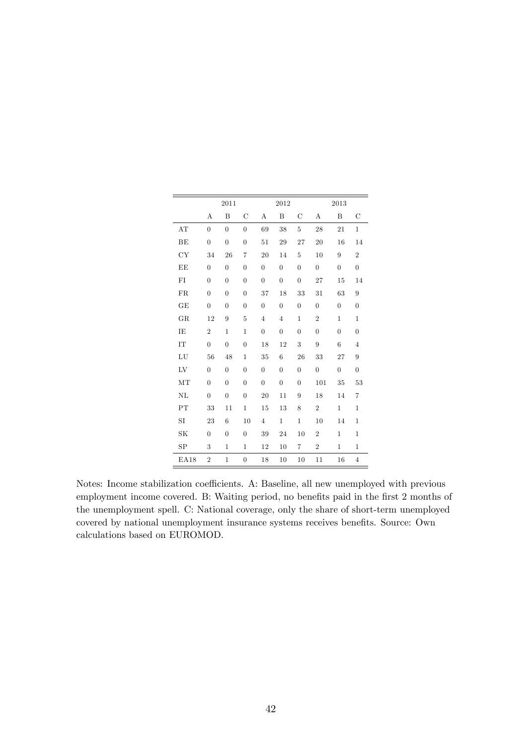| | 2011 | | | 2012 | | | 2013 | | |
|---|---|---|---|---|---|---|---|---|---|
| | A | B | C | A | B | C | A | B | C |
| AT | 0 | 0 | 0 | 69 | 38 | 5 | 28 | 21 | 1 |
| BE | 0 | 0 | 0 | 51 | 29 | 27 | 20 | 16 | 14 |
| CY | 34 | 26 | 7 | 20 | 14 | 5 | 10 | 9 | 2 |
| EE | 0 | 0 | 0 | 0 | 0 | 0 | 0 | 0 | 0 |
| FI | 0 | 0 | 0 | 0 | 0 | 0 | 27 | 15 | 14 |
| FR | 0 | 0 | 0 | 37 | 18 | 33 | 31 | 63 | 9 |
| GE | 0 | 0 | 0 | 0 | 0 | 0 | 0 | 0 | 0 |
| GR | 12 | 9 | 5 | 4 | 4 | 1 | 2 | 1 | 1 |
| IE | 2 | 1 | 1 | 0 | 0 | 0 | 0 | 0 | 0 |
| IT | 0 | 0 | 0 | 18 | 12 | 3 | 9 | 6 | 4 |
| LU | 56 | 48 | 1 | 35 | 6 | 26 | 33 | 27 | 9 |
| LV | 0 | 0 | 0 | 0 | 0 | 0 | 0 | 0 | 0 |
| MT | 0 | 0 | 0 | 0 | 0 | 0 | 101 | 35 | 53 |
| NL | 0 | 0 | 0 | 20 | 11 | 9 | 18 | 14 | 7 |
| PT | 33 | 11 | 1 | 15 | 13 | 8 | 2 | 1 | 1 |
| SI | 23 | 6 | 10 | 4 | 1 | 1 | 10 | 14 | 1 |
| SK | 0 | 0 | 0 | 39 | 24 | 10 | 2 | 1 | 1 |
| SP | 3 | 1 | 1 | 12 | 10 | 7 | 2 | 1 | 1 |
| EA18 | 2 | 1 | 0 | 18 | 10 | 10 | 11 | 16 | 4 |

Notes: Income stabilization coefficients. A: Baseline, all new unemployed with previous employment income covered. B: Waiting period, no benefits paid in the first 2 months of the unemployment spell. C: National coverage, only the share of short-term unemployed covered by national unemployment insurance systems receives benefits. Source: Own calculations based on EUROMOD.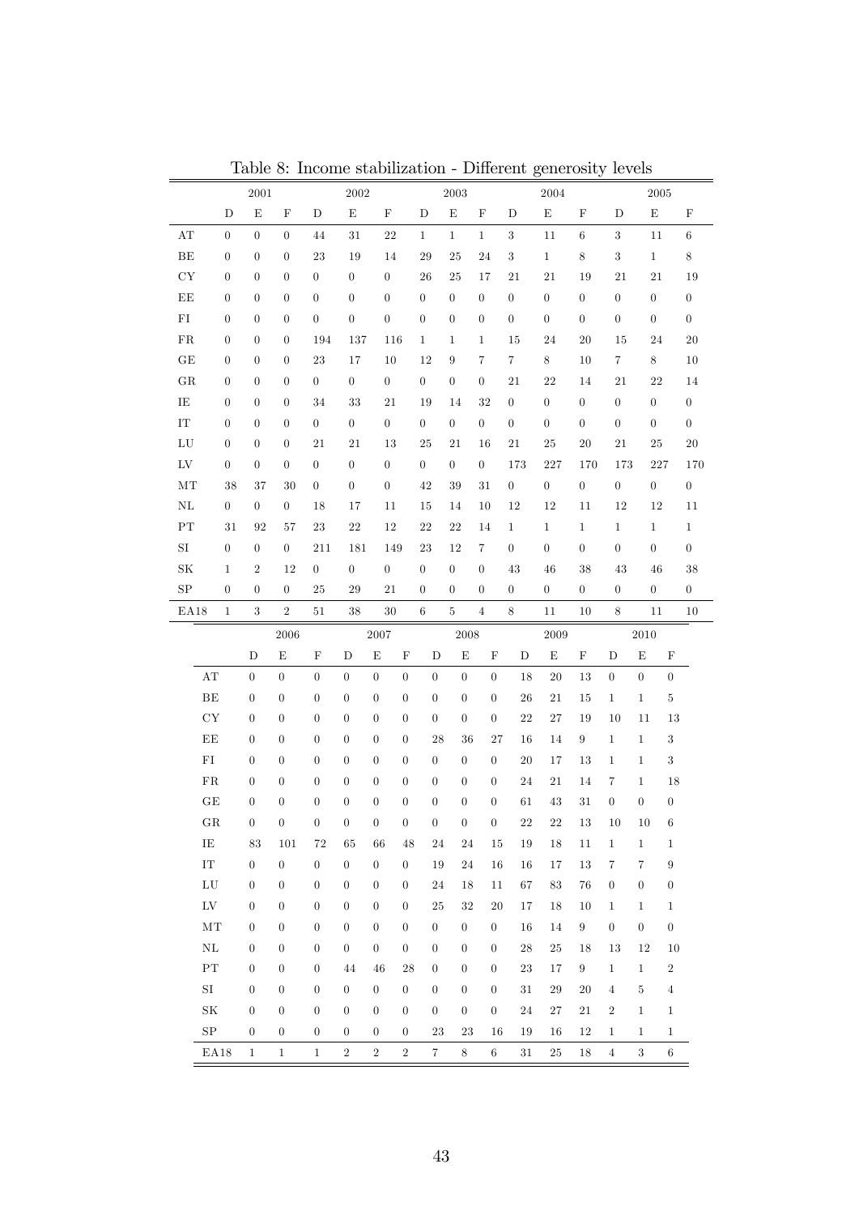Table 8: Income stabilization - Different generosity levels

| | 2001 | | | 2002 | | | 2003 | | | 2004 | | | 2005 | | |
|---|---|---|---|---|---|---|---|---|---|---|---|---|---|---|---|
| | D | E | F | D | E | F | D | E | F | D | E | F | D | E | F |
| AT | 0 | 0 | 0 | 44 | 31 | 22 | 1 | 1 | 1 | 3 | 11 | 6 | 3 | 11 | 6 |
| BE | 0 | 0 | 0 | 23 | 19 | 14 | 29 | 25 | 24 | 3 | 1 | 8 | 3 | 1 | 8 |
| CY | 0 | 0 | 0 | 0 | 0 | 0 | 26 | 25 | 17 | 21 | 21 | 19 | 21 | 21 | 19 |
| EE | 0 | 0 | 0 | 0 | 0 | 0 | 0 | 0 | 0 | 0 | 0 | 0 | 0 | 0 | 0 |
| FI | 0 | 0 | 0 | 0 | 0 | 0 | 0 | 0 | 0 | 0 | 0 | 0 | 0 | 0 | 0 |
| FR | 0 | 0 | 0 | 194 | 137 | 116 | 1 | 1 | 1 | 15 | 24 | 20 | 15 | 24 | 20 |
| GE | 0 | 0 | 0 | 23 | 17 | 10 | 12 | 9 | 7 | 7 | 8 | 10 | 7 | 8 | 10 |
| GR | 0 | 0 | 0 | 0 | 0 | 0 | 0 | 0 | 0 | 21 | 22 | 14 | 21 | 22 | 14 |
| IE | 0 | 0 | 0 | 34 | 33 | 21 | 19 | 14 | 32 | 0 | 0 | 0 | 0 | 0 | 0 |
| IT | 0 | 0 | 0 | 0 | 0 | 0 | 0 | 0 | 0 | 0 | 0 | 0 | 0 | 0 | 0 |
| LU | 0 | 0 | 0 | 21 | 21 | 13 | 25 | 21 | 16 | 21 | 25 | 20 | 21 | 25 | 20 |
| LV | 0 | 0 | 0 | 0 | 0 | 0 | 0 | 0 | 0 | 173 | 227 | 170 | 173 | 227 | 170 |
| MT | 38 | 37 | 30 | 0 | 0 | 0 | 42 | 39 | 31 | 0 | 0 | 0 | 0 | 0 | 0 |
| NL | 0 | 0 | 0 | 18 | 17 | 11 | 15 | 14 | 10 | 12 | 12 | 11 | 12 | 12 | 11 |
| PT | 31 | 92 | 57 | 23 | 22 | 12 | 22 | 22 | 14 | 1 | 1 | 1 | 1 | 1 | 1 |
| SI | 0 | 0 | 0 | 211 | 181 | 149 | 23 | 12 | 7 | 0 | 0 | 0 | 0 | 0 | 0 |
| SK | 1 | 2 | 12 | 0 | 0 | 0 | 0 | 0 | 0 | 43 | 46 | 38 | 43 | 46 | 38 |
| SP | 0 | 0 | 0 | 25 | 29 | 21 | 0 | 0 | 0 | 0 | 0 | 0 | 0 | 0 | 0 |
| EA18 | 1 | 3 | 2 | 51 | 38 | 30 | 6 | 5 | 4 | 8 | 11 | 10 | 8 | 11 | 10 |

| | 2006 | | | 2007 | | | 2008 | | | 2009 | | | 2010 | | |
|---|---|---|---|---|---|---|---|---|---|---|---|---|---|---|---|
| | D | E | F | D | E | F | D | E | F | D | E | F | D | E | F |
| AT | 0 | 0 | 0 | 0 | 0 | 0 | 0 | 0 | 0 | 18 | 20 | 13 | 0 | 0 | 0 |
| BE | 0 | 0 | 0 | 0 | 0 | 0 | 0 | 0 | 0 | 26 | 21 | 15 | 1 | 1 | 5 |
| CY | 0 | 0 | 0 | 0 | 0 | 0 | 0 | 0 | 0 | 22 | 27 | 19 | 10 | 11 | 13 |
| EE | 0 | 0 | 0 | 0 | 0 | 0 | 28 | 36 | 27 | 16 | 14 | 9 | 1 | 1 | 3 |
| FI | 0 | 0 | 0 | 0 | 0 | 0 | 0 | 0 | 0 | 20 | 17 | 13 | 1 | 1 | 3 |
| FR | 0 | 0 | 0 | 0 | 0 | 0 | 0 | 0 | 0 | 24 | 21 | 14 | 7 | 1 | 18 |
| GE | 0 | 0 | 0 | 0 | 0 | 0 | 0 | 0 | 0 | 61 | 43 | 31 | 0 | 0 | 0 |
| GR | 0 | 0 | 0 | 0 | 0 | 0 | 0 | 0 | 0 | 22 | 22 | 13 | 10 | 10 | 6 |
| IE | 83 | 101 | 72 | 65 | 66 | 48 | 24 | 24 | 15 | 19 | 18 | 11 | 1 | 1 | 1 |
| IT | 0 | 0 | 0 | 0 | 0 | 0 | 19 | 24 | 16 | 16 | 17 | 13 | 7 | 7 | 9 |
| LU | 0 | 0 | 0 | 0 | 0 | 0 | 24 | 18 | 11 | 67 | 83 | 76 | 0 | 0 | 0 |
| LV | 0 | 0 | 0 | 0 | 0 | 0 | 25 | 32 | 20 | 17 | 18 | 10 | 1 | 1 | 1 |
| MT | 0 | 0 | 0 | 0 | 0 | 0 | 0 | 0 | 0 | 16 | 14 | 9 | 0 | 0 | 0 |
| NL | 0 | 0 | 0 | 0 | 0 | 0 | 0 | 0 | 0 | 28 | 25 | 18 | 13 | 12 | 10 |
| PT | 0 | 0 | 0 | 44 | 46 | 28 | 0 | 0 | 0 | 23 | 17 | 9 | 1 | 1 | 2 |
| SI | 0 | 0 | 0 | 0 | 0 | 0 | 0 | 0 | 0 | 31 | 29 | 20 | 4 | 5 | 4 |
| SK | 0 | 0 | 0 | 0 | 0 | 0 | 0 | 0 | 0 | 24 | 27 | 21 | 2 | 1 | 1 |
| SP | 0 | 0 | 0 | 0 | 0 | 0 | 23 | 23 | 16 | 19 | 16 | 12 | 1 | 1 | 1 |
| EA18 | 1 | 1 | 1 | 2 | 2 | 2 | 7 | 8 | 6 | 31 | 25 | 18 | 4 | 3 | 6 |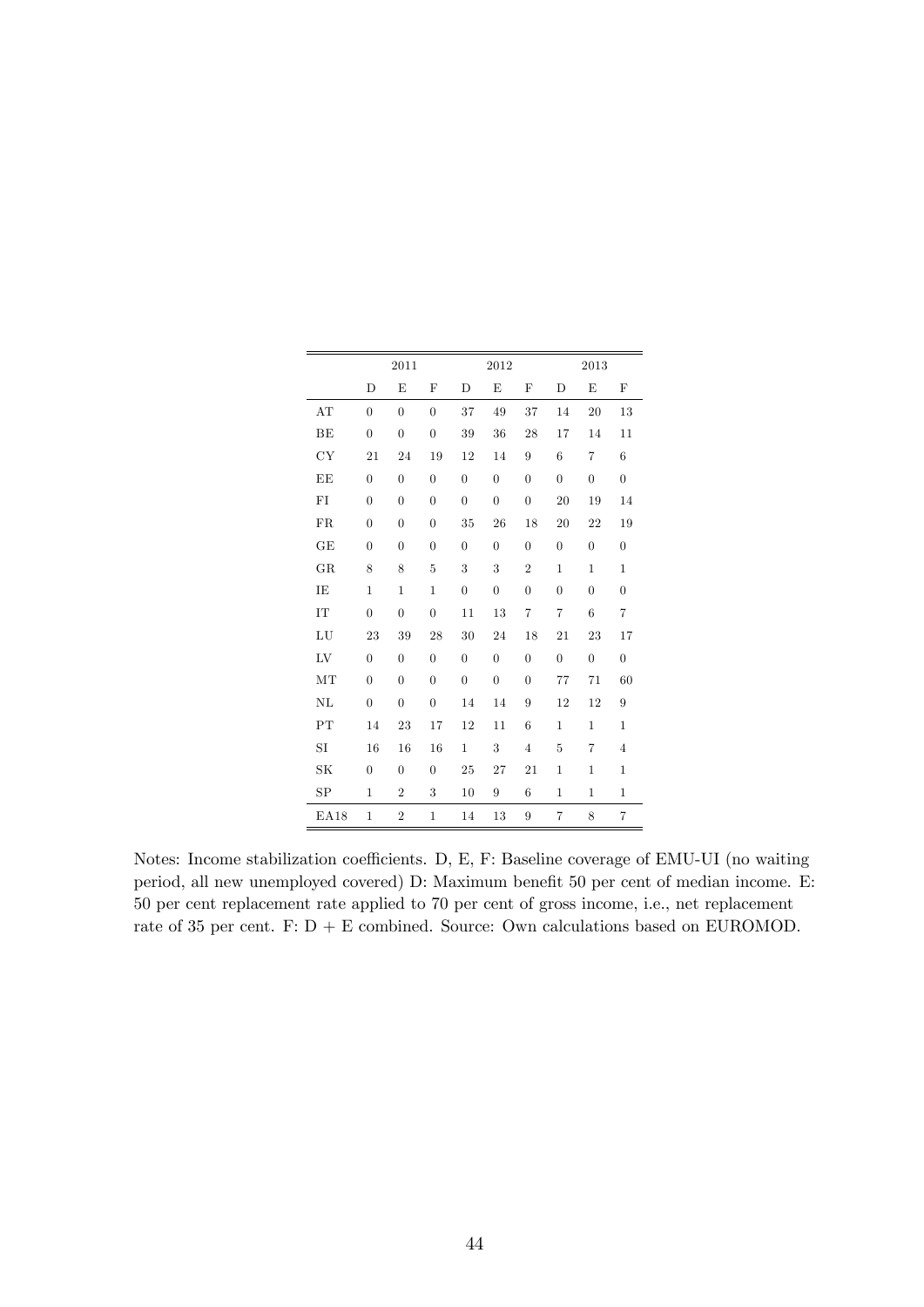| | 2011 | | | 2012 | | | 2013 | | |
|---|---|---|---|---|---|---|---|---|---|
| | D | E | F | D | E | F | D | E | F |
| AT | 0 | 0 | 0 | 37 | 49 | 37 | 14 | 20 | 13 |
| BE | 0 | 0 | 0 | 39 | 36 | 28 | 17 | 14 | 11 |
| CY | 21 | 24 | 19 | 12 | 14 | 9 | 6 | 7 | 6 |
| EE | 0 | 0 | 0 | 0 | 0 | 0 | 0 | 0 | 0 |
| FI | 0 | 0 | 0 | 0 | 0 | 0 | 20 | 19 | 14 |
| FR | 0 | 0 | 0 | 35 | 26 | 18 | 20 | 22 | 19 |
| GE | 0 | 0 | 0 | 0 | 0 | 0 | 0 | 0 | 0 |
| GR | 8 | 8 | 5 | 3 | 3 | 2 | 1 | 1 | 1 |
| IE | 1 | 1 | 1 | 0 | 0 | 0 | 0 | 0 | 0 |
| IT | 0 | 0 | 0 | 11 | 13 | 7 | 7 | 6 | 7 |
| LU | 23 | 39 | 28 | 30 | 24 | 18 | 21 | 23 | 17 |
| LV | 0 | 0 | 0 | 0 | 0 | 0 | 0 | 0 | 0 |
| MT | 0 | 0 | 0 | 0 | 0 | 0 | 77 | 71 | 60 |
| NL | 0 | 0 | 0 | 14 | 14 | 9 | 12 | 12 | 9 |
| PT | 14 | 23 | 17 | 12 | 11 | 6 | 1 | 1 | 1 |
| SI | 16 | 16 | 16 | 1 | 3 | 4 | 5 | 7 | 4 |
| SK | 0 | 0 | 0 | 25 | 27 | 21 | 1 | 1 | 1 |
| SP | 1 | 2 | 3 | 10 | 9 | 6 | 1 | 1 | 1 |
| EA18 | 1 | 2 | 1 | 14 | 13 | 9 | 7 | 8 | 7 |

Notes: Income stabilization coefficients. D, E, F: Baseline coverage of EMU-UI (no waiting period, all new unemployed covered) D: Maximum benefit 50 per cent of median income. E: 50 per cent replacement rate applied to 70 per cent of gross income, i.e., net replacement rate of 35 per cent. F: D + E combined. Source: Own calculations based on EUROMOD.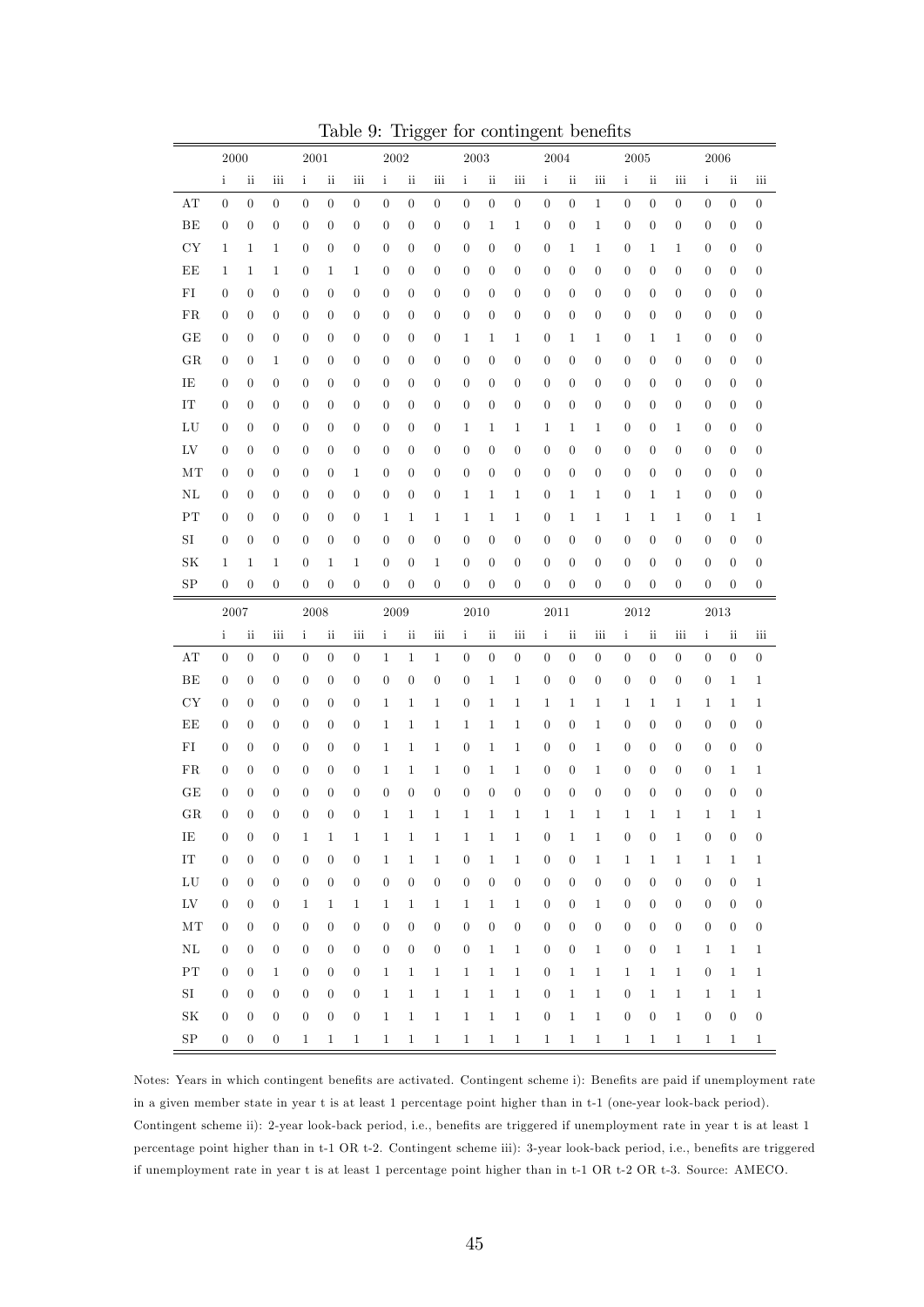Table 9: Trigger for contingent benefits

| | 2000 | | | 2001 | | | 2002 | | | 2003 | | | 2004 | | | 2005 | | | 2006 | | |
|---|---|---|---|---|---|---|---|---|---|---|---|---|---|---|---|---|---|---|---|---|---|
| | i | ii | iii | i | ii | iii | i | ii | iii | i | ii | iii | i | ii | iii | i | ii | iii | i | ii | iii |
| AT | 0 | 0 | 0 | 0 | 0 | 0 | 0 | 0 | 0 | 0 | 0 | 0 | 0 | 0 | 1 | 0 | 0 | 0 | 0 | 0 | 0 |
| BE | 0 | 0 | 0 | 0 | 0 | 0 | 0 | 0 | 0 | 0 | 1 | 1 | 0 | 0 | 1 | 0 | 0 | 0 | 0 | 0 | 0 |
| CY | 1 | 1 | 1 | 0 | 0 | 0 | 0 | 0 | 0 | 0 | 0 | 0 | 0 | 1 | 1 | 0 | 1 | 1 | 0 | 0 | 0 |
| EE | 1 | 1 | 1 | 0 | 1 | 1 | 0 | 0 | 0 | 0 | 0 | 0 | 0 | 0 | 0 | 0 | 0 | 0 | 0 | 0 | 0 |
| FI | 0 | 0 | 0 | 0 | 0 | 0 | 0 | 0 | 0 | 0 | 0 | 0 | 0 | 0 | 0 | 0 | 0 | 0 | 0 | 0 | 0 |
| FR | 0 | 0 | 0 | 0 | 0 | 0 | 0 | 0 | 0 | 0 | 0 | 0 | 0 | 0 | 0 | 0 | 0 | 0 | 0 | 0 | 0 |
| GE | 0 | 0 | 0 | 0 | 0 | 0 | 0 | 0 | 0 | 1 | 1 | 1 | 0 | 1 | 1 | 0 | 1 | 1 | 0 | 0 | 0 |
| GR | 0 | 0 | 1 | 0 | 0 | 0 | 0 | 0 | 0 | 0 | 0 | 0 | 0 | 0 | 0 | 0 | 0 | 0 | 0 | 0 | 0 |
| IE | 0 | 0 | 0 | 0 | 0 | 0 | 0 | 0 | 0 | 0 | 0 | 0 | 0 | 0 | 0 | 0 | 0 | 0 | 0 | 0 | 0 |
| IT | 0 | 0 | 0 | 0 | 0 | 0 | 0 | 0 | 0 | 0 | 0 | 0 | 0 | 0 | 0 | 0 | 0 | 0 | 0 | 0 | 0 |
| LU | 0 | 0 | 0 | 0 | 0 | 0 | 0 | 0 | 0 | 1 | 1 | 1 | 1 | 1 | 1 | 0 | 0 | 1 | 0 | 0 | 0 |
| LV | 0 | 0 | 0 | 0 | 0 | 0 | 0 | 0 | 0 | 0 | 0 | 0 | 0 | 0 | 0 | 0 | 0 | 0 | 0 | 0 | 0 |
| MT | 0 | 0 | 0 | 0 | 0 | 1 | 0 | 0 | 0 | 0 | 0 | 0 | 0 | 0 | 0 | 0 | 0 | 0 | 0 | 0 | 0 |
| NL | 0 | 0 | 0 | 0 | 0 | 0 | 0 | 0 | 0 | 1 | 1 | 1 | 0 | 1 | 1 | 0 | 1 | 1 | 0 | 0 | 0 |
| PT | 0 | 0 | 0 | 0 | 0 | 0 | 1 | 1 | 1 | 1 | 1 | 1 | 0 | 1 | 1 | 1 | 1 | 1 | 0 | 1 | 1 |
| SI | 0 | 0 | 0 | 0 | 0 | 0 | 0 | 0 | 0 | 0 | 0 | 0 | 0 | 0 | 0 | 0 | 0 | 0 | 0 | 0 | 0 |
| SK | 1 | 1 | 1 | 0 | 1 | 1 | 0 | 0 | 1 | 0 | 0 | 0 | 0 | 0 | 0 | 0 | 0 | 0 | 0 | 0 | 0 |
| SP | 0 | 0 | 0 | 0 | 0 | 0 | 0 | 0 | 0 | 0 | 0 | 0 | 0 | 0 | 0 | 0 | 0 | 0 | 0 | 0 | 0 |
| | **2007** | | | **2008** | | | **2009** | | | **2010** | | | **2011** | | | **2012** | | | **2013** | | |
| | i | ii | iii | i | ii | iii | i | ii | iii | i | ii | iii | i | ii | iii | i | ii | iii | i | ii | iii |
| AT | 0 | 0 | 0 | 0 | 0 | 0 | 1 | 1 | 1 | 0 | 0 | 0 | 0 | 0 | 0 | 0 | 0 | 0 | 0 | 0 | 0 |
| BE | 0 | 0 | 0 | 0 | 0 | 0 | 0 | 0 | 0 | 0 | 1 | 1 | 0 | 0 | 0 | 0 | 0 | 0 | 0 | 1 | 1 |
| CY | 0 | 0 | 0 | 0 | 0 | 0 | 1 | 1 | 1 | 0 | 1 | 1 | 1 | 1 | 1 | 1 | 1 | 1 | 1 | 1 | 1 |
| EE | 0 | 0 | 0 | 0 | 0 | 0 | 1 | 1 | 1 | 1 | 1 | 1 | 0 | 0 | 1 | 0 | 0 | 0 | 0 | 0 | 0 |
| FI | 0 | 0 | 0 | 0 | 0 | 0 | 1 | 1 | 1 | 0 | 1 | 1 | 0 | 0 | 1 | 0 | 0 | 0 | 0 | 0 | 0 |
| FR | 0 | 0 | 0 | 0 | 0 | 0 | 1 | 1 | 1 | 0 | 1 | 1 | 0 | 0 | 1 | 0 | 0 | 0 | 0 | 1 | 1 |
| GE | 0 | 0 | 0 | 0 | 0 | 0 | 0 | 0 | 0 | 0 | 0 | 0 | 0 | 0 | 0 | 0 | 0 | 0 | 0 | 0 | 0 |
| GR | 0 | 0 | 0 | 0 | 0 | 0 | 1 | 1 | 1 | 1 | 1 | 1 | 1 | 1 | 1 | 1 | 1 | 1 | 1 | 1 | 1 |
| IE | 0 | 0 | 0 | 1 | 1 | 1 | 1 | 1 | 1 | 1 | 1 | 1 | 0 | 1 | 1 | 0 | 0 | 1 | 0 | 0 | 0 |
| IT | 0 | 0 | 0 | 0 | 0 | 0 | 1 | 1 | 1 | 0 | 1 | 1 | 0 | 0 | 1 | 1 | 1 | 1 | 1 | 1 | 1 |
| LU | 0 | 0 | 0 | 0 | 0 | 0 | 0 | 0 | 0 | 0 | 0 | 0 | 0 | 0 | 0 | 0 | 0 | 0 | 0 | 0 | 1 |
| LV | 0 | 0 | 0 | 1 | 1 | 1 | 1 | 1 | 1 | 1 | 1 | 1 | 0 | 0 | 1 | 0 | 0 | 0 | 0 | 0 | 0 |
| MT | 0 | 0 | 0 | 0 | 0 | 0 | 0 | 0 | 0 | 0 | 0 | 0 | 0 | 0 | 0 | 0 | 0 | 0 | 0 | 0 | 0 |
| NL | 0 | 0 | 0 | 0 | 0 | 0 | 0 | 0 | 0 | 0 | 1 | 1 | 0 | 0 | 1 | 0 | 0 | 1 | 1 | 1 | 1 |
| PT | 0 | 0 | 1 | 0 | 0 | 0 | 1 | 1 | 1 | 1 | 1 | 1 | 0 | 1 | 1 | 1 | 1 | 1 | 0 | 1 | 1 |
| SI | 0 | 0 | 0 | 0 | 0 | 0 | 1 | 1 | 1 | 1 | 1 | 1 | 0 | 1 | 1 | 0 | 1 | 1 | 1 | 1 | 1 |
| SK | 0 | 0 | 0 | 0 | 0 | 0 | 1 | 1 | 1 | 1 | 1 | 1 | 0 | 1 | 1 | 0 | 0 | 1 | 0 | 0 | 0 |
| SP | 0 | 0 | 0 | 1 | 1 | 1 | 1 | 1 | 1 | 1 | 1 | 1 | 1 | 1 | 1 | 1 | 1 | 1 | 1 | 1 | 1 |

Notes: Years in which contingent benefits are activated. Contingent scheme i): Benefits are paid if unemployment rate in a given member state in year t is at least 1 percentage point higher than in t-1 (one-year look-back period). Contingent scheme ii): 2-year look-back period, i.e., benefits are triggered if unemployment rate in year t is at least 1 percentage point higher than in t-1 OR t-2. Contingent scheme iii): 3-year look-back period, i.e., benefits are triggered if unemployment rate in year t is at least 1 percentage point higher than in t-1 OR t-2 OR t-3. Source: AMECO.